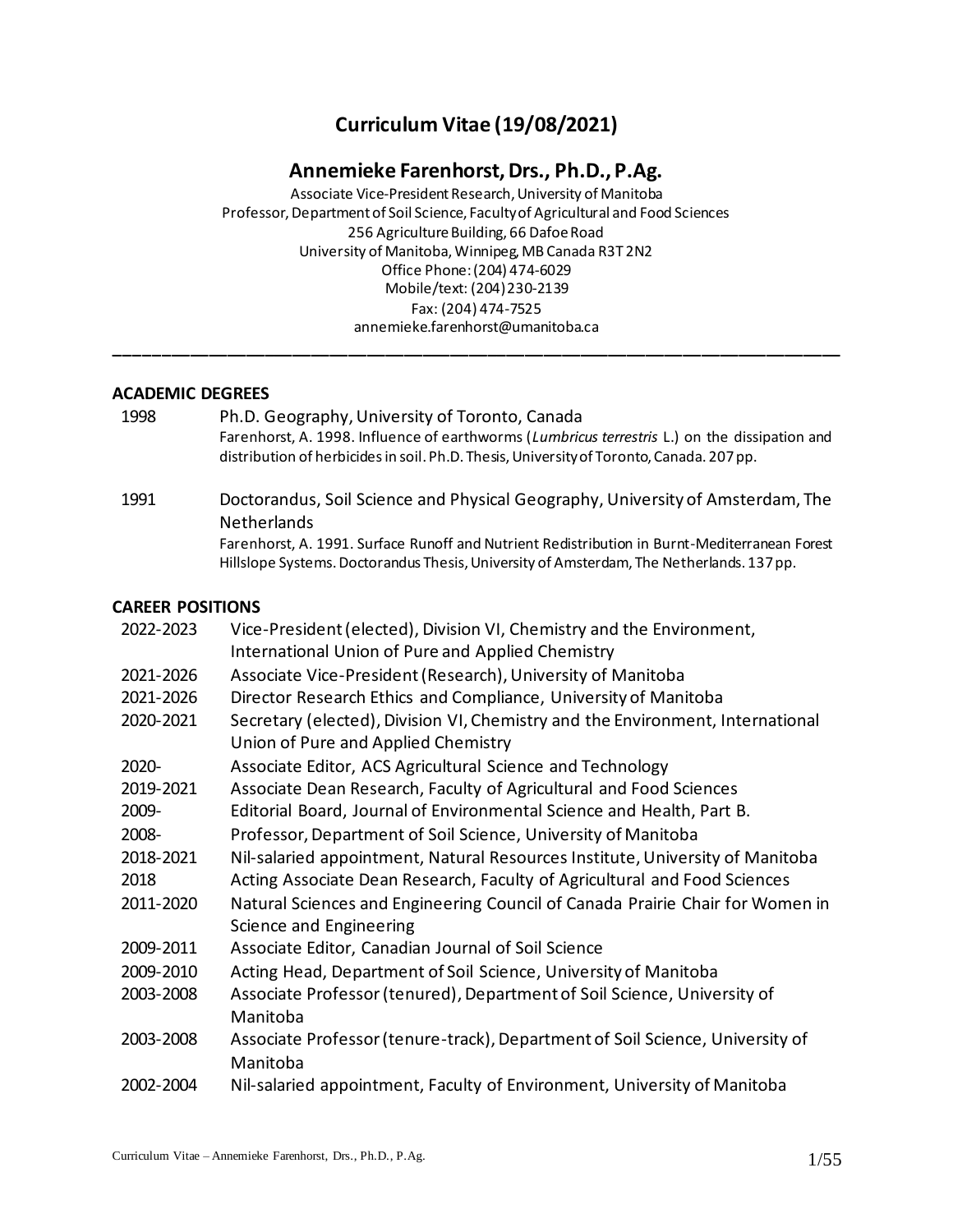# Curriculum Vitae (19/08/2021)

## Annemieke Farenhorst, Drs., Ph.D., P.Ag.

Associate Vice-President Research, University of Manitoba
Professor, Department of Soil Science, Faculty of Agricultural and Food Sciences
256 Agriculture Building, 66 Dafoe Road
University of Manitoba, Winnipeg, MB Canada R3T 2N2
Office Phone: (204) 474-6029
Mobile/text: (204) 230-2139
Fax: (204) 474-7525
annemieke.farenhorst@umanitoba.ca

---

### ACADEMIC DEGREES

| | |
|---|---|
| 1998 | Ph.D. Geography, University of Toronto, Canada<br>Farenhorst, A. 1998. Influence of earthworms (*Lumbricus terrestris* L.) on the dissipation and distribution of herbicides in soil. Ph.D. Thesis, University of Toronto, Canada. 207 pp. |
| 1991 | Doctorandus, Soil Science and Physical Geography, University of Amsterdam, The Netherlands<br>Farenhorst, A. 1991. Surface Runoff and Nutrient Redistribution in Burnt-Mediterranean Forest Hillslope Systems. Doctorandus Thesis, University of Amsterdam, The Netherlands. 137 pp. |

### CAREER POSITIONS

| | |
|---|---|
| 2022-2023 | Vice-President (elected), Division VI, Chemistry and the Environment, International Union of Pure and Applied Chemistry |
| 2021-2026 | Associate Vice-President (Research), University of Manitoba |
| 2021-2026 | Director Research Ethics and Compliance, University of Manitoba |
| 2020-2021 | Secretary (elected), Division VI, Chemistry and the Environment, International Union of Pure and Applied Chemistry |
| 2020- | Associate Editor, ACS Agricultural Science and Technology |
| 2019-2021 | Associate Dean Research, Faculty of Agricultural and Food Sciences |
| 2009- | Editorial Board, Journal of Environmental Science and Health, Part B. |
| 2008- | Professor, Department of Soil Science, University of Manitoba |
| 2018-2021 | Nil-salaried appointment, Natural Resources Institute, University of Manitoba |
| 2018 | Acting Associate Dean Research, Faculty of Agricultural and Food Sciences |
| 2011-2020 | Natural Sciences and Engineering Council of Canada Prairie Chair for Women in Science and Engineering |
| 2009-2011 | Associate Editor, Canadian Journal of Soil Science |
| 2009-2010 | Acting Head, Department of Soil Science, University of Manitoba |
| 2003-2008 | Associate Professor (tenured), Department of Soil Science, University of Manitoba |
| 2003-2008 | Associate Professor (tenure-track), Department of Soil Science, University of Manitoba |
| 2002-2004 | Nil-salaried appointment, Faculty of Environment, University of Manitoba |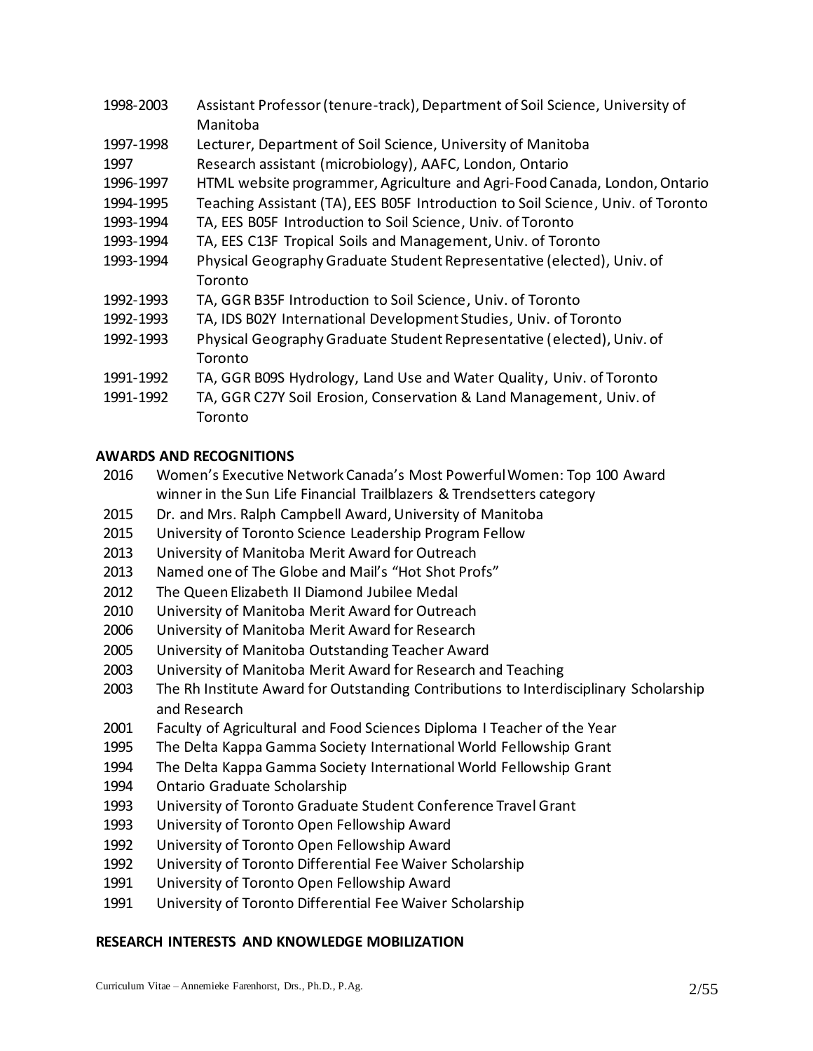1998-2003 Assistant Professor (tenure-track), Department of Soil Science, University of Manitoba

1997-1998 Lecturer, Department of Soil Science, University of Manitoba

1997 Research assistant (microbiology), AAFC, London, Ontario

1996-1997 HTML website programmer, Agriculture and Agri-Food Canada, London, Ontario

1994-1995 Teaching Assistant (TA), EES B05F Introduction to Soil Science, Univ. of Toronto

1993-1994 TA, EES B05F Introduction to Soil Science, Univ. of Toronto

1993-1994 TA, EES C13F Tropical Soils and Management, Univ. of Toronto

1993-1994 Physical Geography Graduate Student Representative (elected), Univ. of Toronto

1992-1993 TA, GGR B35F Introduction to Soil Science, Univ. of Toronto

1992-1993 TA, IDS B02Y International Development Studies, Univ. of Toronto

1992-1993 Physical Geography Graduate Student Representative (elected), Univ. of Toronto

1991-1992 TA, GGR B09S Hydrology, Land Use and Water Quality, Univ. of Toronto

1991-1992 TA, GGR C27Y Soil Erosion, Conservation & Land Management, Univ. of Toronto

## AWARDS AND RECOGNITIONS

2016 Women's Executive Network Canada's Most Powerful Women: Top 100 Award winner in the Sun Life Financial Trailblazers & Trendsetters category

2015 Dr. and Mrs. Ralph Campbell Award, University of Manitoba

2015 University of Toronto Science Leadership Program Fellow

2013 University of Manitoba Merit Award for Outreach

2013 Named one of The Globe and Mail's "Hot Shot Profs"

2012 The Queen Elizabeth II Diamond Jubilee Medal

2010 University of Manitoba Merit Award for Outreach

2006 University of Manitoba Merit Award for Research

2005 University of Manitoba Outstanding Teacher Award

2003 University of Manitoba Merit Award for Research and Teaching

2003 The Rh Institute Award for Outstanding Contributions to Interdisciplinary Scholarship and Research

2001 Faculty of Agricultural and Food Sciences Diploma I Teacher of the Year

1995 The Delta Kappa Gamma Society International World Fellowship Grant

1994 The Delta Kappa Gamma Society International World Fellowship Grant

1994 Ontario Graduate Scholarship

1993 University of Toronto Graduate Student Conference Travel Grant

1993 University of Toronto Open Fellowship Award

1992 University of Toronto Open Fellowship Award

1992 University of Toronto Differential Fee Waiver Scholarship

1991 University of Toronto Open Fellowship Award

1991 University of Toronto Differential Fee Waiver Scholarship

## RESEARCH INTERESTS AND KNOWLEDGE MOBILIZATION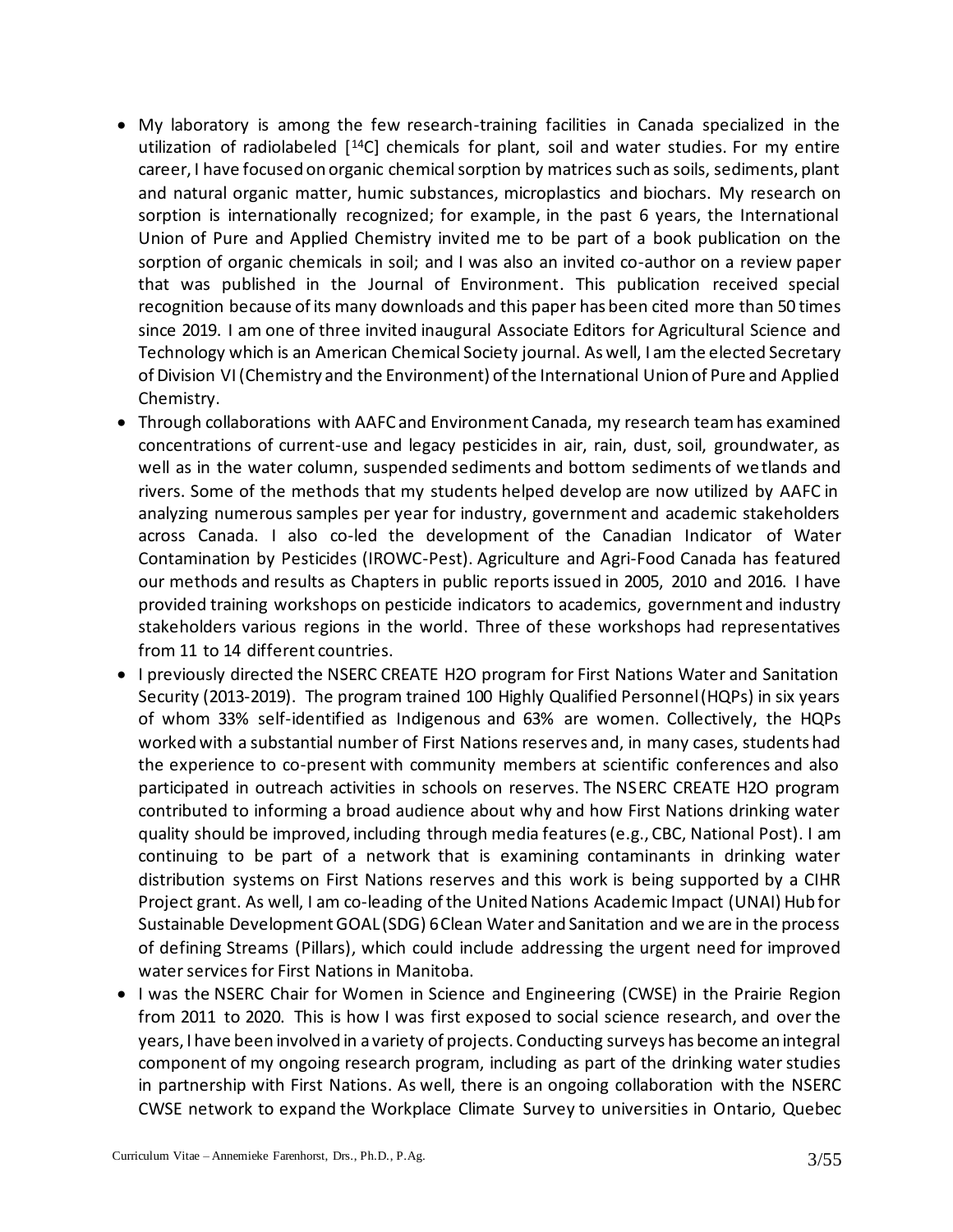- My laboratory is among the few research-training facilities in Canada specialized in the utilization of radiolabeled [$^{14}C$] chemicals for plant, soil and water studies. For my entire career, I have focused on organic chemical sorption by matrices such as soils, sediments, plant and natural organic matter, humic substances, microplastics and biochars. My research on sorption is internationally recognized; for example, in the past 6 years, the International Union of Pure and Applied Chemistry invited me to be part of a book publication on the sorption of organic chemicals in soil; and I was also an invited co-author on a review paper that was published in the Journal of Environment. This publication received special recognition because of its many downloads and this paper has been cited more than 50 times since 2019. I am one of three invited inaugural Associate Editors for Agricultural Science and Technology which is an American Chemical Society journal. As well, I am the elected Secretary of Division VI (Chemistry and the Environment) of the International Union of Pure and Applied Chemistry.
- Through collaborations with AAFC and Environment Canada, my research team has examined concentrations of current-use and legacy pesticides in air, rain, dust, soil, groundwater, as well as in the water column, suspended sediments and bottom sediments of wetlands and rivers. Some of the methods that my students helped develop are now utilized by AAFC in analyzing numerous samples per year for industry, government and academic stakeholders across Canada. I also co-led the development of the Canadian Indicator of Water Contamination by Pesticides (IROWC-Pest). Agriculture and Agri-Food Canada has featured our methods and results as Chapters in public reports issued in 2005, 2010 and 2016. I have provided training workshops on pesticide indicators to academics, government and industry stakeholders various regions in the world. Three of these workshops had representatives from 11 to 14 different countries.
- I previously directed the NSERC CREATE H2O program for First Nations Water and Sanitation Security (2013-2019). The program trained 100 Highly Qualified Personnel (HQPs) in six years of whom 33% self-identified as Indigenous and 63% are women. Collectively, the HQPs worked with a substantial number of First Nations reserves and, in many cases, students had the experience to co-present with community members at scientific conferences and also participated in outreach activities in schools on reserves. The NSERC CREATE H2O program contributed to informing a broad audience about why and how First Nations drinking water quality should be improved, including through media features (e.g., CBC, National Post). I am continuing to be part of a network that is examining contaminants in drinking water distribution systems on First Nations reserves and this work is being supported by a CIHR Project grant. As well, I am co-leading of the United Nations Academic Impact (UNAI) Hub for Sustainable Development GOAL (SDG) 6 Clean Water and Sanitation and we are in the process of defining Streams (Pillars), which could include addressing the urgent need for improved water services for First Nations in Manitoba.
- I was the NSERC Chair for Women in Science and Engineering (CWSE) in the Prairie Region from 2011 to 2020. This is how I was first exposed to social science research, and over the years, I have been involved in a variety of projects. Conducting surveys has become an integral component of my ongoing research program, including as part of the drinking water studies in partnership with First Nations. As well, there is an ongoing collaboration with the NSERC CWSE network to expand the Workplace Climate Survey to universities in Ontario, Quebec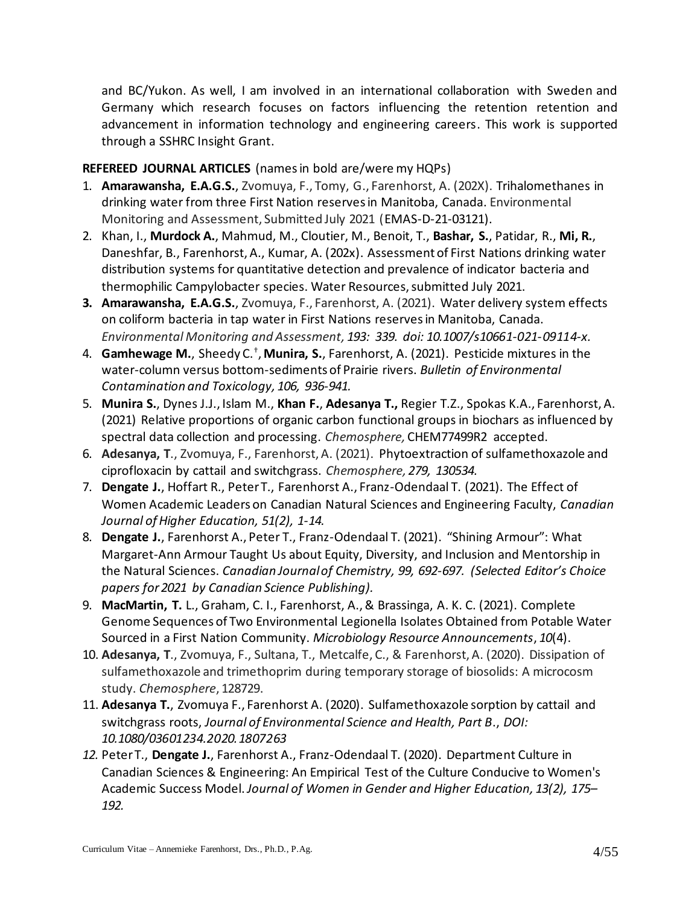and BC/Yukon. As well, I am involved in an international collaboration with Sweden and Germany which research focuses on factors influencing the retention retention and advancement in information technology and engineering careers. This work is supported through a SSHRC Insight Grant.

**REFEREED JOURNAL ARTICLES** (names in bold are/were my HQPs)

1. **Amarawansha, E.A.G.S.**, Zvomuya, F., Tomy, G., Farenhorst, A. (202X). Trihalomethanes in drinking water from three First Nation reserves in Manitoba, Canada. Environmental Monitoring and Assessment, Submitted July 2021 (EMAS-D-21-03121).
2. Khan, I., **Murdock A.**, Mahmud, M., Cloutier, M., Benoit, T., **Bashar, S.**, Patidar, R., **Mi, R.**, Daneshfar, B., Farenhorst, A., Kumar, A. (202x). Assessment of First Nations drinking water distribution systems for quantitative detection and prevalence of indicator bacteria and thermophilic Campylobacter species. Water Resources, submitted July 2021.
3. **Amarawansha, E.A.G.S.**, Zvomuya, F., Farenhorst, A. (2021). Water delivery system effects on coliform bacteria in tap water in First Nations reserves in Manitoba, Canada. *Environmental Monitoring and Assessment, 193: 339. doi: 10.1007/s10661-021-09114-x.*
4. **Gamhewage M.**, Sheedy C.[†], **Munira, S.**, Farenhorst, A. (2021). Pesticide mixtures in the water-column versus bottom-sediments of Prairie rivers. *Bulletin of Environmental Contamination and Toxicology, 106, 936-941.*
5. **Munira S.**, Dynes J.J., Islam M., **Khan F.**, **Adesanya T.**, Regier T.Z., Spokas K.A., Farenhorst, A. (2021) Relative proportions of organic carbon functional groups in biochars as influenced by spectral data collection and processing. *Chemosphere,* CHEM77499R2 accepted.
6. **Adesanya, T**., Zvomuya, F., Farenhorst, A. (2021). Phytoextraction of sulfamethoxazole and ciprofloxacin by cattail and switchgrass. *Chemosphere, 279, 130534.*
7. **Dengate J.**, Hoffart R., Peter T., Farenhorst A., Franz-Odendaal T. (2021). The Effect of Women Academic Leaders on Canadian Natural Sciences and Engineering Faculty, *Canadian Journal of Higher Education, 51(2), 1-14.*
8. **Dengate J.**, Farenhorst A., Peter T., Franz-Odendaal T. (2021). "Shining Armour": What Margaret-Ann Armour Taught Us about Equity, Diversity, and Inclusion and Mentorship in the Natural Sciences. *Canadian Journal of Chemistry, 99, 692-697. (Selected Editor's Choice papers for 2021 by Canadian Science Publishing).*
9. **MacMartin, T.** L., Graham, C. I., Farenhorst, A., & Brassinga, A. K. C. (2021). Complete Genome Sequences of Two Environmental Legionella Isolates Obtained from Potable Water Sourced in a First Nation Community. *Microbiology Resource Announcements*, *10*(4).
10. **Adesanya, T**., Zvomuya, F., Sultana, T., Metcalfe, C., & Farenhorst, A. (2020). Dissipation of sulfamethoxazole and trimethoprim during temporary storage of biosolids: A microcosm study. *Chemosphere*, 128729.
11. **Adesanya T.**, Zvomuya F., Farenhorst A. (2020). Sulfamethoxazole sorption by cattail and switchgrass roots, *Journal of Environmental Science and Health, Part B*., *DOI: 10.1080/03601234.2020.1807263*
12. Peter T., **Dengate J.**, Farenhorst A., Franz-Odendaal T. (2020). Department Culture in Canadian Sciences & Engineering: An Empirical Test of the Culture Conducive to Women's Academic Success Model. *Journal of Women in Gender and Higher Education, 13(2), 175–192.*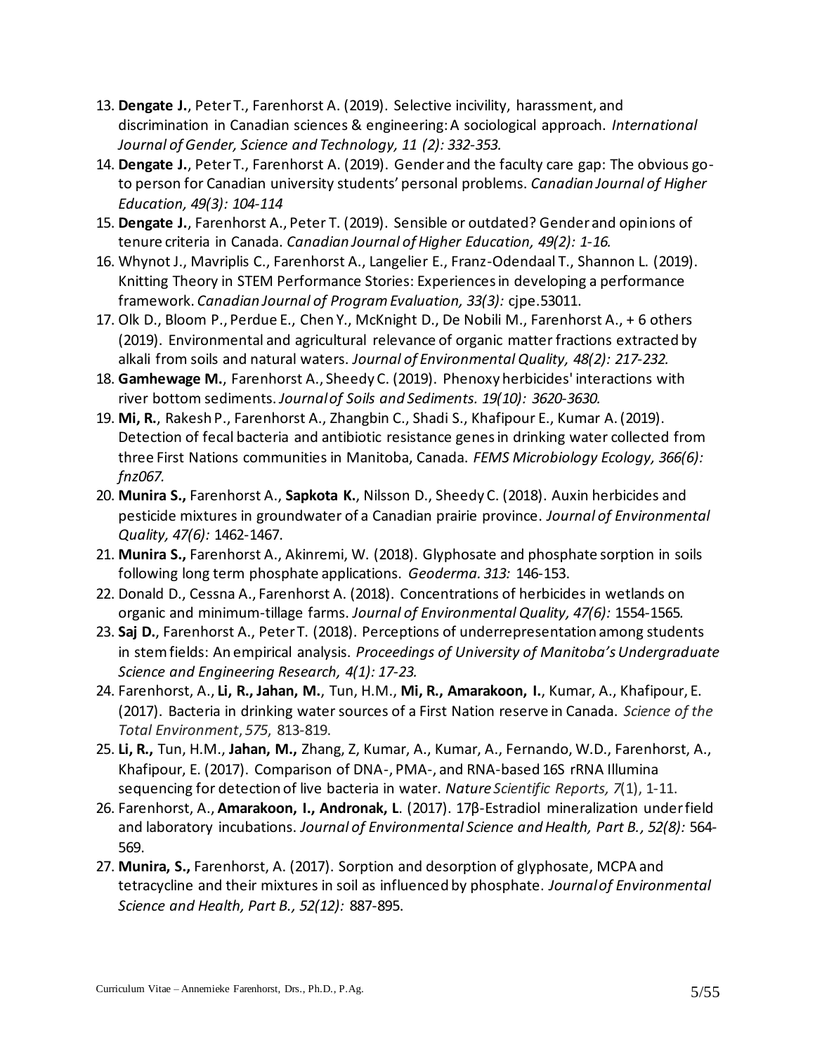13. **Dengate J.**, Peter T., Farenhorst A. (2019). Selective incivility, harassment, and discrimination in Canadian sciences & engineering: A sociological approach. *International Journal of Gender, Science and Technology, 11 (2): 332-353.*
14. **Dengate J.**, Peter T., Farenhorst A. (2019). Gender and the faculty care gap: The obvious go-to person for Canadian university students' personal problems. *Canadian Journal of Higher Education, 49(3): 104-114*
15. **Dengate J.**, Farenhorst A., Peter T. (2019). Sensible or outdated? Gender and opinions of tenure criteria in Canada. *Canadian Journal of Higher Education, 49(2): 1-16.*
16. Whynot J., Mavriplis C., Farenhorst A., Langelier E., Franz-Odendaal T., Shannon L. (2019). Knitting Theory in STEM Performance Stories: Experiences in developing a performance framework. *Canadian Journal of Program Evaluation, 33(3):* cjpe.53011.
17. Olk D., Bloom P., Perdue E., Chen Y., McKnight D., De Nobili M., Farenhorst A., + 6 others (2019). Environmental and agricultural relevance of organic matter fractions extracted by alkali from soils and natural waters. *Journal of Environmental Quality, 48(2): 217-232.*
18. **Gamhewage M.**, Farenhorst A., Sheedy C. (2019). Phenoxy herbicides' interactions with river bottom sediments. *Journal of Soils and Sediments. 19(10): 3620-3630.*
19. **Mi, R.**, Rakesh P., Farenhorst A., Zhangbin C., Shadi S., Khafipour E., Kumar A. (2019). Detection of fecal bacteria and antibiotic resistance genes in drinking water collected from three First Nations communities in Manitoba, Canada. *FEMS Microbiology Ecology, 366(6): fnz067.*
20. **Munira S.,** Farenhorst A., **Sapkota K.**, Nilsson D., Sheedy C. (2018). Auxin herbicides and pesticide mixtures in groundwater of a Canadian prairie province. *Journal of Environmental Quality, 47(6):* 1462-1467.
21. **Munira S.,** Farenhorst A., Akinremi, W. (2018). Glyphosate and phosphate sorption in soils following long term phosphate applications. *Geoderma. 313:* 146-153.
22. Donald D., Cessna A., Farenhorst A. (2018). Concentrations of herbicides in wetlands on organic and minimum-tillage farms. *Journal of Environmental Quality, 47(6):* 1554-1565*.*
23. **Saj D.**, Farenhorst A., Peter T. (2018). Perceptions of underrepresentation among students in stem fields: An empirical analysis. *Proceedings of University of Manitoba's Undergraduate Science and Engineering Research, 4(1): 17-23.*
24. Farenhorst, A., **Li, R., Jahan, M.**, Tun, H.M., **Mi, R., Amarakoon, I.**, Kumar, A., Khafipour, E. (2017). Bacteria in drinking water sources of a First Nation reserve in Canada. *Science of the Total Environment*, *575*, 813-819.
25. **Li, R.,** Tun, H.M., **Jahan, M.,** Zhang, Z, Kumar, A., Kumar, A., Fernando, W.D., Farenhorst, A., Khafipour, E. (2017). Comparison of DNA-, PMA-, and RNA-based 16S rRNA Illumina sequencing for detection of live bacteria in water. *Nature Scientific Reports, 7*(1), 1-11.
26. Farenhorst, A., **Amarakoon, I., Andronak, L**. (2017). 17β-Estradiol mineralization under field and laboratory incubations. *Journal of Environmental Science and Health, Part B., 52(8):* 564-569.
27. **Munira, S.,** Farenhorst, A. (2017). Sorption and desorption of glyphosate, MCPA and tetracycline and their mixtures in soil as influenced by phosphate. *Journal of Environmental Science and Health, Part B., 52(12):* 887-895.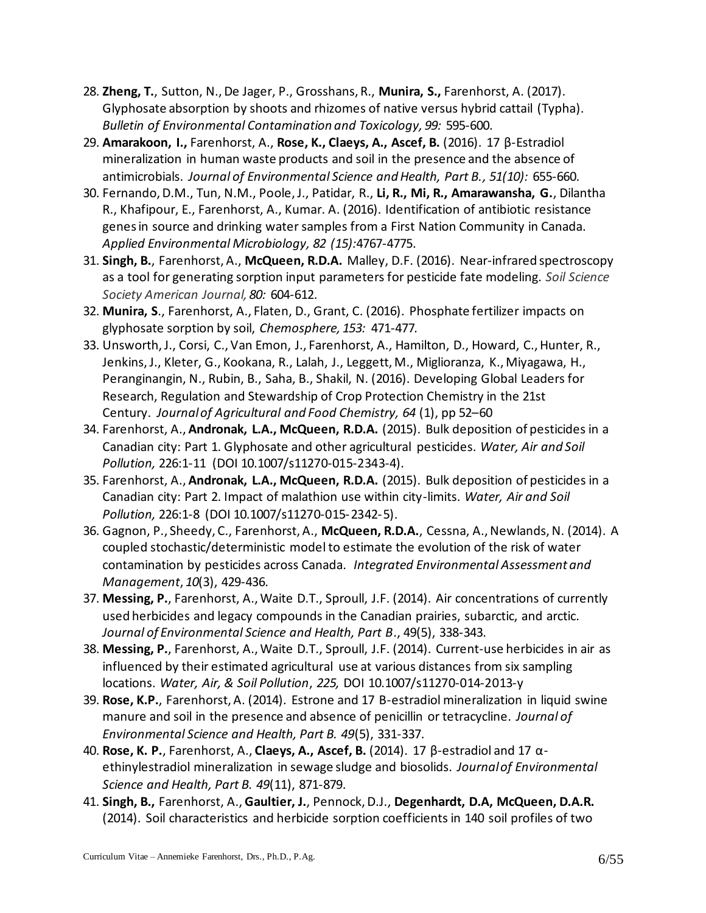28. **Zheng, T.**, Sutton, N., De Jager, P., Grosshans, R., **Munira, S.,** Farenhorst, A. (2017). Glyphosate absorption by shoots and rhizomes of native versus hybrid cattail (Typha). *Bulletin of Environmental Contamination and Toxicology, 99:* 595-600.
29. **Amarakoon, I.,** Farenhorst, A., **Rose, K., Claeys, A., Ascef, B.** (2016). 17 β-Estradiol mineralization in human waste products and soil in the presence and the absence of antimicrobials. *Journal of Environmental Science and Health, Part B., 51(10):* 655-660.
30. Fernando, D.M., Tun, N.M., Poole, J., Patidar, R., **Li, R., Mi, R., Amarawansha, G.**, Dilantha R., Khafipour, E., Farenhorst, A., Kumar. A. (2016). Identification of antibiotic resistance genes in source and drinking water samples from a First Nation Community in Canada. *Applied Environmental Microbiology, 82 (15):*4767-4775.
31. **Singh, B.**, Farenhorst, A., **McQueen, R.D.A.** Malley, D.F. (2016). Near-infrared spectroscopy as a tool for generating sorption input parameters for pesticide fate modeling. *Soil Science Society American Journal, 80:* 604-612.
32. **Munira, S**., Farenhorst, A., Flaten, D., Grant, C. (2016). Phosphate fertilizer impacts on glyphosate sorption by soil, *Chemosphere, 153:* 471-477.
33. Unsworth, J., Corsi, C., Van Emon, J., Farenhorst, A., Hamilton, D., Howard, C., Hunter, R., Jenkins, J., Kleter, G., Kookana, R., Lalah, J., Leggett, M., Miglioranza, K., Miyagawa, H., Peranginangin, N., Rubin, B., Saha, B., Shakil, N. (2016). Developing Global Leaders for Research, Regulation and Stewardship of Crop Protection Chemistry in the 21st Century. *Journal of Agricultural and Food Chemistry, 64* (1), pp 52–60
34. Farenhorst, A., **Andronak, L.A., McQueen, R.D.A.** (2015). Bulk deposition of pesticides in a Canadian city: Part 1. Glyphosate and other agricultural pesticides. *Water, Air and Soil Pollution,* 226:1-11 (DOI 10.1007/s11270-015-2343-4).
35. Farenhorst, A., **Andronak, L.A., McQueen, R.D.A.** (2015). Bulk deposition of pesticides in a Canadian city: Part 2. Impact of malathion use within city-limits. *Water, Air and Soil Pollution,* 226:1-8 (DOI 10.1007/s11270-015-2342-5).
36. Gagnon, P., Sheedy, C., Farenhorst, A., **McQueen, R.D.A.**, Cessna, A., Newlands, N. (2014). A coupled stochastic/deterministic model to estimate the evolution of the risk of water contamination by pesticides across Canada. *Integrated Environmental Assessment and Management*, *10*(3), 429-436.
37. **Messing, P.**, Farenhorst, A., Waite D.T., Sproull, J.F. (2014). Air concentrations of currently used herbicides and legacy compounds in the Canadian prairies, subarctic, and arctic. *Journal of Environmental Science and Health, Part B*., 49(5), 338-343.
38. **Messing, P.**, Farenhorst, A., Waite D.T., Sproull, J.F. (2014). Current-use herbicides in air as influenced by their estimated agricultural use at various distances from six sampling locations. *Water, Air, & Soil Pollution*, *225,* DOI 10.1007/s11270-014-2013-y
39. **Rose, K.P.**, Farenhorst, A. (2014). Estrone and 17 B-estradiol mineralization in liquid swine manure and soil in the presence and absence of penicillin or tetracycline. *Journal of Environmental Science and Health, Part B. 49*(5), 331-337.
40. **Rose, K. P.**, Farenhorst, A., **Claeys, A., Ascef, B.** (2014). 17 β-estradiol and 17 α-ethinylestradiol mineralization in sewage sludge and biosolids. *Journal of Environmental Science and Health, Part B. 49*(11), 871-879.
41. **Singh, B.,** Farenhorst, A., **Gaultier, J.**, Pennock, D.J., **Degenhardt, D.A, McQueen, D.A.R.** (2014). Soil characteristics and herbicide sorption coefficients in 140 soil profiles of two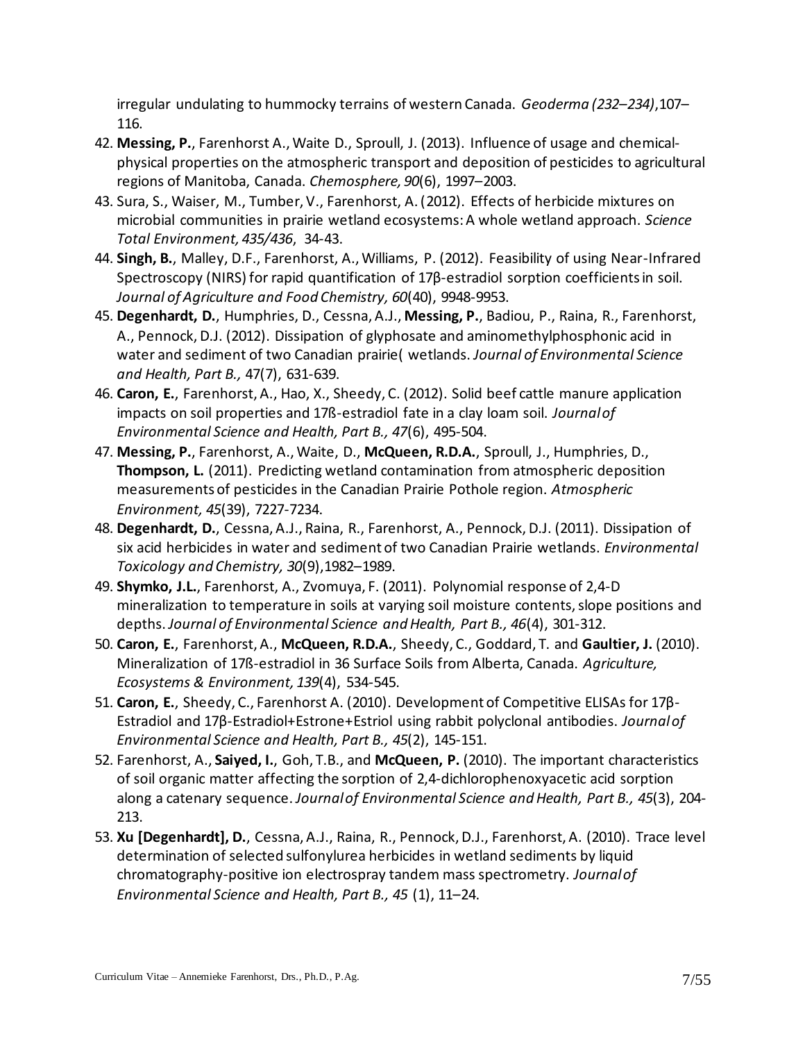irregular undulating to hummocky terrains of western Canada. *Geoderma (232–234)*,107–116.

42. **Messing, P.**, Farenhorst A., Waite D., Sproull, J. (2013). Influence of usage and chemical-physical properties on the atmospheric transport and deposition of pesticides to agricultural regions of Manitoba, Canada. *Chemosphere, 90*(6), 1997–2003.
43. Sura, S., Waiser, M., Tumber, V., Farenhorst, A. (2012). Effects of herbicide mixtures on microbial communities in prairie wetland ecosystems: A whole wetland approach. *Science Total Environment, 435/436*, 34-43.
44. **Singh, B.**, Malley, D.F., Farenhorst, A., Williams, P. (2012). Feasibility of using Near-Infrared Spectroscopy (NIRS) for rapid quantification of 17β-estradiol sorption coefficients in soil. *Journal of Agriculture and Food Chemistry, 60*(40), 9948-9953.
45. **Degenhardt, D.**, Humphries, D., Cessna, A.J., **Messing, P.**, Badiou, P., Raina, R., Farenhorst, A., Pennock, D.J. (2012). Dissipation of glyphosate and aminomethylphosphonic acid in water and sediment of two Canadian prairie( wetlands. *Journal of Environmental Science and Health, Part B.,* 47(7), 631-639.
46. **Caron, E.**, Farenhorst, A., Hao, X., Sheedy, C. (2012). Solid beef cattle manure application impacts on soil properties and 17ß-estradiol fate in a clay loam soil. *Journal of Environmental Science and Health, Part B., 47*(6), 495-504.
47. **Messing, P.**, Farenhorst, A., Waite, D., **McQueen, R.D.A.**, Sproull, J., Humphries, D., **Thompson, L.** (2011). Predicting wetland contamination from atmospheric deposition measurements of pesticides in the Canadian Prairie Pothole region. *Atmospheric Environment, 45*(39), 7227-7234.
48. **Degenhardt, D.**, Cessna, A.J., Raina, R., Farenhorst, A., Pennock, D.J. (2011). Dissipation of six acid herbicides in water and sediment of two Canadian Prairie wetlands. *Environmental Toxicology and Chemistry, 30*(9),1982–1989.
49. **Shymko, J.L.**, Farenhorst, A., Zvomuya, F. (2011). Polynomial response of 2,4-D mineralization to temperature in soils at varying soil moisture contents, slope positions and depths. *Journal of Environmental Science and Health, Part B., 46*(4), 301-312.
50. **Caron, E.**, Farenhorst, A., **McQueen, R.D.A.**, Sheedy, C., Goddard, T. and **Gaultier, J.** (2010). Mineralization of 17ß-estradiol in 36 Surface Soils from Alberta, Canada. *Agriculture, Ecosystems & Environment, 139*(4), 534-545.
51. **Caron, E.**, Sheedy, C., Farenhorst A. (2010). Development of Competitive ELISAs for 17β-Estradiol and 17β-Estradiol+Estrone+Estriol using rabbit polyclonal antibodies. *Journal of Environmental Science and Health, Part B., 45*(2), 145-151.
52. Farenhorst, A., **Saiyed, I.**, Goh, T.B., and **McQueen, P.** (2010). The important characteristics of soil organic matter affecting the sorption of 2,4-dichlorophenoxyacetic acid sorption along a catenary sequence. *Journal of Environmental Science and Health, Part B., 45*(3), 204-213.
53. **Xu [Degenhardt], D.**, Cessna, A.J., Raina, R., Pennock, D.J., Farenhorst, A. (2010). Trace level determination of selected sulfonylurea herbicides in wetland sediments by liquid chromatography-positive ion electrospray tandem mass spectrometry. *Journal of Environmental Science and Health, Part B., 45* (1), 11–24.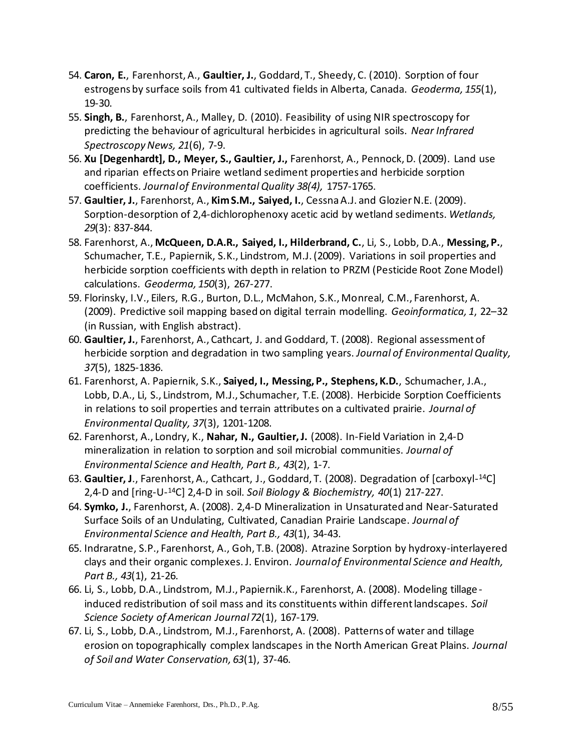54. **Caron, E.**, Farenhorst, A., **Gaultier, J.**, Goddard, T., Sheedy, C. (2010). Sorption of four estrogens by surface soils from 41 cultivated fields in Alberta, Canada. *Geoderma, 155*(1), 19-30.
55. **Singh, B.**, Farenhorst, A., Malley, D. (2010). Feasibility of using NIR spectroscopy for predicting the behaviour of agricultural herbicides in agricultural soils. *Near Infrared Spectroscopy News, 21*(6), 7-9.
56. **Xu [Degenhardt], D., Meyer, S., Gaultier, J.,** Farenhorst, A., Pennock, D. (2009). Land use and riparian effects on Priaire wetland sediment properties and herbicide sorption coefficients. *Journal of Environmental Quality 38(4),* 1757-1765.
57. **Gaultier, J.**, Farenhorst, A., **Kim S.M., Saiyed, I.**, Cessna A.J. and Glozier N.E. (2009). Sorption-desorption of 2,4-dichlorophenoxy acetic acid by wetland sediments. *Wetlands, 29*(3): 837-844.
58. Farenhorst, A., **McQueen, D.A.R., Saiyed, I., Hilderbrand, C.**, Li, S., Lobb, D.A., **Messing, P.**, Schumacher, T.E., Papiernik, S.K., Lindstrom, M.J. (2009). Variations in soil properties and herbicide sorption coefficients with depth in relation to PRZM (Pesticide Root Zone Model) calculations. *Geoderma, 150*(3), 267-277.
59. Florinsky, I.V., Eilers, R.G., Burton, D.L., McMahon, S.K., Monreal, C.M., Farenhorst, A. (2009). Predictive soil mapping based on digital terrain modelling. *Geoinformatica, 1*, 22–32 (in Russian, with English abstract).
60. **Gaultier, J.**, Farenhorst, A., Cathcart, J. and Goddard, T. (2008). Regional assessment of herbicide sorption and degradation in two sampling years. *Journal of Environmental Quality, 37*(5), 1825-1836.
61. Farenhorst, A. Papiernik, S.K., **Saiyed, I., Messing, P., Stephens, K.D.**, Schumacher, J.A., Lobb, D.A., Li, S., Lindstrom, M.J., Schumacher, T.E. (2008). Herbicide Sorption Coefficients in relations to soil properties and terrain attributes on a cultivated prairie. *Journal of Environmental Quality, 37*(3), 1201-1208.
62. Farenhorst, A., Londry, K., **Nahar, N., Gaultier, J.** (2008). In-Field Variation in 2,4-D mineralization in relation to sorption and soil microbial communities. *Journal of Environmental Science and Health, Part B., 43*(2), 1-7.
63. **Gaultier, J**., Farenhorst, A., Cathcart, J., Goddard, T. (2008). Degradation of [carboxyl-$^{14}C$] 2,4-D and [ring-U-$^{14}C$] 2,4-D in soil. *Soil Biology & Biochemistry, 40*(1) 217-227.
64. **Symko, J.**, Farenhorst, A. (2008). 2,4-D Mineralization in Unsaturated and Near-Saturated Surface Soils of an Undulating, Cultivated, Canadian Prairie Landscape. *Journal of Environmental Science and Health, Part B., 43*(1), 34-43.
65. Indraratne, S.P., Farenhorst, A., Goh, T.B. (2008). Atrazine Sorption by hydroxy-interlayered clays and their organic complexes. J. Environ. *Journal of Environmental Science and Health, Part B., 43*(1), 21-26.
66. Li, S., Lobb, D.A., Lindstrom, M.J., Papiernik.K., Farenhorst, A. (2008). Modeling tillage-induced redistribution of soil mass and its constituents within different landscapes. *Soil Science Society of American Journal 72*(1), 167-179.
67. Li, S., Lobb, D.A., Lindstrom, M.J., Farenhorst, A. (2008). Patterns of water and tillage erosion on topographically complex landscapes in the North American Great Plains. *Journal of Soil and Water Conservation, 63*(1), 37-46.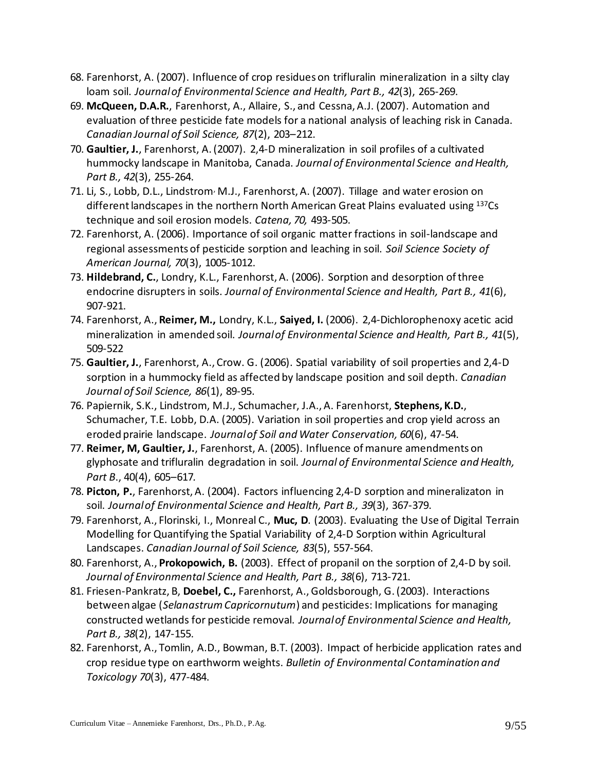68. Farenhorst, A. (2007). Influence of crop residues on trifluralin mineralization in a silty clay loam soil. *Journal of Environmental Science and Health, Part B., 42*(3), 265-269.
69. **McQueen, D.A.R.**, Farenhorst, A., Allaire, S., and Cessna, A.J. (2007). Automation and evaluation of three pesticide fate models for a national analysis of leaching risk in Canada. *Canadian Journal of Soil Science, 87*(2), 203–212.
70. **Gaultier, J.**, Farenhorst, A. (2007). 2,4-D mineralization in soil profiles of a cultivated hummocky landscape in Manitoba, Canada. *Journal of Environmental Science and Health, Part B., 42*(3), 255-264.
71. Li, S., Lobb, D.L., Lindstrom, M.J., Farenhorst, A. (2007). Tillage and water erosion on different landscapes in the northern North American Great Plains evaluated using $^{137}Cs$ technique and soil erosion models. *Catena, 70,* 493-505.
72. Farenhorst, A. (2006). Importance of soil organic matter fractions in soil-landscape and regional assessments of pesticide sorption and leaching in soil. *Soil Science Society of American Journal, 70*(3), 1005-1012.
73. **Hildebrand, C.**, Londry, K.L., Farenhorst, A. (2006). Sorption and desorption of three endocrine disrupters in soils. *Journal of Environmental Science and Health, Part B., 41*(6), 907-921.
74. Farenhorst, A., **Reimer, M.,** Londry, K.L., **Saiyed, I.** (2006). 2,4-Dichlorophenoxy acetic acid mineralization in amended soil. *Journal of Environmental Science and Health, Part B., 41*(5), 509-522
75. **Gaultier, J.**, Farenhorst, A., Crow. G. (2006). Spatial variability of soil properties and 2,4-D sorption in a hummocky field as affected by landscape position and soil depth. *Canadian Journal of Soil Science, 86*(1), 89-95.
76. Papiernik, S.K., Lindstrom, M.J., Schumacher, J.A., A. Farenhorst, **Stephens, K.D.**, Schumacher, T.E. Lobb, D.A. (2005). Variation in soil properties and crop yield across an eroded prairie landscape. *Journal of Soil and Water Conservation, 60*(6), 47-54.
77. **Reimer, M, Gaultier, J.**, Farenhorst, A. (2005). Influence of manure amendments on glyphosate and trifluralin degradation in soil. *Journal of Environmental Science and Health, Part B*., 40(4), 605–617.
78. **Picton, P.**, Farenhorst, A. (2004). Factors influencing 2,4-D sorption and mineralizaton in soil. *Journal of Environmental Science and Health, Part B., 39*(3), 367-379.
79. Farenhorst, A., Florinski, I., Monreal C., **Muc, D**. (2003). Evaluating the Use of Digital Terrain Modelling for Quantifying the Spatial Variability of 2,4-D Sorption within Agricultural Landscapes. *Canadian Journal of Soil Science, 83*(5), 557-564.
80. Farenhorst, A., **Prokopowich, B.** (2003). Effect of propanil on the sorption of 2,4-D by soil. *Journal of Environmental Science and Health, Part B., 38*(6), 713-721.
81. Friesen-Pankratz, B, **Doebel, C.,** Farenhorst, A., Goldsborough, G. (2003). Interactions between algae (*Selanastrum Capricornutum*) and pesticides: Implications for managing constructed wetlands for pesticide removal. *Journal of Environmental Science and Health, Part B., 38*(2), 147-155.
82. Farenhorst, A., Tomlin, A.D., Bowman, B.T. (2003). Impact of herbicide application rates and crop residue type on earthworm weights. *Bulletin of Environmental Contamination and Toxicology 70*(3), 477-484.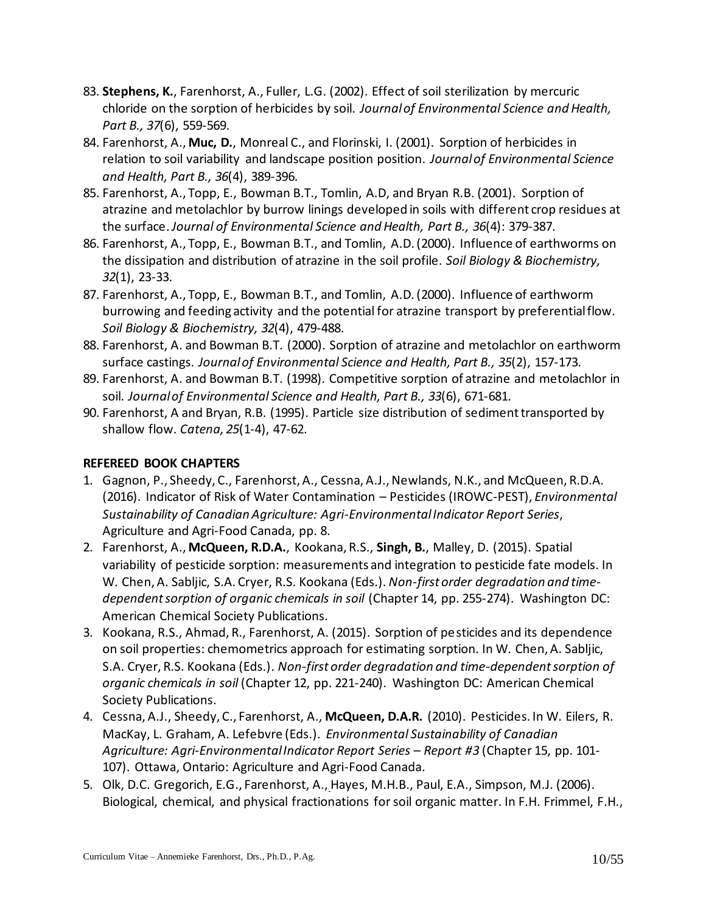83. **Stephens, K.**, Farenhorst, A., Fuller, L.G. (2002). Effect of soil sterilization by mercuric chloride on the sorption of herbicides by soil. *Journal of Environmental Science and Health, Part B., 37*(6), 559-569.
84. Farenhorst, A., **Muc, D.**, Monreal C., and Florinski, I. (2001). Sorption of herbicides in relation to soil variability and landscape position position. *Journal of Environmental Science and Health, Part B., 36*(4), 389-396.
85. Farenhorst, A., Topp, E., Bowman B.T., Tomlin, A.D, and Bryan R.B. (2001). Sorption of atrazine and metolachlor by burrow linings developed in soils with different crop residues at the surface. *Journal of Environmental Science and Health, Part B., 36*(4): 379-387.
86. Farenhorst, A., Topp, E., Bowman B.T., and Tomlin, A.D. (2000). Influence of earthworms on the dissipation and distribution of atrazine in the soil profile. *Soil Biology & Biochemistry, 32*(1), 23-33.
87. Farenhorst, A., Topp, E., Bowman B.T., and Tomlin, A.D. (2000). Influence of earthworm burrowing and feeding activity and the potential for atrazine transport by preferential flow. *Soil Biology & Biochemistry, 32*(4), 479-488.
88. Farenhorst, A. and Bowman B.T. (2000). Sorption of atrazine and metolachlor on earthworm surface castings. *Journal of Environmental Science and Health, Part B., 35*(2), 157-173.
89. Farenhorst, A. and Bowman B.T. (1998). Competitive sorption of atrazine and metolachlor in soil. *Journal of Environmental Science and Health, Part B., 33*(6), 671-681.
90. Farenhorst, A and Bryan, R.B. (1995). Particle size distribution of sediment transported by shallow flow. *Catena, 25*(1-4), 47-62.

**REFEREED BOOK CHAPTERS**

1. Gagnon, P., Sheedy, C., Farenhorst, A., Cessna, A.J., Newlands, N.K., and McQueen, R.D.A. (2016). Indicator of Risk of Water Contamination – Pesticides (IROWC-PEST), *Environmental Sustainability of Canadian Agriculture: Agri-Environmental Indicator Report Series*, Agriculture and Agri-Food Canada, pp. 8.
2. Farenhorst, A., **McQueen, R.D.A.**, Kookana, R.S., **Singh, B.**, Malley, D. (2015). Spatial variability of pesticide sorption: measurements and integration to pesticide fate models. In W. Chen, A. Sabljic, S.A. Cryer, R.S. Kookana (Eds.). *Non-first order degradation and time-dependent sorption of organic chemicals in soil* (Chapter 14, pp. 255-274). Washington DC: American Chemical Society Publications.
3. Kookana, R.S., Ahmad, R., Farenhorst, A. (2015). Sorption of pesticides and its dependence on soil properties: chemometrics approach for estimating sorption. In W. Chen, A. Sabljic, S.A. Cryer, R.S. Kookana (Eds.). *Non-first order degradation and time-dependent sorption of organic chemicals in soil* (Chapter 12, pp. 221-240). Washington DC: American Chemical Society Publications.
4. Cessna, A.J., Sheedy, C., Farenhorst, A., **McQueen, D.A.R.** (2010). Pesticides. In W. Eilers, R. MacKay, L. Graham, A. Lefebvre (Eds.). *Environmental Sustainability of Canadian Agriculture: Agri-Environmental Indicator Report Series – Report #3* (Chapter 15, pp. 101-107). Ottawa, Ontario: Agriculture and Agri-Food Canada.
5. Olk, D.C. Gregorich, E.G., Farenhorst, A., Hayes, M.H.B., Paul, E.A., Simpson, M.J. (2006). Biological, chemical, and physical fractionations for soil organic matter. In F.H. Frimmel, F.H.,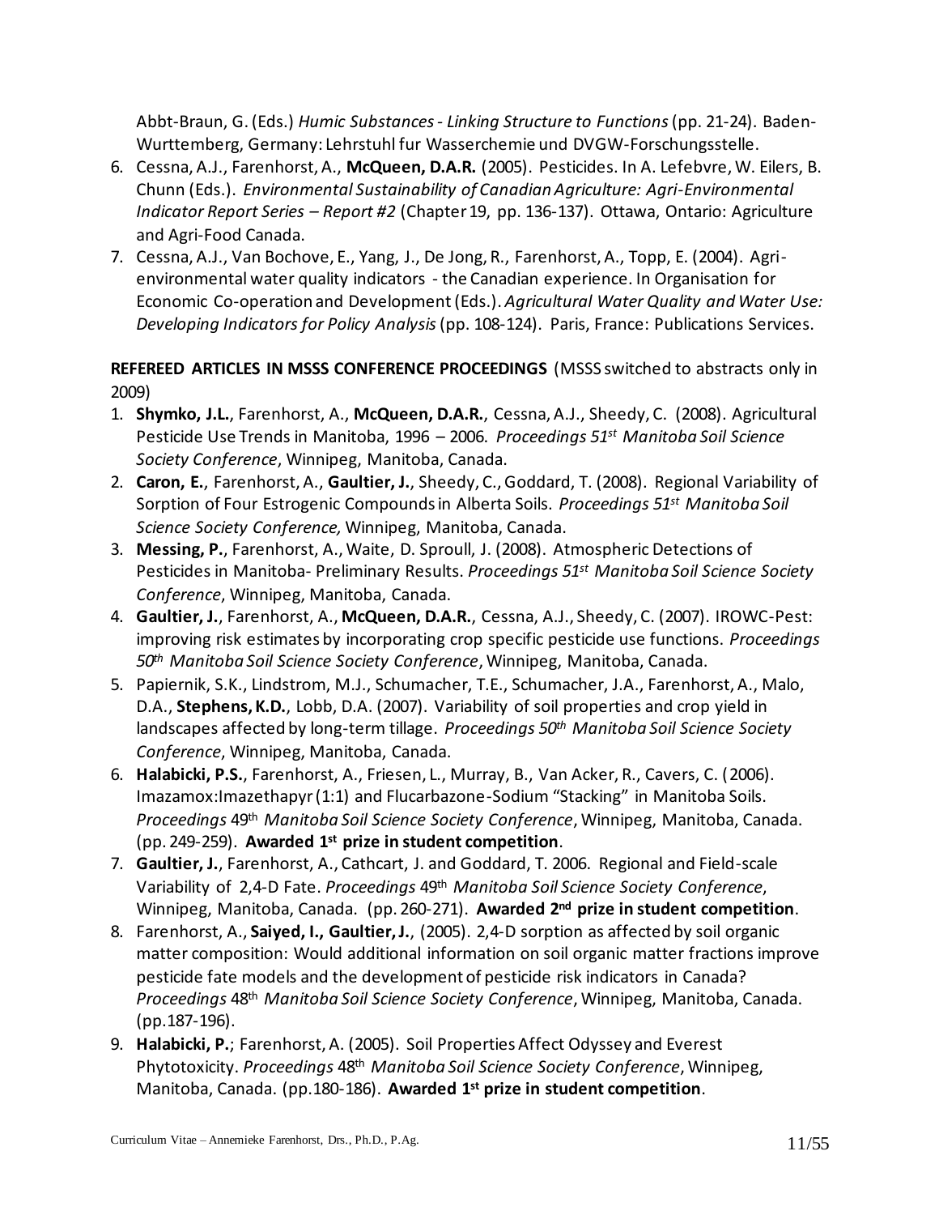Abbt-Braun, G. (Eds.) *Humic Substances - Linking Structure to Functions* (pp. 21-24). Baden-Wurttemberg, Germany: Lehrstuhl fur Wasserchemie und DVGW-Forschungsstelle.

6. Cessna, A.J., Farenhorst, A., **McQueen, D.A.R.** (2005). Pesticides. In A. Lefebvre, W. Eilers, B. Chunn (Eds.). *Environmental Sustainability of Canadian Agriculture: Agri-Environmental Indicator Report Series – Report #2* (Chapter 19, pp. 136-137). Ottawa, Ontario: Agriculture and Agri-Food Canada.
7. Cessna, A.J., Van Bochove, E., Yang, J., De Jong, R., Farenhorst, A., Topp, E. (2004). Agri-environmental water quality indicators - the Canadian experience. In Organisation for Economic Co-operation and Development (Eds.). *Agricultural Water Quality and Water Use: Developing Indicators for Policy Analysis* (pp. 108-124). Paris, France: Publications Services.

**REFEREED ARTICLES IN MSSS CONFERENCE PROCEEDINGS** (MSSS switched to abstracts only in 2009)

1. **Shymko, J.L.**, Farenhorst, A., **McQueen, D.A.R.**, Cessna, A.J., Sheedy, C. (2008). Agricultural Pesticide Use Trends in Manitoba, 1996 – 2006. *Proceedings 51st Manitoba Soil Science Society Conference*, Winnipeg, Manitoba, Canada.
2. **Caron, E.**, Farenhorst, A., **Gaultier, J.**, Sheedy, C., Goddard, T. (2008). Regional Variability of Sorption of Four Estrogenic Compounds in Alberta Soils. *Proceedings 51st Manitoba Soil Science Society Conference,* Winnipeg, Manitoba, Canada.
3. **Messing, P.**, Farenhorst, A., Waite, D. Sproull, J. (2008). Atmospheric Detections of Pesticides in Manitoba- Preliminary Results. *Proceedings 51st Manitoba Soil Science Society Conference*, Winnipeg, Manitoba, Canada.
4. **Gaultier, J.**, Farenhorst, A., **McQueen, D.A.R.**, Cessna, A.J., Sheedy, C. (2007). IROWC-Pest: improving risk estimates by incorporating crop specific pesticide use functions. *Proceedings 50th Manitoba Soil Science Society Conference*, Winnipeg, Manitoba, Canada.
5. Papiernik, S.K., Lindstrom, M.J., Schumacher, T.E., Schumacher, J.A., Farenhorst, A., Malo, D.A., **Stephens, K.D.**, Lobb, D.A. (2007). Variability of soil properties and crop yield in landscapes affected by long-term tillage. *Proceedings 50th Manitoba Soil Science Society Conference*, Winnipeg, Manitoba, Canada.
6. **Halabicki, P.S.**, Farenhorst, A., Friesen, L., Murray, B., Van Acker, R., Cavers, C. (2006). Imazamox:Imazethapyr (1:1) and Flucarbazone-Sodium "Stacking" in Manitoba Soils. *Proceedings* 49th *Manitoba Soil Science Society Conference*, Winnipeg, Manitoba, Canada. (pp. 249-259). **Awarded 1st prize in student competition**.
7. **Gaultier, J.**, Farenhorst, A., Cathcart, J. and Goddard, T. 2006. Regional and Field-scale Variability of 2,4-D Fate. *Proceedings* 49th *Manitoba Soil Science Society Conference*, Winnipeg, Manitoba, Canada. (pp. 260-271). **Awarded 2nd prize in student competition**.
8. Farenhorst, A., **Saiyed, I., Gaultier, J.**, (2005). 2,4-D sorption as affected by soil organic matter composition: Would additional information on soil organic matter fractions improve pesticide fate models and the development of pesticide risk indicators in Canada? *Proceedings* 48th *Manitoba Soil Science Society Conference*, Winnipeg, Manitoba, Canada. (pp.187-196).
9. **Halabicki, P.**; Farenhorst, A. (2005). Soil Properties Affect Odyssey and Everest Phytotoxicity. *Proceedings* 48th *Manitoba Soil Science Society Conference*, Winnipeg, Manitoba, Canada. (pp.180-186). **Awarded 1st prize in student competition**.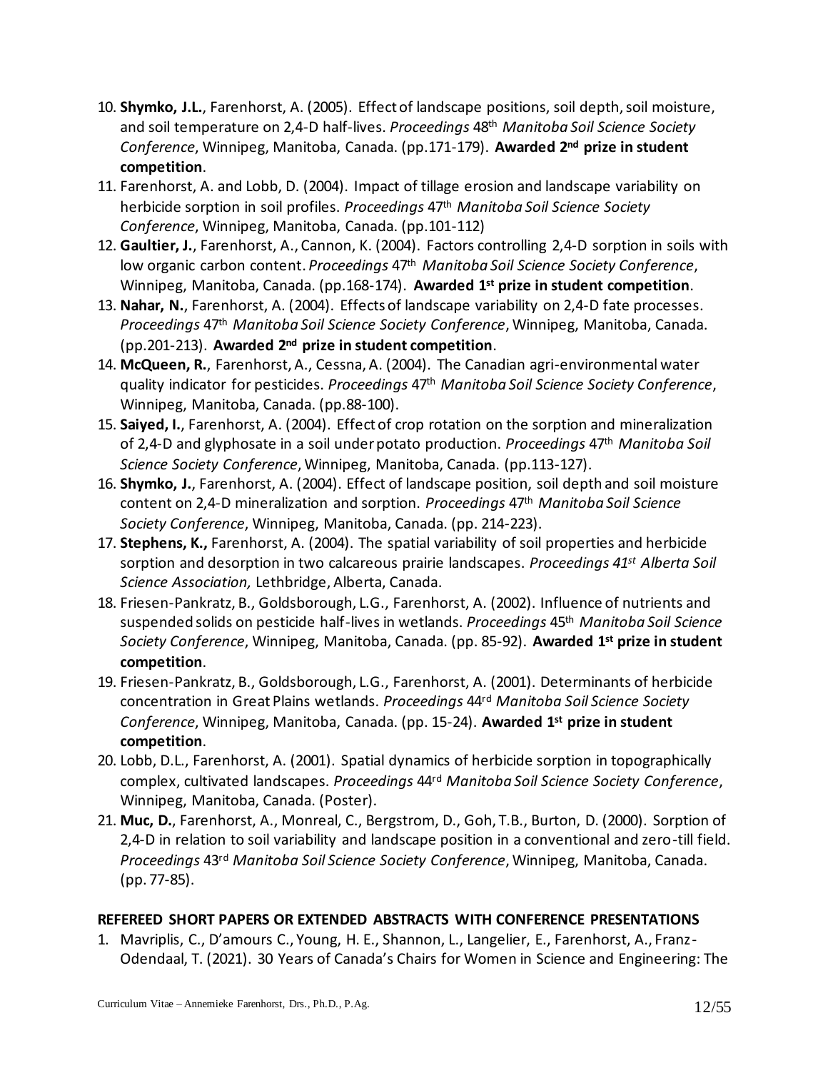10. **Shymko, J.L.**, Farenhorst, A. (2005). Effect of landscape positions, soil depth, soil moisture, and soil temperature on 2,4-D half-lives. *Proceedings* 48th *Manitoba Soil Science Society Conference*, Winnipeg, Manitoba, Canada. (pp.171-179). **Awarded 2nd prize in student competition**.
11. Farenhorst, A. and Lobb, D. (2004). Impact of tillage erosion and landscape variability on herbicide sorption in soil profiles. *Proceedings* 47th *Manitoba Soil Science Society Conference*, Winnipeg, Manitoba, Canada. (pp.101-112)
12. **Gaultier, J.**, Farenhorst, A., Cannon, K. (2004). Factors controlling 2,4-D sorption in soils with low organic carbon content. *Proceedings* 47th *Manitoba Soil Science Society Conference*, Winnipeg, Manitoba, Canada. (pp.168-174). **Awarded 1st prize in student competition**.
13. **Nahar, N.**, Farenhorst, A. (2004). Effects of landscape variability on 2,4-D fate processes. *Proceedings* 47th *Manitoba Soil Science Society Conference*, Winnipeg, Manitoba, Canada. (pp.201-213). **Awarded 2nd prize in student competition**.
14. **McQueen, R.**, Farenhorst, A., Cessna, A. (2004). The Canadian agri-environmental water quality indicator for pesticides. *Proceedings* 47th *Manitoba Soil Science Society Conference*, Winnipeg, Manitoba, Canada. (pp.88-100).
15. **Saiyed, I.**, Farenhorst, A. (2004). Effect of crop rotation on the sorption and mineralization of 2,4-D and glyphosate in a soil under potato production. *Proceedings* 47th *Manitoba Soil Science Society Conference*, Winnipeg, Manitoba, Canada. (pp.113-127).
16. **Shymko, J.**, Farenhorst, A. (2004). Effect of landscape position, soil depth and soil moisture content on 2,4-D mineralization and sorption. *Proceedings* 47th *Manitoba Soil Science Society Conference*, Winnipeg, Manitoba, Canada. (pp. 214-223).
17. **Stephens, K.,** Farenhorst, A. (2004). The spatial variability of soil properties and herbicide sorption and desorption in two calcareous prairie landscapes. *Proceedings 41st Alberta Soil Science Association,* Lethbridge, Alberta, Canada.
18. Friesen-Pankratz, B., Goldsborough, L.G., Farenhorst, A. (2002). Influence of nutrients and suspended solids on pesticide half-lives in wetlands. *Proceedings* 45th *Manitoba Soil Science Society Conference*, Winnipeg, Manitoba, Canada. (pp. 85-92). **Awarded 1st prize in student competition**.
19. Friesen-Pankratz, B., Goldsborough, L.G., Farenhorst, A. (2001). Determinants of herbicide concentration in Great Plains wetlands. *Proceedings* 44rd *Manitoba Soil Science Society Conference*, Winnipeg, Manitoba, Canada. (pp. 15-24). **Awarded 1st prize in student competition**.
20. Lobb, D.L., Farenhorst, A. (2001). Spatial dynamics of herbicide sorption in topographically complex, cultivated landscapes. *Proceedings* 44rd *Manitoba Soil Science Society Conference*, Winnipeg, Manitoba, Canada. (Poster).
21. **Muc, D.**, Farenhorst, A., Monreal, C., Bergstrom, D., Goh, T.B., Burton, D. (2000). Sorption of 2,4-D in relation to soil variability and landscape position in a conventional and zero-till field. *Proceedings* 43rd *Manitoba Soil Science Society Conference*, Winnipeg, Manitoba, Canada. (pp. 77-85).

## REFEREED SHORT PAPERS OR EXTENDED ABSTRACTS WITH CONFERENCE PRESENTATIONS

1. Mavriplis, C., D'amours C., Young, H. E., Shannon, L., Langelier, E., Farenhorst, A., Franz-Odendaal, T. (2021). 30 Years of Canada's Chairs for Women in Science and Engineering: The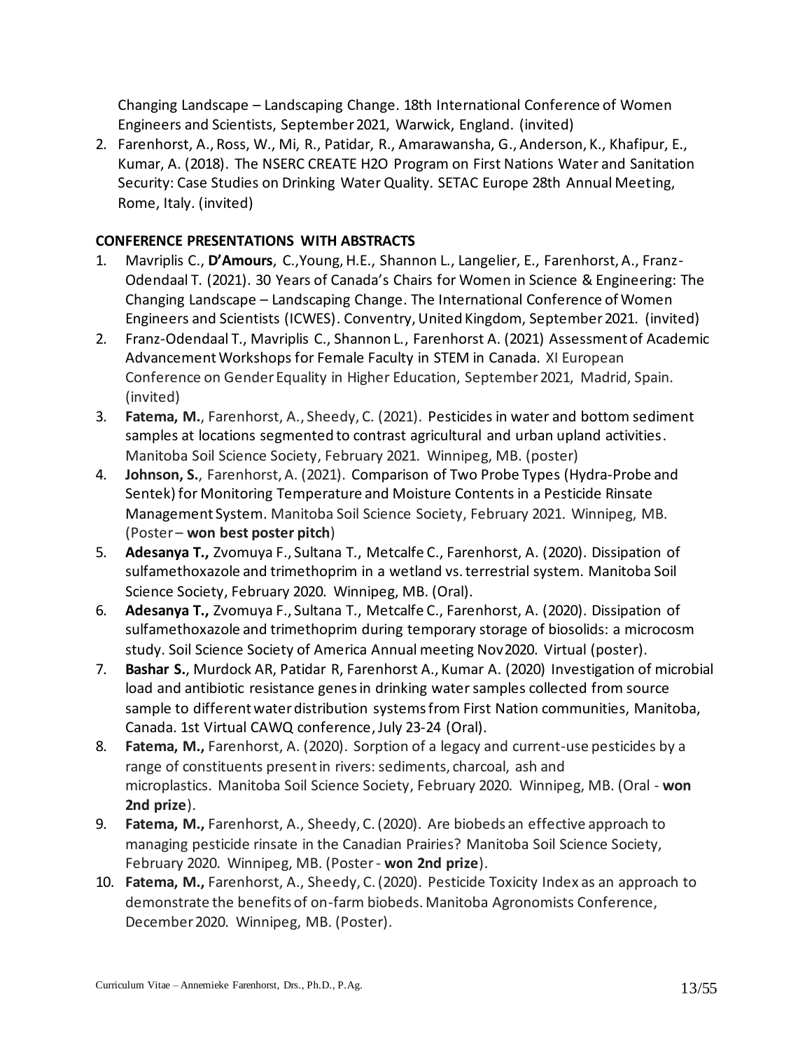Changing Landscape – Landscaping Change. 18th International Conference of Women Engineers and Scientists, September 2021, Warwick, England. (invited)

2. Farenhorst, A., Ross, W., Mi, R., Patidar, R., Amarawansha, G., Anderson, K., Khafipur, E., Kumar, A. (2018). The NSERC CREATE H2O Program on First Nations Water and Sanitation Security: Case Studies on Drinking Water Quality. SETAC Europe 28th Annual Meeting, Rome, Italy. (invited)

**CONFERENCE PRESENTATIONS WITH ABSTRACTS**

1. Mavriplis C., **D'Amours**, C., Young, H.E., Shannon L., Langelier, E., Farenhorst, A., Franz-Odendaal T. (2021). 30 Years of Canada's Chairs for Women in Science & Engineering: The Changing Landscape – Landscaping Change. The International Conference of Women Engineers and Scientists (ICWES). Conventry, United Kingdom, September 2021. (invited)
2. Franz-Odendaal T., Mavriplis C., Shannon L., Farenhorst A. (2021) Assessment of Academic Advancement Workshops for Female Faculty in STEM in Canada. XI European Conference on Gender Equality in Higher Education, September 2021, Madrid, Spain. (invited)
3. **Fatema, M.**, Farenhorst, A., Sheedy, C. (2021). Pesticides in water and bottom sediment samples at locations segmented to contrast agricultural and urban upland activities. Manitoba Soil Science Society, February 2021. Winnipeg, MB. (poster)
4. **Johnson, S.**, Farenhorst, A. (2021). Comparison of Two Probe Types (Hydra-Probe and Sentek) for Monitoring Temperature and Moisture Contents in a Pesticide Rinsate Management System. Manitoba Soil Science Society, February 2021. Winnipeg, MB. (Poster – **won best poster pitch**)
5. **Adesanya T.,** Zvomuya F., Sultana T., Metcalfe C., Farenhorst, A. (2020). Dissipation of sulfamethoxazole and trimethoprim in a wetland vs. terrestrial system. Manitoba Soil Science Society, February 2020. Winnipeg, MB. (Oral).
6. **Adesanya T.,** Zvomuya F., Sultana T., Metcalfe C., Farenhorst, A. (2020). Dissipation of sulfamethoxazole and trimethoprim during temporary storage of biosolids: a microcosm study. Soil Science Society of America Annual meeting Nov 2020. Virtual (poster).
7. **Bashar S.**, Murdock AR, Patidar R, Farenhorst A., Kumar A. (2020) Investigation of microbial load and antibiotic resistance genes in drinking water samples collected from source sample to different water distribution systems from First Nation communities, Manitoba, Canada. 1st Virtual CAWQ conference, July 23-24 (Oral).
8. **Fatema, M.,** Farenhorst, A. (2020). Sorption of a legacy and current-use pesticides by a range of constituents present in rivers: sediments, charcoal, ash and microplastics. Manitoba Soil Science Society, February 2020. Winnipeg, MB. (Oral - **won 2nd prize**).
9. **Fatema, M.,** Farenhorst, A., Sheedy, C. (2020). Are biobeds an effective approach to managing pesticide rinsate in the Canadian Prairies? Manitoba Soil Science Society, February 2020. Winnipeg, MB. (Poster - **won 2nd prize**).
10. **Fatema, M.,** Farenhorst, A., Sheedy, C. (2020). Pesticide Toxicity Index as an approach to demonstrate the benefits of on-farm biobeds. Manitoba Agronomists Conference, December 2020. Winnipeg, MB. (Poster).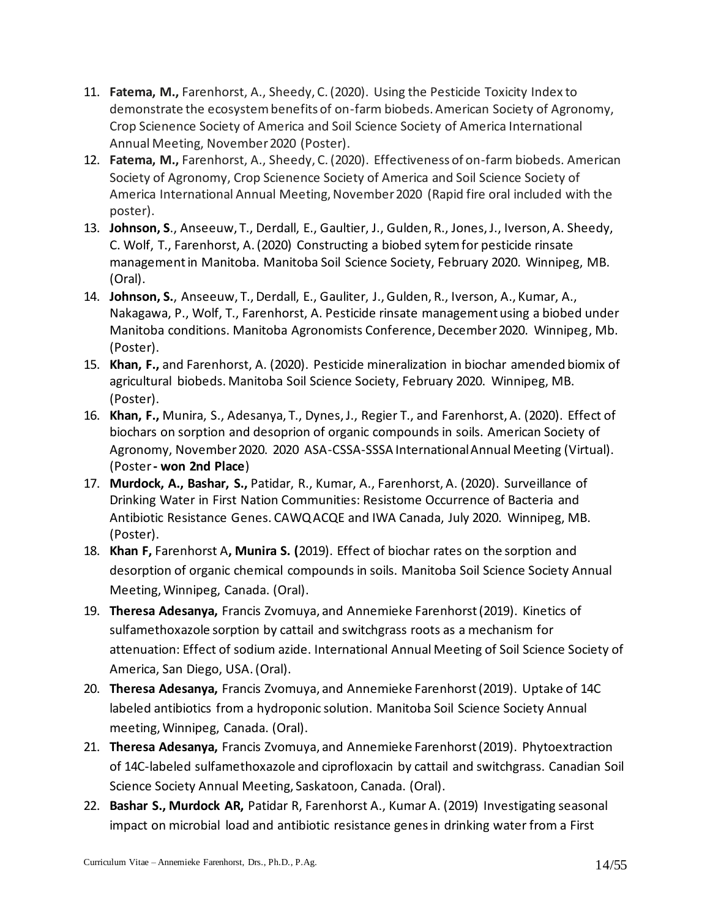11. **Fatema, M.,** Farenhorst, A., Sheedy, C. (2020). Using the Pesticide Toxicity Index to demonstrate the ecosystem benefits of on-farm biobeds. American Society of Agronomy, Crop Scienence Society of America and Soil Science Society of America International Annual Meeting, November 2020 (Poster).
12. **Fatema, M.,** Farenhorst, A., Sheedy, C. (2020). Effectiveness of on-farm biobeds. American Society of Agronomy, Crop Scienence Society of America and Soil Science Society of America International Annual Meeting, November 2020 (Rapid fire oral included with the poster).
13. **Johnson, S**., Anseeuw, T., Derdall, E., Gaultier, J., Gulden, R., Jones, J., Iverson, A. Sheedy, C. Wolf, T., Farenhorst, A. (2020) Constructing a biobed sytem for pesticide rinsate management in Manitoba. Manitoba Soil Science Society, February 2020. Winnipeg, MB. (Oral).
14. **Johnson, S.**, Anseeuw, T., Derdall, E., Gauliter, J., Gulden, R., Iverson, A., Kumar, A., Nakagawa, P., Wolf, T., Farenhorst, A. Pesticide rinsate management using a biobed under Manitoba conditions. Manitoba Agronomists Conference, December 2020. Winnipeg, Mb. (Poster).
15. **Khan, F.,** and Farenhorst, A. (2020). Pesticide mineralization in biochar amended biomix of agricultural biobeds. Manitoba Soil Science Society, February 2020. Winnipeg, MB. (Poster).
16. **Khan, F.,** Munira, S., Adesanya, T., Dynes, J., Regier T., and Farenhorst, A. (2020). Effect of biochars on sorption and desoprion of organic compounds in soils. American Society of Agronomy, November 2020. 2020 ASA-CSSA-SSSA International Annual Meeting (Virtual). (Poster **- won 2nd Place**)
17. **Murdock, A., Bashar, S.,** Patidar, R., Kumar, A., Farenhorst, A. (2020). Surveillance of Drinking Water in First Nation Communities: Resistome Occurrence of Bacteria and Antibiotic Resistance Genes. CAWQ ACQE and IWA Canada, July 2020. Winnipeg, MB. (Poster).
18. **Khan F,** Farenhorst A**, Munira S. (**2019). Effect of biochar rates on the sorption and desorption of organic chemical compounds in soils. Manitoba Soil Science Society Annual Meeting, Winnipeg, Canada. (Oral).
19. **Theresa Adesanya,** Francis Zvomuya, and Annemieke Farenhorst (2019). Kinetics of sulfamethoxazole sorption by cattail and switchgrass roots as a mechanism for attenuation: Effect of sodium azide. International Annual Meeting of Soil Science Society of America, San Diego, USA. (Oral).
20. **Theresa Adesanya,** Francis Zvomuya, and Annemieke Farenhorst (2019). Uptake of 14C labeled antibiotics from a hydroponic solution. Manitoba Soil Science Society Annual meeting, Winnipeg, Canada. (Oral).
21. **Theresa Adesanya,** Francis Zvomuya, and Annemieke Farenhorst (2019). Phytoextraction of 14C-labeled sulfamethoxazole and ciprofloxacin by cattail and switchgrass. Canadian Soil Science Society Annual Meeting, Saskatoon, Canada. (Oral).
22. **Bashar S., Murdock AR,** Patidar R, Farenhorst A., Kumar A. (2019) Investigating seasonal impact on microbial load and antibiotic resistance genes in drinking water from a First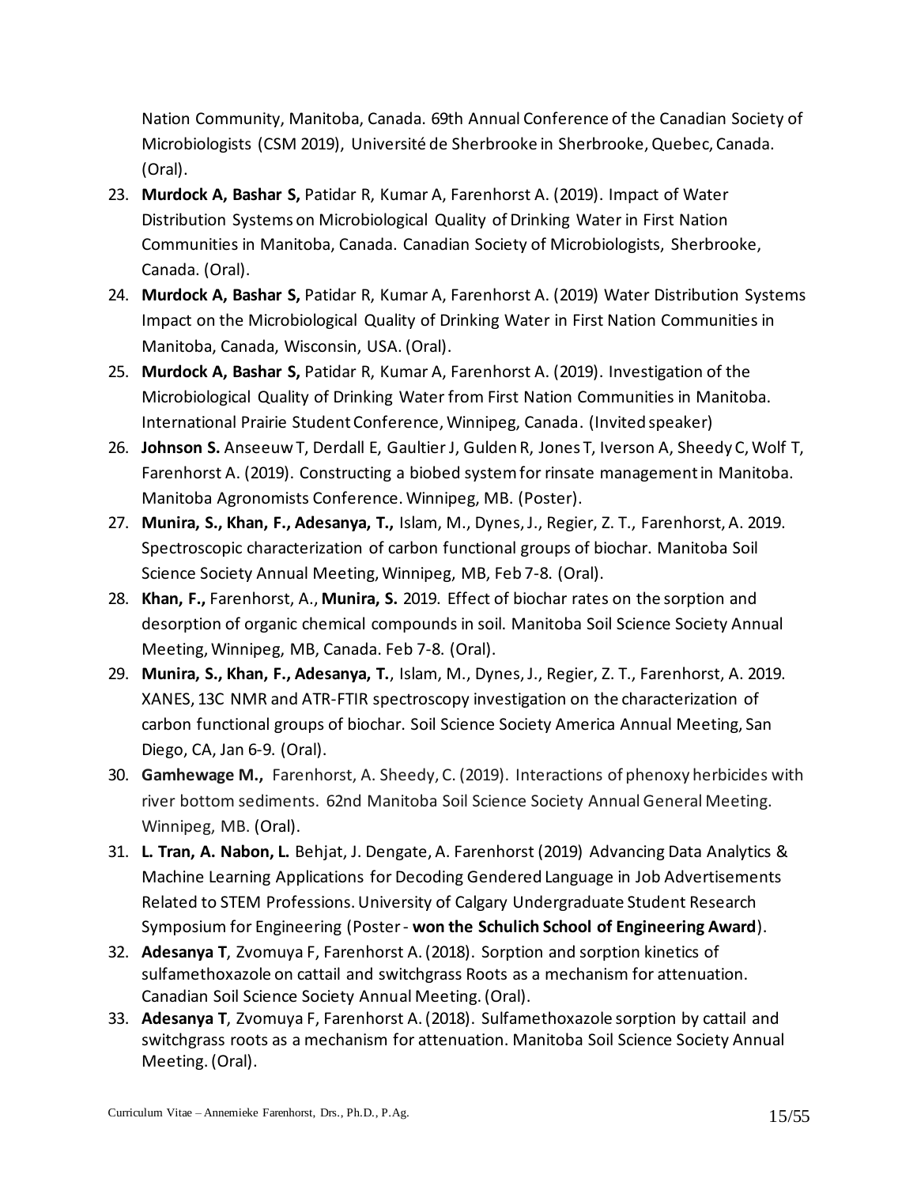Nation Community, Manitoba, Canada. 69th Annual Conference of the Canadian Society of Microbiologists (CSM 2019), Université de Sherbrooke in Sherbrooke, Quebec, Canada. (Oral).

23. **Murdock A, Bashar S,** Patidar R, Kumar A, Farenhorst A. (2019). Impact of Water Distribution Systems on Microbiological Quality of Drinking Water in First Nation Communities in Manitoba, Canada. Canadian Society of Microbiologists, Sherbrooke, Canada. (Oral).
24. **Murdock A, Bashar S,** Patidar R, Kumar A, Farenhorst A. (2019) Water Distribution Systems Impact on the Microbiological Quality of Drinking Water in First Nation Communities in Manitoba, Canada, Wisconsin, USA. (Oral).
25. **Murdock A, Bashar S,** Patidar R, Kumar A, Farenhorst A. (2019). Investigation of the Microbiological Quality of Drinking Water from First Nation Communities in Manitoba. International Prairie Student Conference, Winnipeg, Canada. (Invited speaker)
26. **Johnson S.** Anseeuw T, Derdall E, Gaultier J, Gulden R, Jones T, Iverson A, Sheedy C, Wolf T, Farenhorst A. (2019). Constructing a biobed system for rinsate management in Manitoba. Manitoba Agronomists Conference. Winnipeg, MB. (Poster).
27. **Munira, S., Khan, F., Adesanya, T.,** Islam, M., Dynes, J., Regier, Z. T., Farenhorst, A. 2019. Spectroscopic characterization of carbon functional groups of biochar. Manitoba Soil Science Society Annual Meeting, Winnipeg, MB, Feb 7-8. (Oral).
28. **Khan, F.,** Farenhorst, A., **Munira, S.** 2019. Effect of biochar rates on the sorption and desorption of organic chemical compounds in soil. Manitoba Soil Science Society Annual Meeting, Winnipeg, MB, Canada. Feb 7-8. (Oral).
29. **Munira, S., Khan, F., Adesanya, T.**, Islam, M., Dynes, J., Regier, Z. T., Farenhorst, A. 2019. XANES, 13C NMR and ATR-FTIR spectroscopy investigation on the characterization of carbon functional groups of biochar. Soil Science Society America Annual Meeting, San Diego, CA, Jan 6-9. (Oral).
30. **Gamhewage M.,** Farenhorst, A. Sheedy, C. (2019). Interactions of phenoxy herbicides with river bottom sediments. 62nd Manitoba Soil Science Society Annual General Meeting. Winnipeg, MB. (Oral).
31. **L. Tran, A. Nabon, L.** Behjat, J. Dengate, A. Farenhorst (2019) Advancing Data Analytics & Machine Learning Applications for Decoding Gendered Language in Job Advertisements Related to STEM Professions. University of Calgary Undergraduate Student Research Symposium for Engineering (Poster - **won the Schulich School of Engineering Award**).
32. **Adesanya T**, Zvomuya F, Farenhorst A. (2018). Sorption and sorption kinetics of sulfamethoxazole on cattail and switchgrass Roots as a mechanism for attenuation. Canadian Soil Science Society Annual Meeting. (Oral).
33. **Adesanya T**, Zvomuya F, Farenhorst A. (2018). Sulfamethoxazole sorption by cattail and switchgrass roots as a mechanism for attenuation. Manitoba Soil Science Society Annual Meeting. (Oral).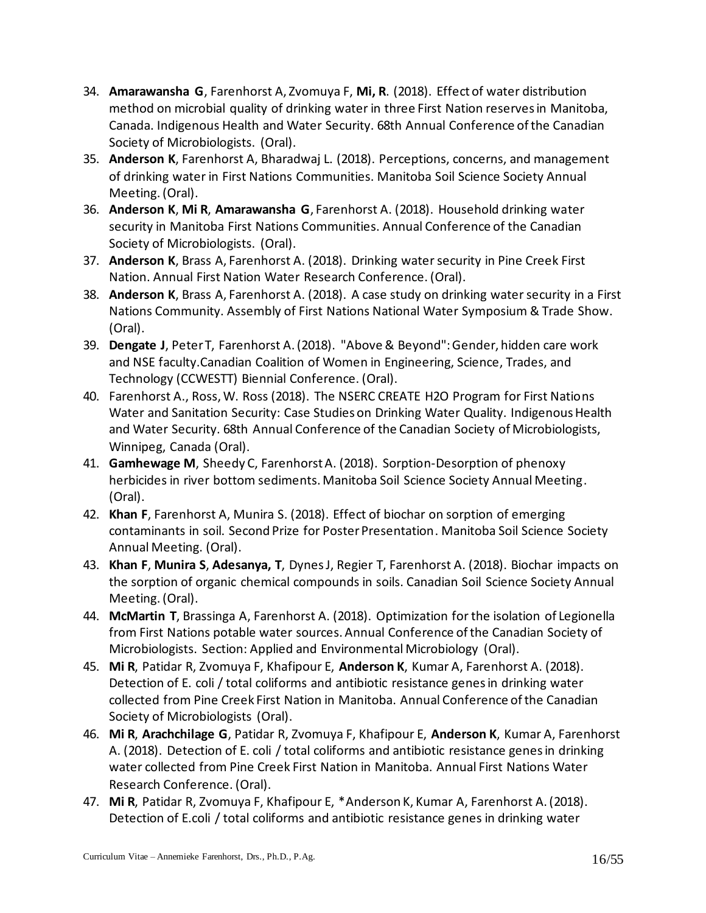34. **Amarawansha G**, Farenhorst A, Zvomuya F, **Mi, R**. (2018). Effect of water distribution method on microbial quality of drinking water in three First Nation reserves in Manitoba, Canada. Indigenous Health and Water Security. 68th Annual Conference of the Canadian Society of Microbiologists. (Oral).
35. **Anderson K**, Farenhorst A, Bharadwaj L. (2018). Perceptions, concerns, and management of drinking water in First Nations Communities. Manitoba Soil Science Society Annual Meeting. (Oral).
36. **Anderson K**, **Mi R**, **Amarawansha G**, Farenhorst A. (2018). Household drinking water security in Manitoba First Nations Communities. Annual Conference of the Canadian Society of Microbiologists. (Oral).
37. **Anderson K**, Brass A, Farenhorst A. (2018). Drinking water security in Pine Creek First Nation. Annual First Nation Water Research Conference. (Oral).
38. **Anderson K**, Brass A, Farenhorst A. (2018). A case study on drinking water security in a First Nations Community. Assembly of First Nations National Water Symposium & Trade Show. (Oral).
39. **Dengate J**, Peter T, Farenhorst A. (2018). "Above & Beyond": Gender, hidden care work and NSE faculty.Canadian Coalition of Women in Engineering, Science, Trades, and Technology (CCWESTT) Biennial Conference. (Oral).
40. Farenhorst A., Ross, W. Ross (2018). The NSERC CREATE H2O Program for First Nations Water and Sanitation Security: Case Studies on Drinking Water Quality. Indigenous Health and Water Security. 68th Annual Conference of the Canadian Society of Microbiologists, Winnipeg, Canada (Oral).
41. **Gamhewage M**, Sheedy C, Farenhorst A. (2018). Sorption-Desorption of phenoxy herbicides in river bottom sediments. Manitoba Soil Science Society Annual Meeting. (Oral).
42. **Khan F**, Farenhorst A, Munira S. (2018). Effect of biochar on sorption of emerging contaminants in soil. Second Prize for Poster Presentation. Manitoba Soil Science Society Annual Meeting. (Oral).
43. **Khan F**, **Munira S**, **Adesanya, T**, Dynes J, Regier T, Farenhorst A. (2018). Biochar impacts on the sorption of organic chemical compounds in soils. Canadian Soil Science Society Annual Meeting. (Oral).
44. **McMartin T**, Brassinga A, Farenhorst A. (2018). Optimization for the isolation of Legionella from First Nations potable water sources. Annual Conference of the Canadian Society of Microbiologists. Section: Applied and Environmental Microbiology (Oral).
45. **Mi R**, Patidar R, Zvomuya F, Khafipour E, **Anderson K**, Kumar A, Farenhorst A. (2018). Detection of E. coli / total coliforms and antibiotic resistance genes in drinking water collected from Pine Creek First Nation in Manitoba. Annual Conference of the Canadian Society of Microbiologists (Oral).
46. **Mi R**, **Arachchilage G**, Patidar R, Zvomuya F, Khafipour E, **Anderson K**, Kumar A, Farenhorst A. (2018). Detection of E. coli / total coliforms and antibiotic resistance genes in drinking water collected from Pine Creek First Nation in Manitoba. Annual First Nations Water Research Conference. (Oral).
47. **Mi R**, Patidar R, Zvomuya F, Khafipour E, *Anderson K, Kumar A, Farenhorst A. (2018). Detection of E.coli / total coliforms and antibiotic resistance genes in drinking water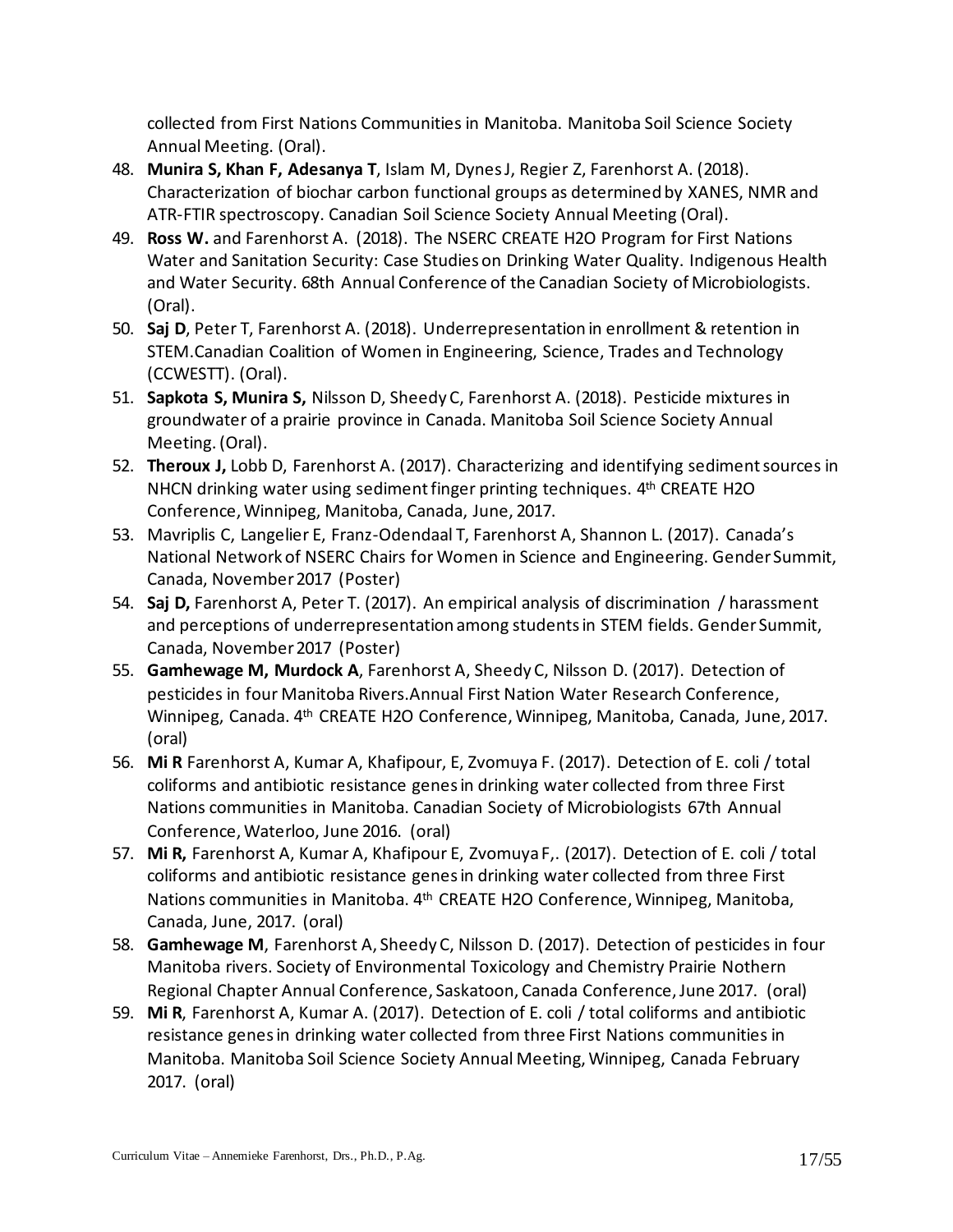collected from First Nations Communities in Manitoba. Manitoba Soil Science Society Annual Meeting. (Oral).

48. **Munira S, Khan F, Adesanya T**, Islam M, Dynes J, Regier Z, Farenhorst A. (2018). Characterization of biochar carbon functional groups as determined by XANES, NMR and ATR-FTIR spectroscopy. Canadian Soil Science Society Annual Meeting (Oral).
49. **Ross W.** and Farenhorst A. (2018). The NSERC CREATE H2O Program for First Nations Water and Sanitation Security: Case Studies on Drinking Water Quality. Indigenous Health and Water Security. 68th Annual Conference of the Canadian Society of Microbiologists. (Oral).
50. **Saj D**, Peter T, Farenhorst A. (2018). Underrepresentation in enrollment & retention in STEM.Canadian Coalition of Women in Engineering, Science, Trades and Technology (CCWESTT). (Oral).
51. **Sapkota S, Munira S,** Nilsson D, Sheedy C, Farenhorst A. (2018). Pesticide mixtures in groundwater of a prairie province in Canada. Manitoba Soil Science Society Annual Meeting. (Oral).
52. **Theroux J,** Lobb D, Farenhorst A. (2017). Characterizing and identifying sediment sources in NHCN drinking water using sediment finger printing techniques. 4th CREATE H2O Conference, Winnipeg, Manitoba, Canada, June, 2017.
53. Mavriplis C, Langelier E, Franz-Odendaal T, Farenhorst A, Shannon L. (2017). Canada's National Network of NSERC Chairs for Women in Science and Engineering. Gender Summit, Canada, November 2017 (Poster)
54. **Saj D,** Farenhorst A, Peter T. (2017). An empirical analysis of discrimination / harassment and perceptions of underrepresentation among students in STEM fields. Gender Summit, Canada, November 2017 (Poster)
55. **Gamhewage M, Murdock A**, Farenhorst A, Sheedy C, Nilsson D. (2017). Detection of pesticides in four Manitoba Rivers.Annual First Nation Water Research Conference, Winnipeg, Canada. 4th CREATE H2O Conference, Winnipeg, Manitoba, Canada, June, 2017. (oral)
56. **Mi R** Farenhorst A, Kumar A, Khafipour, E, Zvomuya F. (2017). Detection of E. coli / total coliforms and antibiotic resistance genes in drinking water collected from three First Nations communities in Manitoba. Canadian Society of Microbiologists 67th Annual Conference, Waterloo, June 2016. (oral)
57. **Mi R,** Farenhorst A, Kumar A, Khafipour E, Zvomuya F,. (2017). Detection of E. coli / total coliforms and antibiotic resistance genes in drinking water collected from three First Nations communities in Manitoba. 4th CREATE H2O Conference, Winnipeg, Manitoba, Canada, June, 2017. (oral)
58. **Gamhewage M**, Farenhorst A, Sheedy C, Nilsson D. (2017). Detection of pesticides in four Manitoba rivers. Society of Environmental Toxicology and Chemistry Prairie Nothern Regional Chapter Annual Conference, Saskatoon, Canada Conference, June 2017. (oral)
59. **Mi R**, Farenhorst A, Kumar A. (2017). Detection of E. coli / total coliforms and antibiotic resistance genes in drinking water collected from three First Nations communities in Manitoba. Manitoba Soil Science Society Annual Meeting, Winnipeg, Canada February 2017. (oral)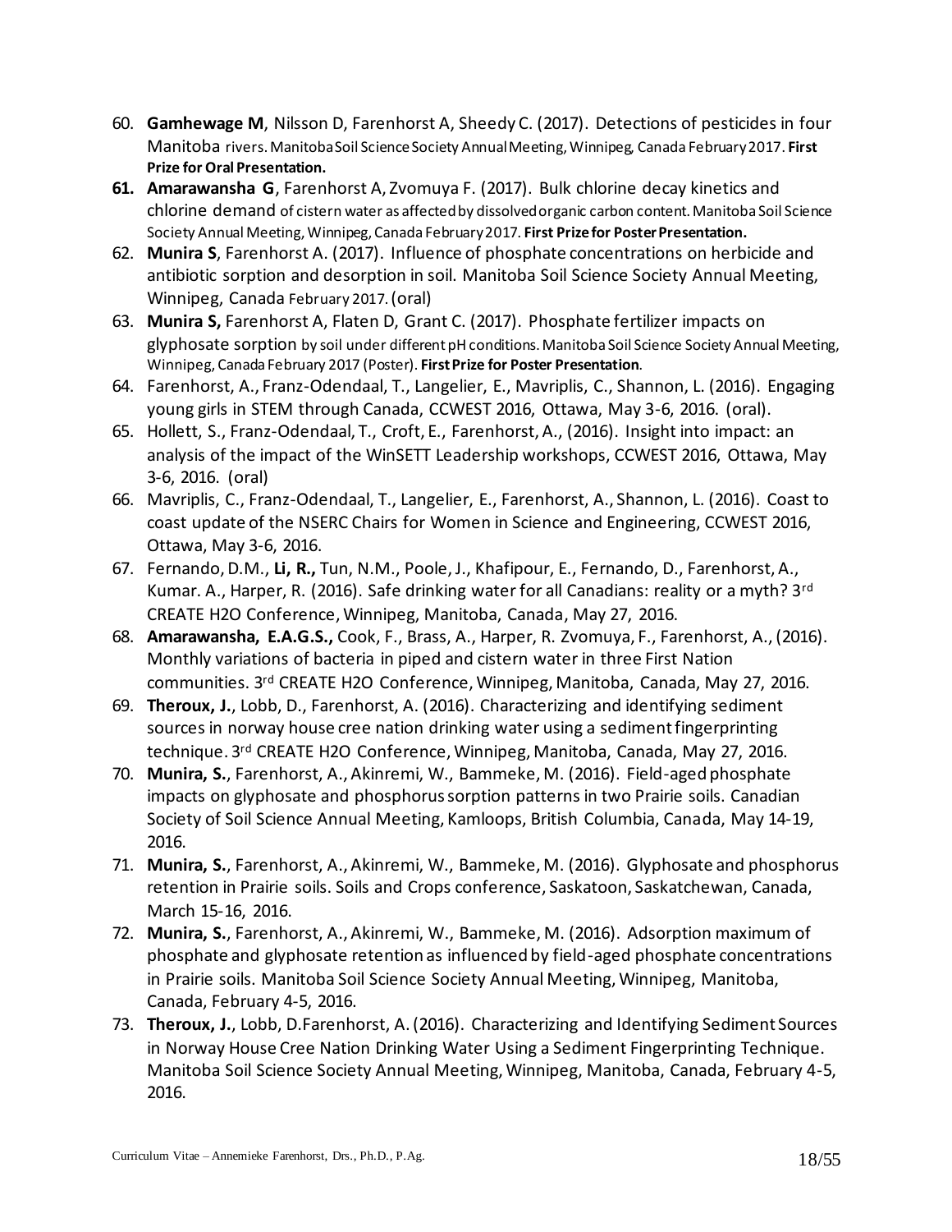60. **Gamhewage M**, Nilsson D, Farenhorst A, Sheedy C. (2017). Detections of pesticides in four Manitoba rivers. Manitoba Soil Science Society Annual Meeting, Winnipeg, Canada February 2017. **First Prize for Oral Presentation.**
61. **Amarawansha G**, Farenhorst A, Zvomuya F. (2017). Bulk chlorine decay kinetics and chlorine demand of cistern water as affected by dissolved organic carbon content. Manitoba Soil Science Society Annual Meeting, Winnipeg, Canada February 2017. **First Prize for Poster Presentation.**
62. **Munira S**, Farenhorst A. (2017). Influence of phosphate concentrations on herbicide and antibiotic sorption and desorption in soil. Manitoba Soil Science Society Annual Meeting, Winnipeg, Canada February 2017. (oral)
63. **Munira S,** Farenhorst A, Flaten D, Grant C. (2017). Phosphate fertilizer impacts on glyphosate sorption by soil under different pH conditions. Manitoba Soil Science Society Annual Meeting, Winnipeg, Canada February 2017 (Poster). **First Prize for Poster Presentation**.
64. Farenhorst, A., Franz-Odendaal, T., Langelier, E., Mavriplis, C., Shannon, L. (2016). Engaging young girls in STEM through Canada, CCWEST 2016, Ottawa, May 3-6, 2016. (oral).
65. Hollett, S., Franz-Odendaal, T., Croft, E., Farenhorst, A., (2016). Insight into impact: an analysis of the impact of the WinSETT Leadership workshops, CCWEST 2016, Ottawa, May 3-6, 2016. (oral)
66. Mavriplis, C., Franz-Odendaal, T., Langelier, E., Farenhorst, A., Shannon, L. (2016). Coast to coast update of the NSERC Chairs for Women in Science and Engineering, CCWEST 2016, Ottawa, May 3-6, 2016.
67. Fernando, D.M., **Li, R.,** Tun, N.M., Poole, J., Khafipour, E., Fernando, D., Farenhorst, A., Kumar. A., Harper, R. (2016). Safe drinking water for all Canadians: reality or a myth? 3rd CREATE H2O Conference, Winnipeg, Manitoba, Canada, May 27, 2016.
68. **Amarawansha, E.A.G.S.,** Cook, F., Brass, A., Harper, R. Zvomuya, F., Farenhorst, A., (2016). Monthly variations of bacteria in piped and cistern water in three First Nation communities. 3rd CREATE H2O Conference, Winnipeg, Manitoba, Canada, May 27, 2016.
69. **Theroux, J.**, Lobb, D., Farenhorst, A. (2016). Characterizing and identifying sediment sources in norway house cree nation drinking water using a sediment fingerprinting technique. 3rd CREATE H2O Conference, Winnipeg, Manitoba, Canada, May 27, 2016.
70. **Munira, S.**, Farenhorst, A., Akinremi, W., Bammeke, M. (2016). Field-aged phosphate impacts on glyphosate and phosphorus sorption patterns in two Prairie soils. Canadian Society of Soil Science Annual Meeting, Kamloops, British Columbia, Canada, May 14-19, 2016.
71. **Munira, S.**, Farenhorst, A., Akinremi, W., Bammeke, M. (2016). Glyphosate and phosphorus retention in Prairie soils. Soils and Crops conference, Saskatoon, Saskatchewan, Canada, March 15-16, 2016.
72. **Munira, S.**, Farenhorst, A., Akinremi, W., Bammeke, M. (2016). Adsorption maximum of phosphate and glyphosate retention as influenced by field-aged phosphate concentrations in Prairie soils. Manitoba Soil Science Society Annual Meeting, Winnipeg, Manitoba, Canada, February 4-5, 2016.
73. **Theroux, J.**, Lobb, D.Farenhorst, A. (2016). Characterizing and Identifying Sediment Sources in Norway House Cree Nation Drinking Water Using a Sediment Fingerprinting Technique. Manitoba Soil Science Society Annual Meeting, Winnipeg, Manitoba, Canada, February 4-5, 2016.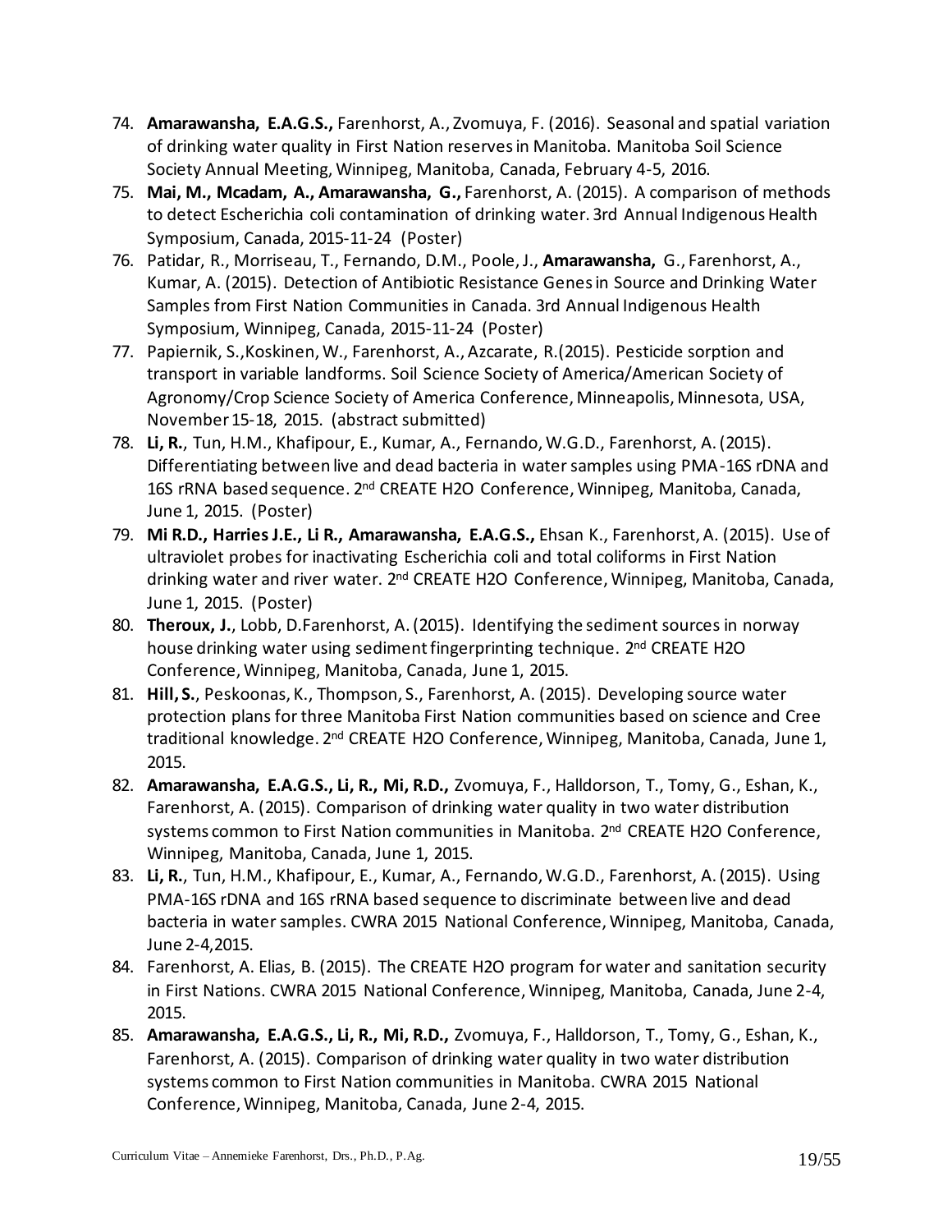74. **Amarawansha, E.A.G.S.,** Farenhorst, A., Zvomuya, F. (2016). Seasonal and spatial variation of drinking water quality in First Nation reserves in Manitoba. Manitoba Soil Science Society Annual Meeting, Winnipeg, Manitoba, Canada, February 4-5, 2016.
75. **Mai, M., Mcadam, A., Amarawansha, G.,** Farenhorst, A. (2015). A comparison of methods to detect Escherichia coli contamination of drinking water. 3rd Annual Indigenous Health Symposium, Canada, 2015-11-24 (Poster)
76. Patidar, R., Morriseau, T., Fernando, D.M., Poole, J., **Amarawansha,** G., Farenhorst, A., Kumar, A. (2015). Detection of Antibiotic Resistance Genes in Source and Drinking Water Samples from First Nation Communities in Canada. 3rd Annual Indigenous Health Symposium, Winnipeg, Canada, 2015-11-24 (Poster)
77. Papiernik, S., Koskinen, W., Farenhorst, A., Azcarate, R.(2015). Pesticide sorption and transport in variable landforms. Soil Science Society of America/American Society of Agronomy/Crop Science Society of America Conference, Minneapolis, Minnesota, USA, November 15-18, 2015. (abstract submitted)
78. **Li, R.**, Tun, H.M., Khafipour, E., Kumar, A., Fernando, W.G.D., Farenhorst, A. (2015). Differentiating between live and dead bacteria in water samples using PMA-16S rDNA and 16S rRNA based sequence. 2nd CREATE H2O Conference, Winnipeg, Manitoba, Canada, June 1, 2015. (Poster)
79. **Mi R.D., Harries J.E., Li R., Amarawansha, E.A.G.S.,** Ehsan K., Farenhorst, A. (2015). Use of ultraviolet probes for inactivating Escherichia coli and total coliforms in First Nation drinking water and river water. 2nd CREATE H2O Conference, Winnipeg, Manitoba, Canada, June 1, 2015. (Poster)
80. **Theroux, J.**, Lobb, D.Farenhorst, A. (2015). Identifying the sediment sources in norway house drinking water using sediment fingerprinting technique. 2nd CREATE H2O Conference, Winnipeg, Manitoba, Canada, June 1, 2015.
81. **Hill, S.**, Peskoonas, K., Thompson, S., Farenhorst, A. (2015). Developing source water protection plans for three Manitoba First Nation communities based on science and Cree traditional knowledge. 2nd CREATE H2O Conference, Winnipeg, Manitoba, Canada, June 1, 2015.
82. **Amarawansha, E.A.G.S., Li, R., Mi, R.D.,** Zvomuya, F., Halldorson, T., Tomy, G., Eshan, K., Farenhorst, A. (2015). Comparison of drinking water quality in two water distribution systems common to First Nation communities in Manitoba. 2nd CREATE H2O Conference, Winnipeg, Manitoba, Canada, June 1, 2015.
83. **Li, R.**, Tun, H.M., Khafipour, E., Kumar, A., Fernando, W.G.D., Farenhorst, A. (2015). Using PMA-16S rDNA and 16S rRNA based sequence to discriminate between live and dead bacteria in water samples. CWRA 2015 National Conference, Winnipeg, Manitoba, Canada, June 2-4,2015.
84. Farenhorst, A. Elias, B. (2015). The CREATE H2O program for water and sanitation security in First Nations. CWRA 2015 National Conference, Winnipeg, Manitoba, Canada, June 2-4, 2015.
85. **Amarawansha, E.A.G.S., Li, R., Mi, R.D.,** Zvomuya, F., Halldorson, T., Tomy, G., Eshan, K., Farenhorst, A. (2015). Comparison of drinking water quality in two water distribution systems common to First Nation communities in Manitoba. CWRA 2015 National Conference, Winnipeg, Manitoba, Canada, June 2-4, 2015.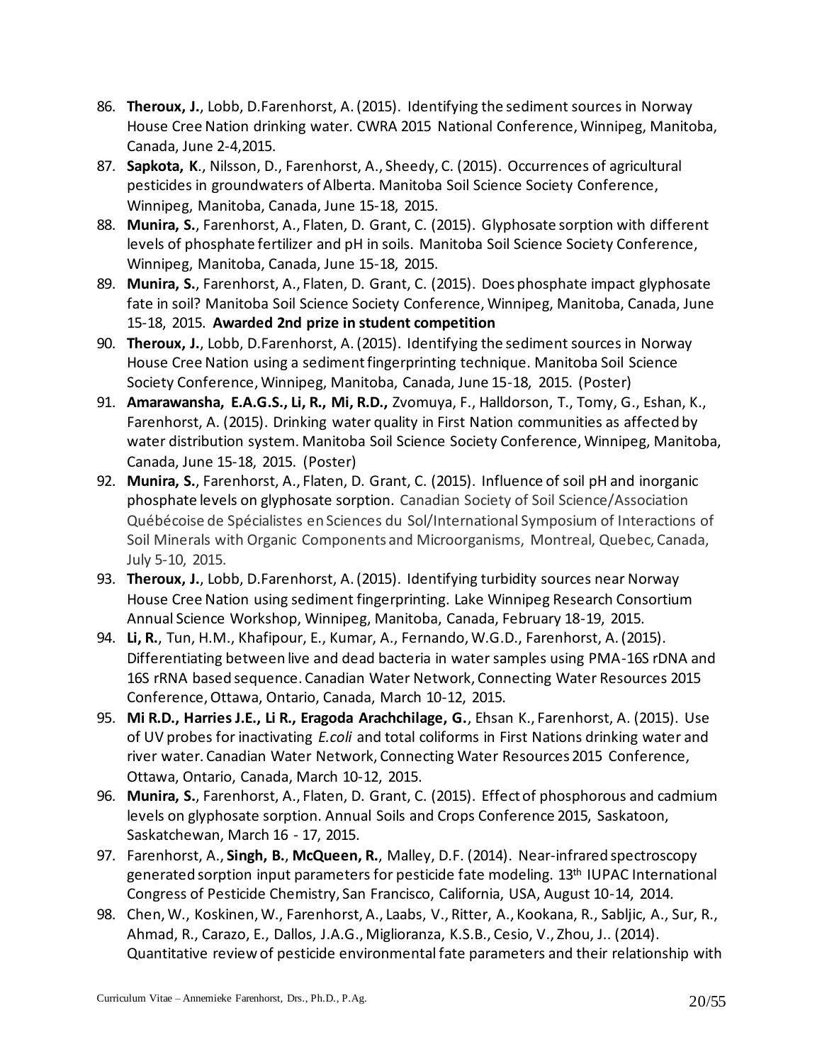86. **Theroux, J.**, Lobb, D.Farenhorst, A. (2015). Identifying the sediment sources in Norway House Cree Nation drinking water. CWRA 2015 National Conference, Winnipeg, Manitoba, Canada, June 2-4,2015.
87. **Sapkota, K**., Nilsson, D., Farenhorst, A., Sheedy, C. (2015). Occurrences of agricultural pesticides in groundwaters of Alberta. Manitoba Soil Science Society Conference, Winnipeg, Manitoba, Canada, June 15-18, 2015.
88. **Munira, S.**, Farenhorst, A., Flaten, D. Grant, C. (2015). Glyphosate sorption with different levels of phosphate fertilizer and pH in soils. Manitoba Soil Science Society Conference, Winnipeg, Manitoba, Canada, June 15-18, 2015.
89. **Munira, S.**, Farenhorst, A., Flaten, D. Grant, C. (2015). Does phosphate impact glyphosate fate in soil? Manitoba Soil Science Society Conference, Winnipeg, Manitoba, Canada, June 15-18, 2015. **Awarded 2nd prize in student competition**
90. **Theroux, J.**, Lobb, D.Farenhorst, A. (2015). Identifying the sediment sources in Norway House Cree Nation using a sediment fingerprinting technique. Manitoba Soil Science Society Conference, Winnipeg, Manitoba, Canada, June 15-18, 2015. (Poster)
91. **Amarawansha, E.A.G.S., Li, R., Mi, R.D.,** Zvomuya, F., Halldorson, T., Tomy, G., Eshan, K., Farenhorst, A. (2015). Drinking water quality in First Nation communities as affected by water distribution system. Manitoba Soil Science Society Conference, Winnipeg, Manitoba, Canada, June 15-18, 2015. (Poster)
92. **Munira, S.**, Farenhorst, A., Flaten, D. Grant, C. (2015). Influence of soil pH and inorganic phosphate levels on glyphosate sorption. Canadian Society of Soil Science/Association Québécoise de Spécialistes en Sciences du Sol/International Symposium of Interactions of Soil Minerals with Organic Components and Microorganisms, Montreal, Quebec, Canada, July 5-10, 2015.
93. **Theroux, J.**, Lobb, D.Farenhorst, A. (2015). Identifying turbidity sources near Norway House Cree Nation using sediment fingerprinting. Lake Winnipeg Research Consortium Annual Science Workshop, Winnipeg, Manitoba, Canada, February 18-19, 2015.
94. **Li, R.**, Tun, H.M., Khafipour, E., Kumar, A., Fernando, W.G.D., Farenhorst, A. (2015). Differentiating between live and dead bacteria in water samples using PMA-16S rDNA and 16S rRNA based sequence. Canadian Water Network, Connecting Water Resources 2015 Conference, Ottawa, Ontario, Canada, March 10-12, 2015.
95. **Mi R.D., Harries J.E., Li R., Eragoda Arachchilage, G.**, Ehsan K., Farenhorst, A. (2015). Use of UV probes for inactivating *E.coli* and total coliforms in First Nations drinking water and river water. Canadian Water Network, Connecting Water Resources 2015 Conference, Ottawa, Ontario, Canada, March 10-12, 2015.
96. **Munira, S.**, Farenhorst, A., Flaten, D. Grant, C. (2015). Effect of phosphorous and cadmium levels on glyphosate sorption. Annual Soils and Crops Conference 2015, Saskatoon, Saskatchewan, March 16 - 17, 2015.
97. Farenhorst, A., **Singh, B.**, **McQueen, R.**, Malley, D.F. (2014). Near-infrared spectroscopy generated sorption input parameters for pesticide fate modeling. 13th IUPAC International Congress of Pesticide Chemistry, San Francisco, California, USA, August 10-14, 2014.
98. Chen, W., Koskinen, W., Farenhorst, A., Laabs, V., Ritter, A., Kookana, R., Sabljic, A., Sur, R., Ahmad, R., Carazo, E., Dallos, J.A.G., Miglioranza, K.S.B., Cesio, V., Zhou, J.. (2014). Quantitative review of pesticide environmental fate parameters and their relationship with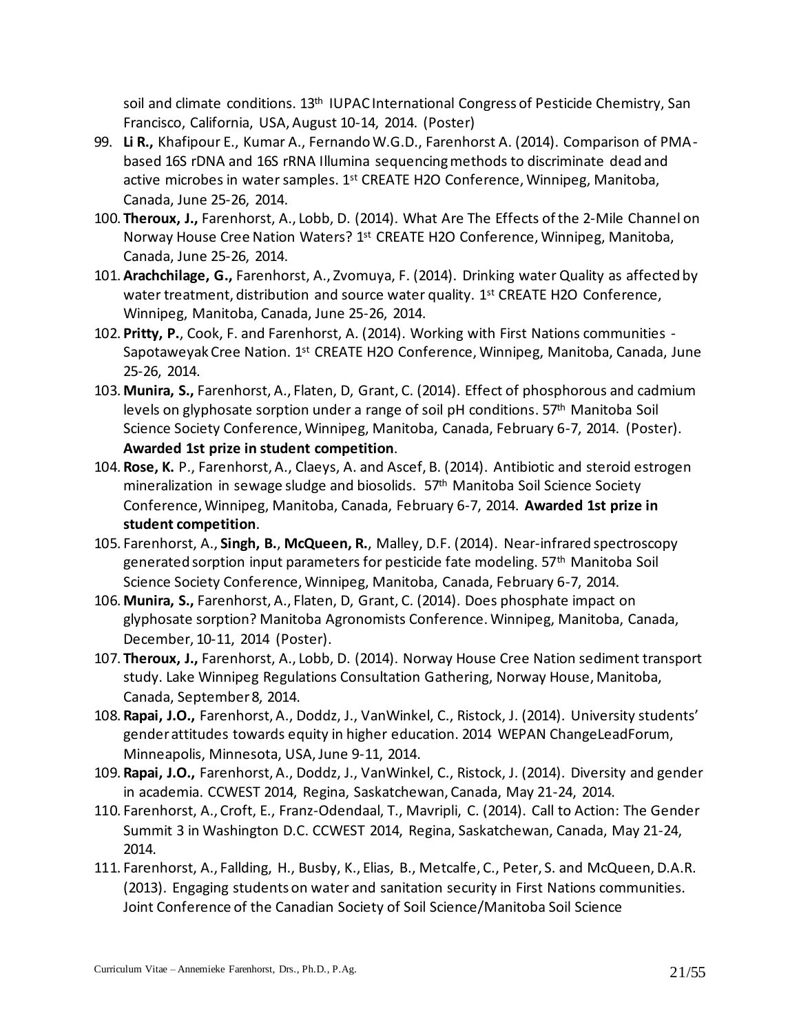soil and climate conditions. 13th IUPAC International Congress of Pesticide Chemistry, San Francisco, California, USA, August 10-14, 2014. (Poster)

99. **Li R.,** Khafipour E., Kumar A., Fernando W.G.D., Farenhorst A. (2014). Comparison of PMA-based 16S rDNA and 16S rRNA Illumina sequencing methods to discriminate dead and active microbes in water samples. 1st CREATE H2O Conference, Winnipeg, Manitoba, Canada, June 25-26, 2014.
100. **Theroux, J.,** Farenhorst, A., Lobb, D. (2014). What Are The Effects of the 2-Mile Channel on Norway House Cree Nation Waters? 1st CREATE H2O Conference, Winnipeg, Manitoba, Canada, June 25-26, 2014.
101. **Arachchilage, G.,** Farenhorst, A., Zvomuya, F. (2014). Drinking water Quality as affected by water treatment, distribution and source water quality. 1st CREATE H2O Conference, Winnipeg, Manitoba, Canada, June 25-26, 2014.
102. **Pritty, P.**, Cook, F. and Farenhorst, A. (2014). Working with First Nations communities - Sapotaweyak Cree Nation. 1st CREATE H2O Conference, Winnipeg, Manitoba, Canada, June 25-26, 2014.
103. **Munira, S.,** Farenhorst, A., Flaten, D, Grant, C. (2014). Effect of phosphorous and cadmium levels on glyphosate sorption under a range of soil pH conditions. 57th Manitoba Soil Science Society Conference, Winnipeg, Manitoba, Canada, February 6-7, 2014. (Poster). **Awarded 1st prize in student competition**.
104. **Rose, K.** P., Farenhorst, A., Claeys, A. and Ascef, B. (2014). Antibiotic and steroid estrogen mineralization in sewage sludge and biosolids. 57th Manitoba Soil Science Society Conference, Winnipeg, Manitoba, Canada, February 6-7, 2014. **Awarded 1st prize in student competition**.
105. Farenhorst, A., **Singh, B.**, **McQueen, R.**, Malley, D.F. (2014). Near-infrared spectroscopy generated sorption input parameters for pesticide fate modeling. 57th Manitoba Soil Science Society Conference, Winnipeg, Manitoba, Canada, February 6-7, 2014.
106. **Munira, S.,** Farenhorst, A., Flaten, D, Grant, C. (2014). Does phosphate impact on glyphosate sorption? Manitoba Agronomists Conference. Winnipeg, Manitoba, Canada, December, 10-11, 2014 (Poster).
107. **Theroux, J.,** Farenhorst, A., Lobb, D. (2014). Norway House Cree Nation sediment transport study. Lake Winnipeg Regulations Consultation Gathering, Norway House, Manitoba, Canada, September 8, 2014.
108. **Rapai, J.O.,** Farenhorst, A., Doddz, J., VanWinkel, C., Ristock, J. (2014). University students' gender attitudes towards equity in higher education. 2014 WEPAN ChangeLeadForum, Minneapolis, Minnesota, USA, June 9-11, 2014.
109. **Rapai, J.O.,** Farenhorst, A., Doddz, J., VanWinkel, C., Ristock, J. (2014). Diversity and gender in academia. CCWEST 2014, Regina, Saskatchewan, Canada, May 21-24, 2014.
110. Farenhorst, A., Croft, E., Franz-Odendaal, T., Mavripli, C. (2014). Call to Action: The Gender Summit 3 in Washington D.C. CCWEST 2014, Regina, Saskatchewan, Canada, May 21-24, 2014.
111. Farenhorst, A., Fallding, H., Busby, K., Elias, B., Metcalfe, C., Peter, S. and McQueen, D.A.R. (2013). Engaging students on water and sanitation security in First Nations communities. Joint Conference of the Canadian Society of Soil Science/Manitoba Soil Science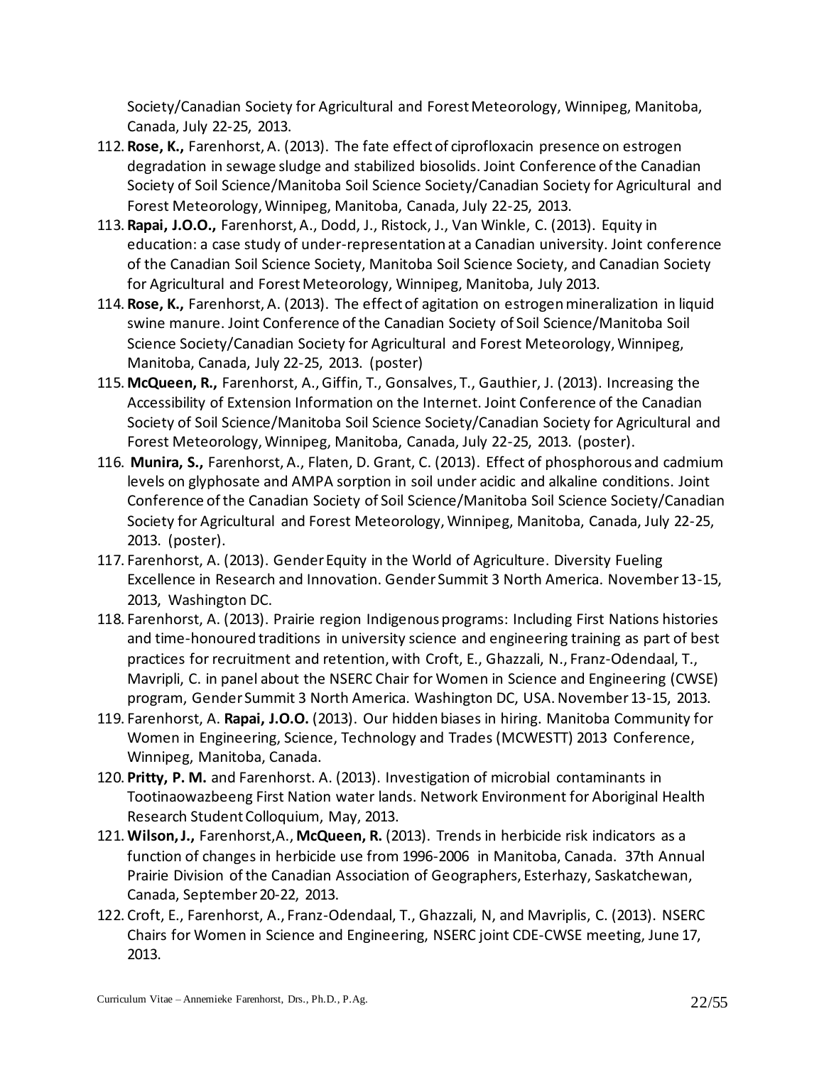Society/Canadian Society for Agricultural and Forest Meteorology, Winnipeg, Manitoba, Canada, July 22-25, 2013.

112. **Rose, K.,** Farenhorst, A. (2013). The fate effect of ciprofloxacin presence on estrogen degradation in sewage sludge and stabilized biosolids. Joint Conference of the Canadian Society of Soil Science/Manitoba Soil Science Society/Canadian Society for Agricultural and Forest Meteorology, Winnipeg, Manitoba, Canada, July 22-25, 2013.
113. **Rapai, J.O.O.,** Farenhorst, A., Dodd, J., Ristock, J., Van Winkle, C. (2013). Equity in education: a case study of under-representation at a Canadian university. Joint conference of the Canadian Soil Science Society, Manitoba Soil Science Society, and Canadian Society for Agricultural and Forest Meteorology, Winnipeg, Manitoba, July 2013.
114. **Rose, K.,** Farenhorst, A. (2013). The effect of agitation on estrogen mineralization in liquid swine manure. Joint Conference of the Canadian Society of Soil Science/Manitoba Soil Science Society/Canadian Society for Agricultural and Forest Meteorology, Winnipeg, Manitoba, Canada, July 22-25, 2013. (poster)
115. **McQueen, R.,** Farenhorst, A., Giffin, T., Gonsalves, T., Gauthier, J. (2013). Increasing the Accessibility of Extension Information on the Internet. Joint Conference of the Canadian Society of Soil Science/Manitoba Soil Science Society/Canadian Society for Agricultural and Forest Meteorology, Winnipeg, Manitoba, Canada, July 22-25, 2013. (poster).
116. **Munira, S.,** Farenhorst, A., Flaten, D. Grant, C. (2013). Effect of phosphorous and cadmium levels on glyphosate and AMPA sorption in soil under acidic and alkaline conditions. Joint Conference of the Canadian Society of Soil Science/Manitoba Soil Science Society/Canadian Society for Agricultural and Forest Meteorology, Winnipeg, Manitoba, Canada, July 22-25, 2013. (poster).
117. Farenhorst, A. (2013). Gender Equity in the World of Agriculture. Diversity Fueling Excellence in Research and Innovation. Gender Summit 3 North America. November 13-15, 2013, Washington DC.
118. Farenhorst, A. (2013). Prairie region Indigenous programs: Including First Nations histories and time-honoured traditions in university science and engineering training as part of best practices for recruitment and retention, with Croft, E., Ghazzali, N., Franz-Odendaal, T., Mavripli, C. in panel about the NSERC Chair for Women in Science and Engineering (CWSE) program, Gender Summit 3 North America. Washington DC, USA. November 13-15, 2013.
119. Farenhorst, A. **Rapai, J.O.O.** (2013). Our hidden biases in hiring. Manitoba Community for Women in Engineering, Science, Technology and Trades (MCWESTT) 2013 Conference, Winnipeg, Manitoba, Canada.
120. **Pritty, P. M.** and Farenhorst. A. (2013). Investigation of microbial contaminants in Tootinaowazbeeng First Nation water lands. Network Environment for Aboriginal Health Research Student Colloquium, May, 2013.
121. **Wilson, J.,** Farenhorst, A., **McQueen, R.** (2013). Trends in herbicide risk indicators as a function of changes in herbicide use from 1996-2006 in Manitoba, Canada. 37th Annual Prairie Division of the Canadian Association of Geographers, Esterhazy, Saskatchewan, Canada, September 20-22, 2013.
122. Croft, E., Farenhorst, A., Franz-Odendaal, T., Ghazzali, N, and Mavriplis, C. (2013). NSERC Chairs for Women in Science and Engineering, NSERC joint CDE-CWSE meeting, June 17, 2013.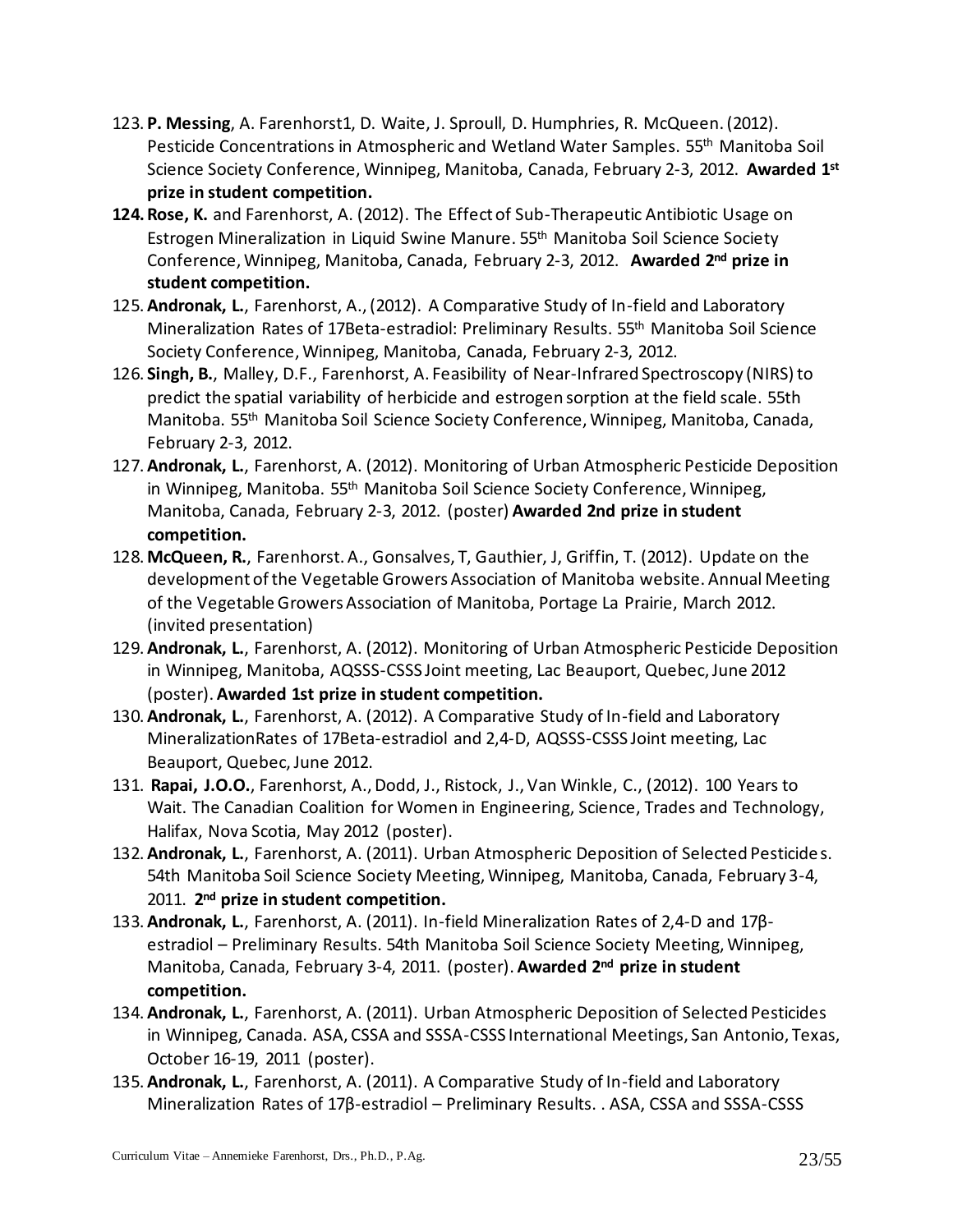123. **P. Messing**, A. Farenhorst1, D. Waite, J. Sproull, D. Humphries, R. McQueen. (2012). Pesticide Concentrations in Atmospheric and Wetland Water Samples. 55th Manitoba Soil Science Society Conference, Winnipeg, Manitoba, Canada, February 2-3, 2012. **Awarded 1st prize in student competition.**
124. **Rose, K.** and Farenhorst, A. (2012). The Effect of Sub-Therapeutic Antibiotic Usage on Estrogen Mineralization in Liquid Swine Manure. 55th Manitoba Soil Science Society Conference, Winnipeg, Manitoba, Canada, February 2-3, 2012. **Awarded 2nd prize in student competition.**
125. **Andronak, L.**, Farenhorst, A., (2012). A Comparative Study of In-field and Laboratory Mineralization Rates of 17Beta-estradiol: Preliminary Results. 55th Manitoba Soil Science Society Conference, Winnipeg, Manitoba, Canada, February 2-3, 2012.
126. **Singh, B.**, Malley, D.F., Farenhorst, A. Feasibility of Near-Infrared Spectroscopy (NIRS) to predict the spatial variability of herbicide and estrogen sorption at the field scale. 55th Manitoba. 55th Manitoba Soil Science Society Conference, Winnipeg, Manitoba, Canada, February 2-3, 2012.
127. **Andronak, L.**, Farenhorst, A. (2012). Monitoring of Urban Atmospheric Pesticide Deposition in Winnipeg, Manitoba. 55th Manitoba Soil Science Society Conference, Winnipeg, Manitoba, Canada, February 2-3, 2012. (poster) **Awarded 2nd prize in student competition.**
128. **McQueen, R.**, Farenhorst. A., Gonsalves, T, Gauthier, J, Griffin, T. (2012). Update on the development of the Vegetable Growers Association of Manitoba website. Annual Meeting of the Vegetable Growers Association of Manitoba, Portage La Prairie, March 2012. (invited presentation)
129. **Andronak, L.**, Farenhorst, A. (2012). Monitoring of Urban Atmospheric Pesticide Deposition in Winnipeg, Manitoba, AQSSS-CSSS Joint meeting, Lac Beauport, Quebec, June 2012 (poster). **Awarded 1st prize in student competition.**
130. **Andronak, L.**, Farenhorst, A. (2012). A Comparative Study of In-field and Laboratory MineralizationRates of 17Beta-estradiol and 2,4-D, AQSSS-CSSS Joint meeting, Lac Beauport, Quebec, June 2012.
131. **Rapai, J.O.O.**, Farenhorst, A., Dodd, J., Ristock, J., Van Winkle, C., (2012). 100 Years to Wait. The Canadian Coalition for Women in Engineering, Science, Trades and Technology, Halifax, Nova Scotia, May 2012 (poster).
132. **Andronak, L.**, Farenhorst, A. (2011). Urban Atmospheric Deposition of Selected Pesticides. 54th Manitoba Soil Science Society Meeting, Winnipeg, Manitoba, Canada, February 3-4, 2011. **2nd prize in student competition.**
133. **Andronak, L.**, Farenhorst, A. (2011). In-field Mineralization Rates of 2,4-D and 17β-estradiol – Preliminary Results. 54th Manitoba Soil Science Society Meeting, Winnipeg, Manitoba, Canada, February 3-4, 2011. (poster). **Awarded 2nd prize in student competition.**
134. **Andronak, L.**, Farenhorst, A. (2011). Urban Atmospheric Deposition of Selected Pesticides in Winnipeg, Canada. ASA, CSSA and SSSA-CSSS International Meetings, San Antonio, Texas, October 16-19, 2011 (poster).
135. **Andronak, L.**, Farenhorst, A. (2011). A Comparative Study of In-field and Laboratory Mineralization Rates of 17β-estradiol – Preliminary Results. . ASA, CSSA and SSSA-CSSS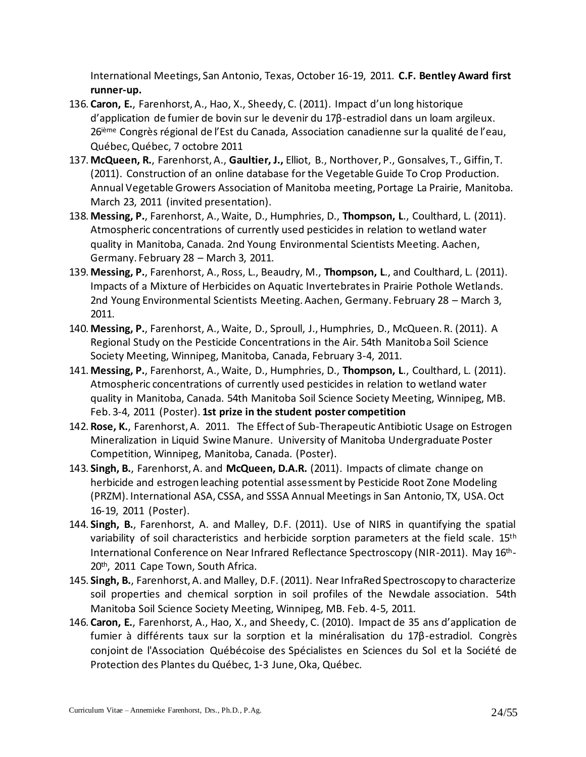International Meetings, San Antonio, Texas, October 16-19, 2011. **C.F. Bentley Award first runner-up.**

136. **Caron, E.**, Farenhorst, A., Hao, X., Sheedy, C. (2011). Impact d'un long historique d'application de fumier de bovin sur le devenir du 17β-estradiol dans un loam argileux. 26ième Congrès régional de l'Est du Canada, Association canadienne sur la qualité de l'eau, Québec, Québec, 7 octobre 2011
137. **McQueen, R.**, Farenhorst, A., **Gaultier, J.**, Elliot, B., Northover, P., Gonsalves, T., Giffin, T. (2011). Construction of an online database for the Vegetable Guide To Crop Production. Annual Vegetable Growers Association of Manitoba meeting, Portage La Prairie, Manitoba. March 23, 2011 (invited presentation).
138. **Messing, P.**, Farenhorst, A., Waite, D., Humphries, D., **Thompson, L**., Coulthard, L. (2011). Atmospheric concentrations of currently used pesticides in relation to wetland water quality in Manitoba, Canada. 2nd Young Environmental Scientists Meeting. Aachen, Germany. February 28 – March 3, 2011.
139. **Messing, P.**, Farenhorst, A., Ross, L., Beaudry, M., **Thompson, L**., and Coulthard, L. (2011). Impacts of a Mixture of Herbicides on Aquatic Invertebrates in Prairie Pothole Wetlands. 2nd Young Environmental Scientists Meeting. Aachen, Germany. February 28 – March 3, 2011.
140. **Messing, P.**, Farenhorst, A., Waite, D., Sproull, J., Humphries, D., McQueen. R. (2011). A Regional Study on the Pesticide Concentrations in the Air. 54th Manitoba Soil Science Society Meeting, Winnipeg, Manitoba, Canada, February 3-4, 2011.
141. **Messing, P.**, Farenhorst, A., Waite, D., Humphries, D., **Thompson, L**., Coulthard, L. (2011). Atmospheric concentrations of currently used pesticides in relation to wetland water quality in Manitoba, Canada. 54th Manitoba Soil Science Society Meeting, Winnipeg, MB. Feb. 3-4, 2011 (Poster). **1st prize in the student poster competition**
142. **Rose, K.**, Farenhorst, A. 2011. The Effect of Sub-Therapeutic Antibiotic Usage on Estrogen Mineralization in Liquid Swine Manure. University of Manitoba Undergraduate Poster Competition, Winnipeg, Manitoba, Canada. (Poster).
143. **Singh, B.**, Farenhorst, A. and **McQueen, D.A.R.** (2011). Impacts of climate change on herbicide and estrogen leaching potential assessment by Pesticide Root Zone Modeling (PRZM). International ASA, CSSA, and SSSA Annual Meetings in San Antonio, TX, USA. Oct 16-19, 2011 (Poster).
144. **Singh, B.**, Farenhorst, A. and Malley, D.F. (2011). Use of NIRS in quantifying the spatial variability of soil characteristics and herbicide sorption parameters at the field scale. 15th International Conference on Near Infrared Reflectance Spectroscopy (NIR-2011). May 16th-20th, 2011 Cape Town, South Africa.
145. **Singh, B.**, Farenhorst, A. and Malley, D.F. (2011). Near InfraRed Spectroscopy to characterize soil properties and chemical sorption in soil profiles of the Newdale association. 54th Manitoba Soil Science Society Meeting, Winnipeg, MB. Feb. 4-5, 2011.
146. **Caron, E.**, Farenhorst, A., Hao, X., and Sheedy, C. (2010). Impact de 35 ans d'application de fumier à différents taux sur la sorption et la minéralisation du 17β-estradiol. Congrès conjoint de l'Association Québécoise des Spécialistes en Sciences du Sol et la Société de Protection des Plantes du Québec, 1-3 June, Oka, Québec.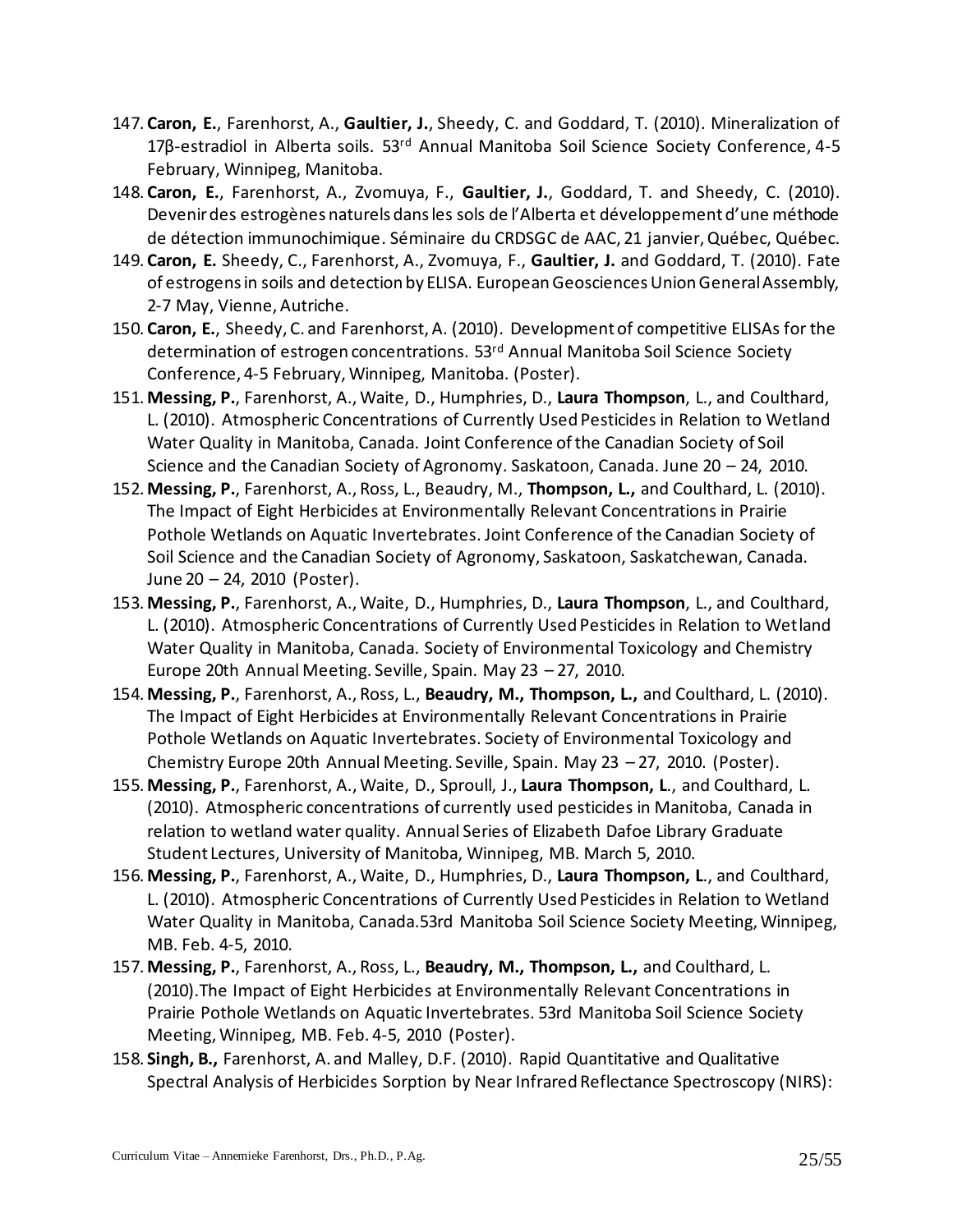147. **Caron, E.**, Farenhorst, A., **Gaultier, J.**, Sheedy, C. and Goddard, T. (2010). Mineralization of 17β-estradiol in Alberta soils. 53[rd] Annual Manitoba Soil Science Society Conference, 4-5 February, Winnipeg, Manitoba.
148. **Caron, E.**, Farenhorst, A., Zvomuya, F., **Gaultier, J.**, Goddard, T. and Sheedy, C. (2010). Devenir des estrogènes naturels dans les sols de l'Alberta et développement d'une méthode de détection immunochimique. Séminaire du CRDSGC de AAC, 21 janvier, Québec, Québec.
149. **Caron, E.** Sheedy, C., Farenhorst, A., Zvomuya, F., **Gaultier, J.** and Goddard, T. (2010). Fate of estrogens in soils and detection by ELISA. European Geosciences Union General Assembly, 2-7 May, Vienne, Autriche.
150. **Caron, E.**, Sheedy, C. and Farenhorst, A. (2010). Development of competitive ELISAs for the determination of estrogen concentrations. 53[rd] Annual Manitoba Soil Science Society Conference, 4-5 February, Winnipeg, Manitoba. (Poster).
151. **Messing, P.**, Farenhorst, A., Waite, D., Humphries, D., **Laura Thompson**, L., and Coulthard, L. (2010). Atmospheric Concentrations of Currently Used Pesticides in Relation to Wetland Water Quality in Manitoba, Canada. Joint Conference of the Canadian Society of Soil Science and the Canadian Society of Agronomy. Saskatoon, Canada. June 20 – 24, 2010.
152. **Messing, P.**, Farenhorst, A., Ross, L., Beaudry, M., **Thompson, L.,** and Coulthard, L. (2010). The Impact of Eight Herbicides at Environmentally Relevant Concentrations in Prairie Pothole Wetlands on Aquatic Invertebrates. Joint Conference of the Canadian Society of Soil Science and the Canadian Society of Agronomy, Saskatoon, Saskatchewan, Canada. June 20 – 24, 2010 (Poster).
153. **Messing, P.**, Farenhorst, A., Waite, D., Humphries, D., **Laura Thompson**, L., and Coulthard, L. (2010). Atmospheric Concentrations of Currently Used Pesticides in Relation to Wetland Water Quality in Manitoba, Canada. Society of Environmental Toxicology and Chemistry Europe 20th Annual Meeting. Seville, Spain. May 23 – 27, 2010.
154. **Messing, P.**, Farenhorst, A., Ross, L., **Beaudry, M., Thompson, L.,** and Coulthard, L. (2010). The Impact of Eight Herbicides at Environmentally Relevant Concentrations in Prairie Pothole Wetlands on Aquatic Invertebrates. Society of Environmental Toxicology and Chemistry Europe 20th Annual Meeting. Seville, Spain. May 23 – 27, 2010. (Poster).
155. **Messing, P.**, Farenhorst, A., Waite, D., Sproull, J., **Laura Thompson, L**., and Coulthard, L. (2010). Atmospheric concentrations of currently used pesticides in Manitoba, Canada in relation to wetland water quality. Annual Series of Elizabeth Dafoe Library Graduate Student Lectures, University of Manitoba, Winnipeg, MB. March 5, 2010.
156. **Messing, P.**, Farenhorst, A., Waite, D., Humphries, D., **Laura Thompson, L**., and Coulthard, L. (2010). Atmospheric Concentrations of Currently Used Pesticides in Relation to Wetland Water Quality in Manitoba, Canada.53rd Manitoba Soil Science Society Meeting, Winnipeg, MB. Feb. 4-5, 2010.
157. **Messing, P.**, Farenhorst, A., Ross, L., **Beaudry, M., Thompson, L.,** and Coulthard, L. (2010).The Impact of Eight Herbicides at Environmentally Relevant Concentrations in Prairie Pothole Wetlands on Aquatic Invertebrates. 53rd Manitoba Soil Science Society Meeting, Winnipeg, MB. Feb. 4-5, 2010 (Poster).
158. **Singh, B.,** Farenhorst, A. and Malley, D.F. (2010). Rapid Quantitative and Qualitative Spectral Analysis of Herbicides Sorption by Near Infrared Reflectance Spectroscopy (NIRS):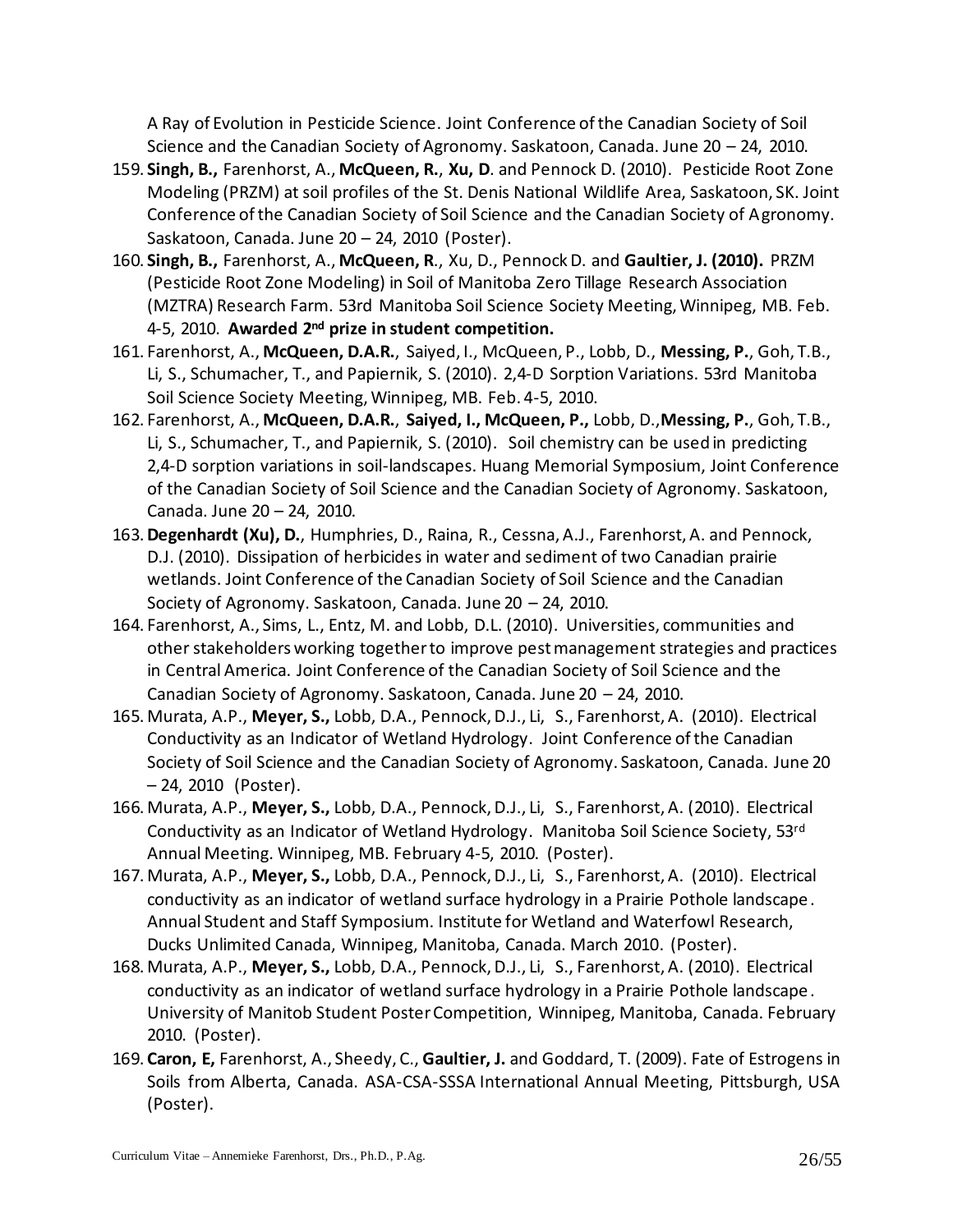A Ray of Evolution in Pesticide Science. Joint Conference of the Canadian Society of Soil Science and the Canadian Society of Agronomy. Saskatoon, Canada. June 20 – 24, 2010.

159. **Singh, B.,** Farenhorst, A., **McQueen, R.**, **Xu, D**. and Pennock D. (2010). Pesticide Root Zone Modeling (PRZM) at soil profiles of the St. Denis National Wildlife Area, Saskatoon, SK. Joint Conference of the Canadian Society of Soil Science and the Canadian Society of Agronomy. Saskatoon, Canada. June 20 – 24, 2010 (Poster).
160. **Singh, B.,** Farenhorst, A., **McQueen, R**., Xu, D., Pennock D. and **Gaultier, J. (2010).** PRZM (Pesticide Root Zone Modeling) in Soil of Manitoba Zero Tillage Research Association (MZTRA) Research Farm. 53rd Manitoba Soil Science Society Meeting, Winnipeg, MB. Feb. 4-5, 2010. **Awarded 2nd prize in student competition.**
161. Farenhorst, A., **McQueen, D.A.R.**, Saiyed, I., McQueen, P., Lobb, D., **Messing, P.**, Goh, T.B., Li, S., Schumacher, T., and Papiernik, S. (2010). 2,4-D Sorption Variations. 53rd Manitoba Soil Science Society Meeting, Winnipeg, MB. Feb. 4-5, 2010.
162. Farenhorst, A., **McQueen, D.A.R.**, **Saiyed, I., McQueen, P.,** Lobb, D., **Messing, P.**, Goh, T.B., Li, S., Schumacher, T., and Papiernik, S. (2010). Soil chemistry can be used in predicting 2,4-D sorption variations in soil-landscapes. Huang Memorial Symposium, Joint Conference of the Canadian Society of Soil Science and the Canadian Society of Agronomy. Saskatoon, Canada. June 20 – 24, 2010.
163. **Degenhardt (Xu), D.**, Humphries, D., Raina, R., Cessna, A.J., Farenhorst, A. and Pennock, D.J. (2010). Dissipation of herbicides in water and sediment of two Canadian prairie wetlands. Joint Conference of the Canadian Society of Soil Science and the Canadian Society of Agronomy. Saskatoon, Canada. June 20 – 24, 2010.
164. Farenhorst, A., Sims, L., Entz, M. and Lobb, D.L. (2010). Universities, communities and other stakeholders working together to improve pest management strategies and practices in Central America. Joint Conference of the Canadian Society of Soil Science and the Canadian Society of Agronomy. Saskatoon, Canada. June 20 – 24, 2010.
165. Murata, A.P., **Meyer, S.,** Lobb, D.A., Pennock, D.J., Li, S., Farenhorst, A. (2010). Electrical Conductivity as an Indicator of Wetland Hydrology. Joint Conference of the Canadian Society of Soil Science and the Canadian Society of Agronomy. Saskatoon, Canada. June 20 – 24, 2010 (Poster).
166. Murata, A.P., **Meyer, S.,** Lobb, D.A., Pennock, D.J., Li, S., Farenhorst, A. (2010). Electrical Conductivity as an Indicator of Wetland Hydrology. Manitoba Soil Science Society, 53rd Annual Meeting. Winnipeg, MB. February 4-5, 2010. (Poster).
167. Murata, A.P., **Meyer, S.,** Lobb, D.A., Pennock, D.J., Li, S., Farenhorst, A. (2010). Electrical conductivity as an indicator of wetland surface hydrology in a Prairie Pothole landscape. Annual Student and Staff Symposium. Institute for Wetland and Waterfowl Research, Ducks Unlimited Canada, Winnipeg, Manitoba, Canada. March 2010. (Poster).
168. Murata, A.P., **Meyer, S.,** Lobb, D.A., Pennock, D.J., Li, S., Farenhorst, A. (2010). Electrical conductivity as an indicator of wetland surface hydrology in a Prairie Pothole landscape. University of Manitob Student Poster Competition, Winnipeg, Manitoba, Canada. February 2010. (Poster).
169. **Caron, E,** Farenhorst, A., Sheedy, C., **Gaultier, J.** and Goddard, T. (2009). Fate of Estrogens in Soils from Alberta, Canada. ASA-CSA-SSSA International Annual Meeting, Pittsburgh, USA (Poster).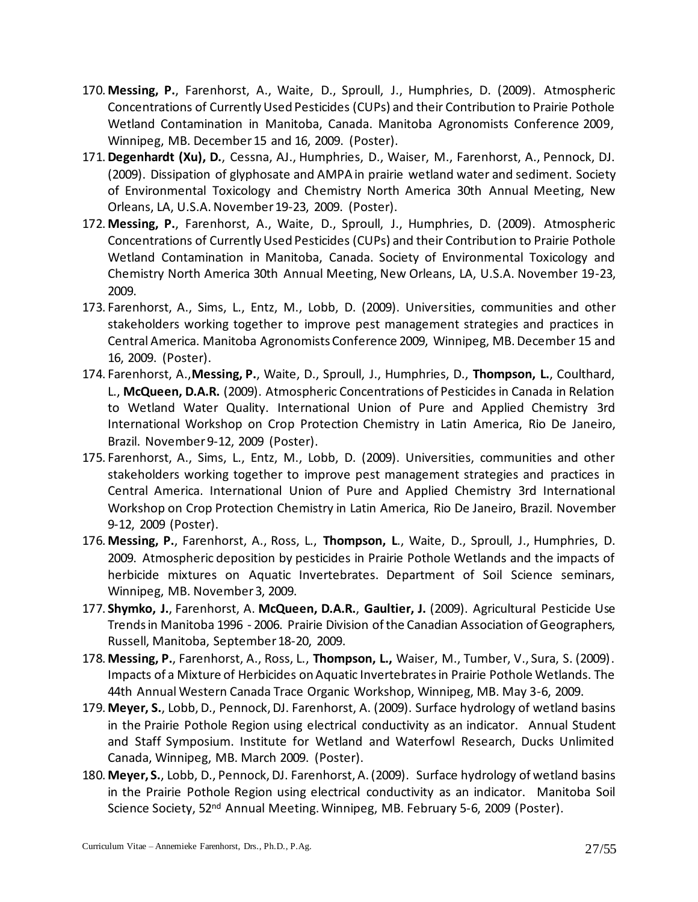170. **Messing, P.**, Farenhorst, A., Waite, D., Sproull, J., Humphries, D. (2009). Atmospheric Concentrations of Currently Used Pesticides (CUPs) and their Contribution to Prairie Pothole Wetland Contamination in Manitoba, Canada. Manitoba Agronomists Conference 2009, Winnipeg, MB. December 15 and 16, 2009. (Poster).
171. **Degenhardt (Xu), D.**, Cessna, AJ., Humphries, D., Waiser, M., Farenhorst, A., Pennock, DJ. (2009). Dissipation of glyphosate and AMPA in prairie wetland water and sediment. Society of Environmental Toxicology and Chemistry North America 30th Annual Meeting, New Orleans, LA, U.S.A. November 19-23, 2009. (Poster).
172. **Messing, P.**, Farenhorst, A., Waite, D., Sproull, J., Humphries, D. (2009). Atmospheric Concentrations of Currently Used Pesticides (CUPs) and their Contribution to Prairie Pothole Wetland Contamination in Manitoba, Canada. Society of Environmental Toxicology and Chemistry North America 30th Annual Meeting, New Orleans, LA, U.S.A. November 19-23, 2009.
173. Farenhorst, A., Sims, L., Entz, M., Lobb, D. (2009). Universities, communities and other stakeholders working together to improve pest management strategies and practices in Central America. Manitoba Agronomists Conference 2009, Winnipeg, MB. December 15 and 16, 2009. (Poster).
174. Farenhorst, A., **Messing, P.**, Waite, D., Sproull, J., Humphries, D., **Thompson, L.**, Coulthard, L., **McQueen, D.A.R.** (2009). Atmospheric Concentrations of Pesticides in Canada in Relation to Wetland Water Quality. International Union of Pure and Applied Chemistry 3rd International Workshop on Crop Protection Chemistry in Latin America, Rio De Janeiro, Brazil. November 9-12, 2009 (Poster).
175. Farenhorst, A., Sims, L., Entz, M., Lobb, D. (2009). Universities, communities and other stakeholders working together to improve pest management strategies and practices in Central America. International Union of Pure and Applied Chemistry 3rd International Workshop on Crop Protection Chemistry in Latin America, Rio De Janeiro, Brazil. November 9-12, 2009 (Poster).
176. **Messing, P.**, Farenhorst, A., Ross, L., **Thompson, L**., Waite, D., Sproull, J., Humphries, D. 2009. Atmospheric deposition by pesticides in Prairie Pothole Wetlands and the impacts of herbicide mixtures on Aquatic Invertebrates. Department of Soil Science seminars, Winnipeg, MB. November 3, 2009.
177. **Shymko, J.**, Farenhorst, A. **McQueen, D.A.R.**, **Gaultier, J.** (2009). Agricultural Pesticide Use Trends in Manitoba 1996 - 2006. Prairie Division of the Canadian Association of Geographers, Russell, Manitoba, September 18-20, 2009.
178. **Messing, P.**, Farenhorst, A., Ross, L., **Thompson, L.,** Waiser, M., Tumber, V., Sura, S. (2009). Impacts of a Mixture of Herbicides on Aquatic Invertebrates in Prairie Pothole Wetlands. The 44th Annual Western Canada Trace Organic Workshop, Winnipeg, MB. May 3-6, 2009.
179. **Meyer, S.**, Lobb, D., Pennock, DJ. Farenhorst, A. (2009). Surface hydrology of wetland basins in the Prairie Pothole Region using electrical conductivity as an indicator. Annual Student and Staff Symposium. Institute for Wetland and Waterfowl Research, Ducks Unlimited Canada, Winnipeg, MB. March 2009. (Poster).
180. **Meyer, S.**, Lobb, D., Pennock, DJ. Farenhorst, A. (2009). Surface hydrology of wetland basins in the Prairie Pothole Region using electrical conductivity as an indicator. Manitoba Soil Science Society, 52nd Annual Meeting. Winnipeg, MB. February 5-6, 2009 (Poster).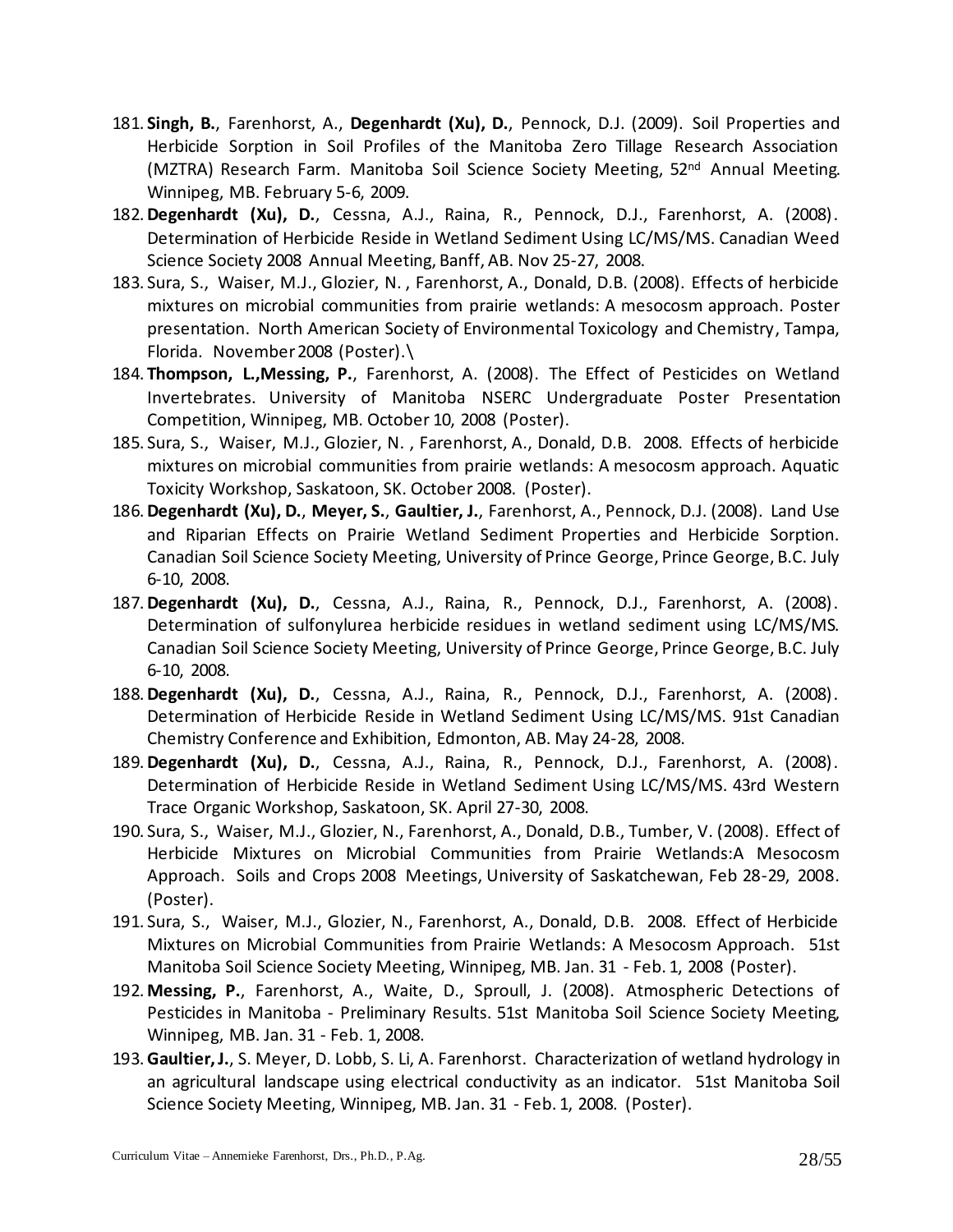181. **Singh, B.**, Farenhorst, A., **Degenhardt (Xu), D.**, Pennock, D.J. (2009). Soil Properties and Herbicide Sorption in Soil Profiles of the Manitoba Zero Tillage Research Association (MZTRA) Research Farm. Manitoba Soil Science Society Meeting, 52nd Annual Meeting. Winnipeg, MB. February 5-6, 2009.
182. **Degenhardt (Xu), D.**, Cessna, A.J., Raina, R., Pennock, D.J., Farenhorst, A. (2008). Determination of Herbicide Reside in Wetland Sediment Using LC/MS/MS. Canadian Weed Science Society 2008 Annual Meeting, Banff, AB. Nov 25-27, 2008.
183. Sura, S., Waiser, M.J., Glozier, N. , Farenhorst, A., Donald, D.B. (2008). Effects of herbicide mixtures on microbial communities from prairie wetlands: A mesocosm approach. Poster presentation. North American Society of Environmental Toxicology and Chemistry, Tampa, Florida. November 2008 (Poster).\
184. **Thompson, L.,Messing, P.**, Farenhorst, A. (2008). The Effect of Pesticides on Wetland Invertebrates. University of Manitoba NSERC Undergraduate Poster Presentation Competition, Winnipeg, MB. October 10, 2008 (Poster).
185. Sura, S., Waiser, M.J., Glozier, N. , Farenhorst, A., Donald, D.B. 2008. Effects of herbicide mixtures on microbial communities from prairie wetlands: A mesocosm approach. Aquatic Toxicity Workshop, Saskatoon, SK. October 2008. (Poster).
186. **Degenhardt (Xu), D.**, **Meyer, S.**, **Gaultier, J.**, Farenhorst, A., Pennock, D.J. (2008). Land Use and Riparian Effects on Prairie Wetland Sediment Properties and Herbicide Sorption. Canadian Soil Science Society Meeting, University of Prince George, Prince George, B.C. July 6-10, 2008.
187. **Degenhardt (Xu), D.**, Cessna, A.J., Raina, R., Pennock, D.J., Farenhorst, A. (2008). Determination of sulfonylurea herbicide residues in wetland sediment using LC/MS/MS. Canadian Soil Science Society Meeting, University of Prince George, Prince George, B.C. July 6-10, 2008.
188. **Degenhardt (Xu), D.**, Cessna, A.J., Raina, R., Pennock, D.J., Farenhorst, A. (2008). Determination of Herbicide Reside in Wetland Sediment Using LC/MS/MS. 91st Canadian Chemistry Conference and Exhibition, Edmonton, AB. May 24-28, 2008.
189. **Degenhardt (Xu), D.**, Cessna, A.J., Raina, R., Pennock, D.J., Farenhorst, A. (2008). Determination of Herbicide Reside in Wetland Sediment Using LC/MS/MS. 43rd Western Trace Organic Workshop, Saskatoon, SK. April 27-30, 2008.
190. Sura, S., Waiser, M.J., Glozier, N., Farenhorst, A., Donald, D.B., Tumber, V. (2008). Effect of Herbicide Mixtures on Microbial Communities from Prairie Wetlands:A Mesocosm Approach. Soils and Crops 2008 Meetings, University of Saskatchewan, Feb 28-29, 2008. (Poster).
191. Sura, S., Waiser, M.J., Glozier, N., Farenhorst, A., Donald, D.B. 2008. Effect of Herbicide Mixtures on Microbial Communities from Prairie Wetlands: A Mesocosm Approach. 51st Manitoba Soil Science Society Meeting, Winnipeg, MB. Jan. 31 - Feb. 1, 2008 (Poster).
192. **Messing, P.**, Farenhorst, A., Waite, D., Sproull, J. (2008). Atmospheric Detections of Pesticides in Manitoba - Preliminary Results. 51st Manitoba Soil Science Society Meeting, Winnipeg, MB. Jan. 31 - Feb. 1, 2008.
193. **Gaultier, J.**, S. Meyer, D. Lobb, S. Li, A. Farenhorst. Characterization of wetland hydrology in an agricultural landscape using electrical conductivity as an indicator. 51st Manitoba Soil Science Society Meeting, Winnipeg, MB. Jan. 31 - Feb. 1, 2008. (Poster).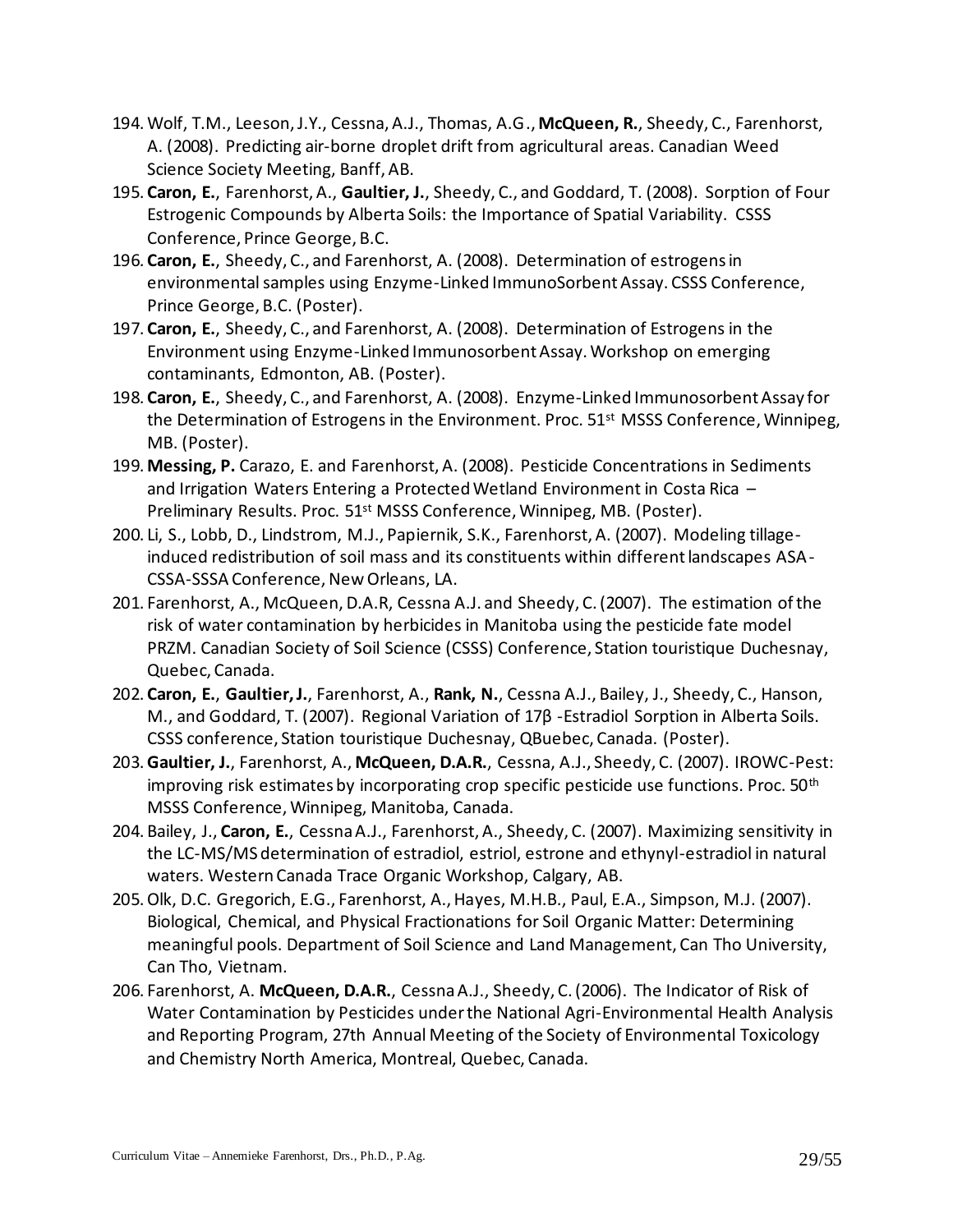194. Wolf, T.M., Leeson, J.Y., Cessna, A.J., Thomas, A.G., **McQueen, R.**, Sheedy, C., Farenhorst, A. (2008). Predicting air-borne droplet drift from agricultural areas. Canadian Weed Science Society Meeting, Banff, AB.
195. **Caron, E.**, Farenhorst, A., **Gaultier, J.**, Sheedy, C., and Goddard, T. (2008). Sorption of Four Estrogenic Compounds by Alberta Soils: the Importance of Spatial Variability. CSSS Conference, Prince George, B.C.
196. **Caron, E.**, Sheedy, C., and Farenhorst, A. (2008). Determination of estrogens in environmental samples using Enzyme-Linked ImmunoSorbent Assay. CSSS Conference, Prince George, B.C. (Poster).
197. **Caron, E.**, Sheedy, C., and Farenhorst, A. (2008). Determination of Estrogens in the Environment using Enzyme-Linked Immunosorbent Assay. Workshop on emerging contaminants, Edmonton, AB. (Poster).
198. **Caron, E.**, Sheedy, C., and Farenhorst, A. (2008). Enzyme-Linked Immunosorbent Assay for the Determination of Estrogens in the Environment. Proc. 51st MSSS Conference, Winnipeg, MB. (Poster).
199. **Messing, P.** Carazo, E. and Farenhorst, A. (2008). Pesticide Concentrations in Sediments and Irrigation Waters Entering a Protected Wetland Environment in Costa Rica – Preliminary Results. Proc. 51st MSSS Conference, Winnipeg, MB. (Poster).
200. Li, S., Lobb, D., Lindstrom, M.J., Papiernik, S.K., Farenhorst, A. (2007). Modeling tillage-induced redistribution of soil mass and its constituents within different landscapes ASA-CSSA-SSSA Conference, New Orleans, LA.
201. Farenhorst, A., McQueen, D.A.R, Cessna A.J. and Sheedy, C. (2007). The estimation of the risk of water contamination by herbicides in Manitoba using the pesticide fate model PRZM. Canadian Society of Soil Science (CSSS) Conference, Station touristique Duchesnay, Quebec, Canada.
202. **Caron, E.**, **Gaultier, J.**, Farenhorst, A., **Rank, N.**, Cessna A.J., Bailey, J., Sheedy, C., Hanson, M., and Goddard, T. (2007). Regional Variation of 17β -Estradiol Sorption in Alberta Soils. CSSS conference, Station touristique Duchesnay, QBuebec, Canada. (Poster).
203. **Gaultier, J.**, Farenhorst, A., **McQueen, D.A.R.**, Cessna, A.J., Sheedy, C. (2007). IROWC-Pest: improving risk estimates by incorporating crop specific pesticide use functions. Proc. 50th MSSS Conference, Winnipeg, Manitoba, Canada.
204. Bailey, J., **Caron, E.**, Cessna A.J., Farenhorst, A., Sheedy, C. (2007). Maximizing sensitivity in the LC-MS/MS determination of estradiol, estriol, estrone and ethynyl-estradiol in natural waters. Western Canada Trace Organic Workshop, Calgary, AB.
205. Olk, D.C. Gregorich, E.G., Farenhorst, A., Hayes, M.H.B., Paul, E.A., Simpson, M.J. (2007). Biological, Chemical, and Physical Fractionations for Soil Organic Matter: Determining meaningful pools. Department of Soil Science and Land Management, Can Tho University, Can Tho, Vietnam.
206. Farenhorst, A. **McQueen, D.A.R.**, Cessna A.J., Sheedy, C. (2006). The Indicator of Risk of Water Contamination by Pesticides under the National Agri-Environmental Health Analysis and Reporting Program, 27th Annual Meeting of the Society of Environmental Toxicology and Chemistry North America, Montreal, Quebec, Canada.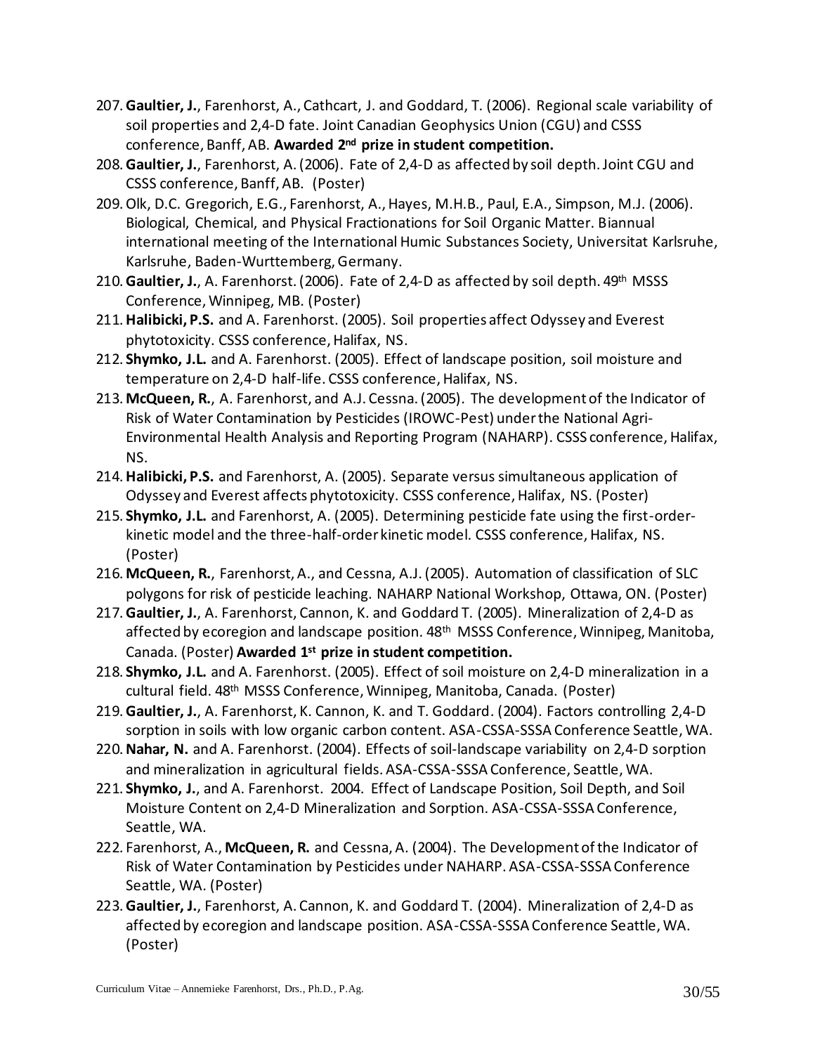207. **Gaultier, J.**, Farenhorst, A., Cathcart, J. and Goddard, T. (2006). Regional scale variability of soil properties and 2,4-D fate. Joint Canadian Geophysics Union (CGU) and CSSS conference, Banff, AB. **Awarded 2nd prize in student competition.**
208. **Gaultier, J.**, Farenhorst, A. (2006). Fate of 2,4-D as affected by soil depth. Joint CGU and CSSS conference, Banff, AB. (Poster)
209. Olk, D.C. Gregorich, E.G., Farenhorst, A., Hayes, M.H.B., Paul, E.A., Simpson, M.J. (2006). Biological, Chemical, and Physical Fractionations for Soil Organic Matter. Biannual international meeting of the International Humic Substances Society, Universitat Karlsruhe, Karlsruhe, Baden-Wurttemberg, Germany.
210. **Gaultier, J.**, A. Farenhorst. (2006). Fate of 2,4-D as affected by soil depth. 49th MSSS Conference, Winnipeg, MB. (Poster)
211. **Halibicki, P.S.** and A. Farenhorst. (2005). Soil properties affect Odyssey and Everest phytotoxicity. CSSS conference, Halifax, NS.
212. **Shymko, J.L.** and A. Farenhorst. (2005). Effect of landscape position, soil moisture and temperature on 2,4-D half-life. CSSS conference, Halifax, NS.
213. **McQueen, R.**, A. Farenhorst, and A.J. Cessna. (2005). The development of the Indicator of Risk of Water Contamination by Pesticides (IROWC-Pest) under the National Agri-Environmental Health Analysis and Reporting Program (NAHARP). CSSS conference, Halifax, NS.
214. **Halibicki, P.S.** and Farenhorst, A. (2005). Separate versus simultaneous application of Odyssey and Everest affects phytotoxicity. CSSS conference, Halifax, NS. (Poster)
215. **Shymko, J.L.** and Farenhorst, A. (2005). Determining pesticide fate using the first-order-kinetic model and the three-half-order kinetic model. CSSS conference, Halifax, NS. (Poster)
216. **McQueen, R.**, Farenhorst, A., and Cessna, A.J. (2005). Automation of classification of SLC polygons for risk of pesticide leaching. NAHARP National Workshop, Ottawa, ON. (Poster)
217. **Gaultier, J.**, A. Farenhorst, Cannon, K. and Goddard T. (2005). Mineralization of 2,4-D as affected by ecoregion and landscape position. 48th MSSS Conference, Winnipeg, Manitoba, Canada. (Poster) **Awarded 1st prize in student competition.**
218. **Shymko, J.L.** and A. Farenhorst. (2005). Effect of soil moisture on 2,4-D mineralization in a cultural field. 48th MSSS Conference, Winnipeg, Manitoba, Canada. (Poster)
219. **Gaultier, J.**, A. Farenhorst, K. Cannon, K. and T. Goddard. (2004). Factors controlling 2,4-D sorption in soils with low organic carbon content. ASA-CSSA-SSSA Conference Seattle, WA.
220. **Nahar, N.** and A. Farenhorst. (2004). Effects of soil-landscape variability on 2,4-D sorption and mineralization in agricultural fields. ASA-CSSA-SSSA Conference, Seattle, WA.
221. **Shymko, J.**, and A. Farenhorst. 2004. Effect of Landscape Position, Soil Depth, and Soil Moisture Content on 2,4-D Mineralization and Sorption. ASA-CSSA-SSSA Conference, Seattle, WA.
222. Farenhorst, A., **McQueen, R.** and Cessna, A. (2004). The Development of the Indicator of Risk of Water Contamination by Pesticides under NAHARP. ASA-CSSA-SSSA Conference Seattle, WA. (Poster)
223. **Gaultier, J.**, Farenhorst, A. Cannon, K. and Goddard T. (2004). Mineralization of 2,4-D as affected by ecoregion and landscape position. ASA-CSSA-SSSA Conference Seattle, WA. (Poster)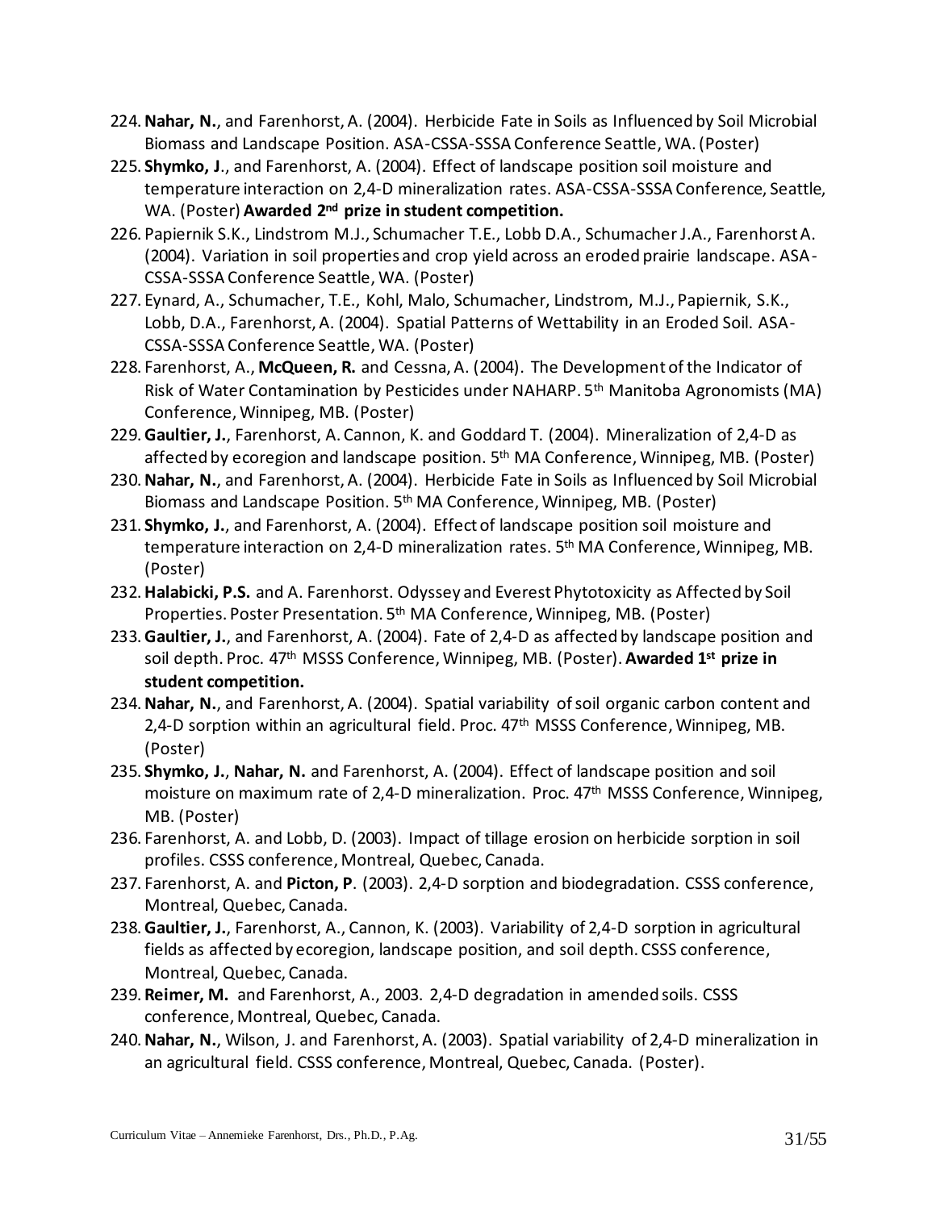224. **Nahar, N.**, and Farenhorst, A. (2004). Herbicide Fate in Soils as Influenced by Soil Microbial Biomass and Landscape Position. ASA-CSSA-SSSA Conference Seattle, WA. (Poster)
225. **Shymko, J**., and Farenhorst, A. (2004). Effect of landscape position soil moisture and temperature interaction on 2,4-D mineralization rates. ASA-CSSA-SSSA Conference, Seattle, WA. (Poster) **Awarded 2nd prize in student competition.**
226. Papiernik S.K., Lindstrom M.J., Schumacher T.E., Lobb D.A., Schumacher J.A., Farenhorst A. (2004). Variation in soil properties and crop yield across an eroded prairie landscape. ASA-CSSA-SSSA Conference Seattle, WA. (Poster)
227. Eynard, A., Schumacher, T.E., Kohl, Malo, Schumacher, Lindstrom, M.J., Papiernik, S.K., Lobb, D.A., Farenhorst, A. (2004). Spatial Patterns of Wettability in an Eroded Soil. ASA-CSSA-SSSA Conference Seattle, WA. (Poster)
228. Farenhorst, A., **McQueen, R.** and Cessna, A. (2004). The Development of the Indicator of Risk of Water Contamination by Pesticides under NAHARP. 5th Manitoba Agronomists (MA) Conference, Winnipeg, MB. (Poster)
229. **Gaultier, J.**, Farenhorst, A. Cannon, K. and Goddard T. (2004). Mineralization of 2,4-D as affected by ecoregion and landscape position. 5th MA Conference, Winnipeg, MB. (Poster)
230. **Nahar, N.**, and Farenhorst, A. (2004). Herbicide Fate in Soils as Influenced by Soil Microbial Biomass and Landscape Position. 5th MA Conference, Winnipeg, MB. (Poster)
231. **Shymko, J.**, and Farenhorst, A. (2004). Effect of landscape position soil moisture and temperature interaction on 2,4-D mineralization rates. 5th MA Conference, Winnipeg, MB. (Poster)
232. **Halabicki, P.S.** and A. Farenhorst. Odyssey and Everest Phytotoxicity as Affected by Soil Properties. Poster Presentation. 5th MA Conference, Winnipeg, MB. (Poster)
233. **Gaultier, J.**, and Farenhorst, A. (2004). Fate of 2,4-D as affected by landscape position and soil depth. Proc. 47th MSSS Conference, Winnipeg, MB. (Poster). **Awarded 1st prize in student competition.**
234. **Nahar, N.**, and Farenhorst, A. (2004). Spatial variability of soil organic carbon content and 2,4-D sorption within an agricultural field. Proc. 47th MSSS Conference, Winnipeg, MB. (Poster)
235. **Shymko, J.**, **Nahar, N.** and Farenhorst, A. (2004). Effect of landscape position and soil moisture on maximum rate of 2,4-D mineralization. Proc. 47th MSSS Conference, Winnipeg, MB. (Poster)
236. Farenhorst, A. and Lobb, D. (2003). Impact of tillage erosion on herbicide sorption in soil profiles. CSSS conference, Montreal, Quebec, Canada.
237. Farenhorst, A. and **Picton, P**. (2003). 2,4-D sorption and biodegradation. CSSS conference, Montreal, Quebec, Canada.
238. **Gaultier, J.**, Farenhorst, A., Cannon, K. (2003). Variability of 2,4-D sorption in agricultural fields as affected by ecoregion, landscape position, and soil depth. CSSS conference, Montreal, Quebec, Canada.
239. **Reimer, M.** and Farenhorst, A., 2003. 2,4-D degradation in amended soils. CSSS conference, Montreal, Quebec, Canada.
240. **Nahar, N.**, Wilson, J. and Farenhorst, A. (2003). Spatial variability of 2,4-D mineralization in an agricultural field. CSSS conference, Montreal, Quebec, Canada. (Poster).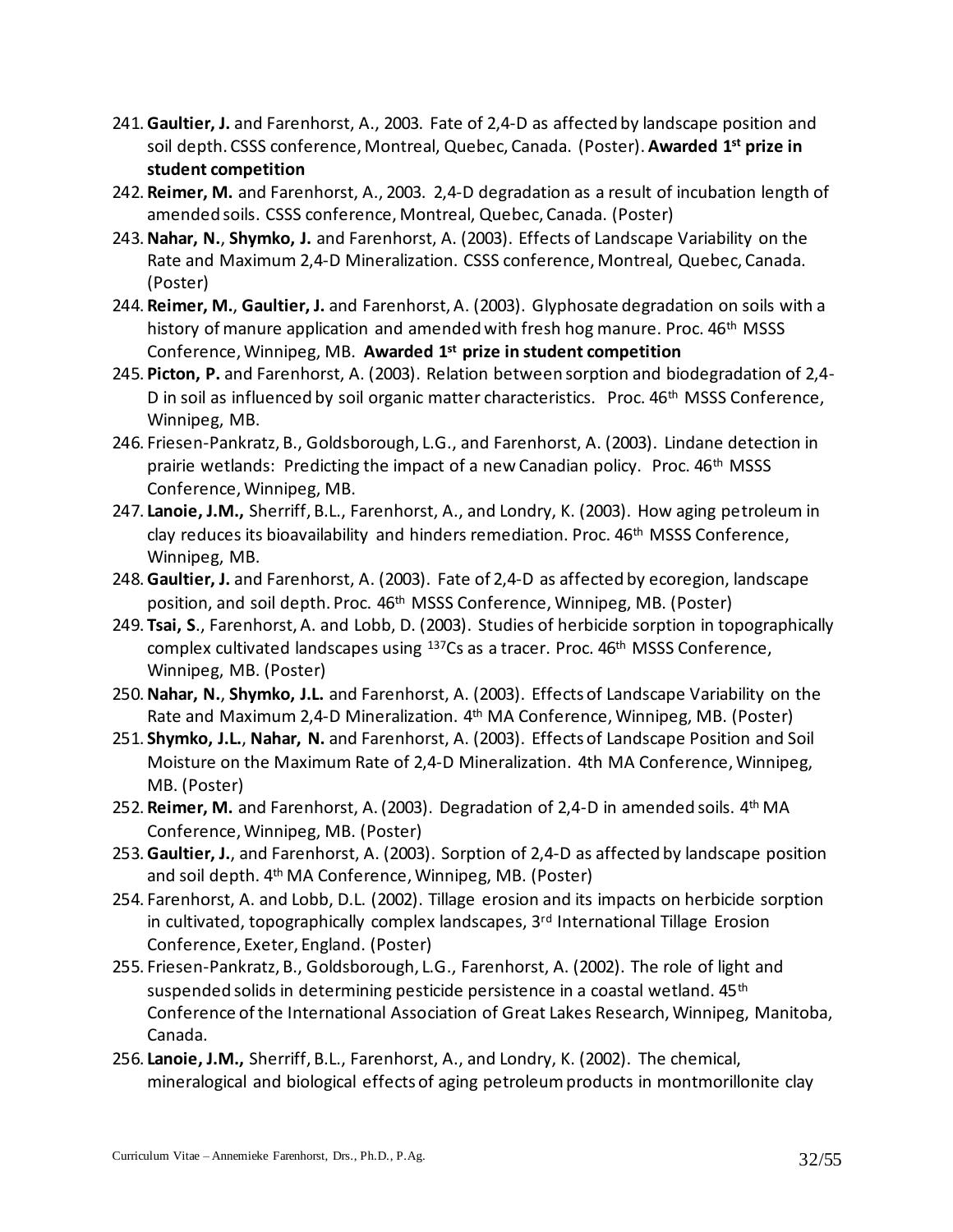241. **Gaultier, J.** and Farenhorst, A., 2003. Fate of 2,4-D as affected by landscape position and soil depth. CSSS conference, Montreal, Quebec, Canada. (Poster). **Awarded 1st prize in student competition**
242. **Reimer, M.** and Farenhorst, A., 2003. 2,4-D degradation as a result of incubation length of amended soils. CSSS conference, Montreal, Quebec, Canada. (Poster)
243. **Nahar, N.**, **Shymko, J.** and Farenhorst, A. (2003). Effects of Landscape Variability on the Rate and Maximum 2,4-D Mineralization. CSSS conference, Montreal, Quebec, Canada. (Poster)
244. **Reimer, M.**, **Gaultier, J.** and Farenhorst, A. (2003). Glyphosate degradation on soils with a history of manure application and amended with fresh hog manure. Proc. 46th MSSS Conference, Winnipeg, MB. **Awarded 1st prize in student competition**
245. **Picton, P.** and Farenhorst, A. (2003). Relation between sorption and biodegradation of 2,4-D in soil as influenced by soil organic matter characteristics. Proc. 46th MSSS Conference, Winnipeg, MB.
246. Friesen-Pankratz, B., Goldsborough, L.G., and Farenhorst, A. (2003). Lindane detection in prairie wetlands: Predicting the impact of a new Canadian policy. Proc. 46th MSSS Conference, Winnipeg, MB.
247. **Lanoie, J.M.,** Sherriff, B.L., Farenhorst, A., and Londry, K. (2003). How aging petroleum in clay reduces its bioavailability and hinders remediation. Proc. 46th MSSS Conference, Winnipeg, MB.
248. **Gaultier, J.** and Farenhorst, A. (2003). Fate of 2,4-D as affected by ecoregion, landscape position, and soil depth. Proc. 46th MSSS Conference, Winnipeg, MB. (Poster)
249. **Tsai, S**., Farenhorst, A. and Lobb, D. (2003). Studies of herbicide sorption in topographically complex cultivated landscapes using $^{137}Cs$ as a tracer. Proc. 46th MSSS Conference, Winnipeg, MB. (Poster)
250. **Nahar, N.**, **Shymko, J.L.** and Farenhorst, A. (2003). Effects of Landscape Variability on the Rate and Maximum 2,4-D Mineralization. 4th MA Conference, Winnipeg, MB. (Poster)
251. **Shymko, J.L.**, **Nahar, N.** and Farenhorst, A. (2003). Effects of Landscape Position and Soil Moisture on the Maximum Rate of 2,4-D Mineralization. 4th MA Conference, Winnipeg, MB. (Poster)
252. **Reimer, M.** and Farenhorst, A. (2003). Degradation of 2,4-D in amended soils. 4th MA Conference, Winnipeg, MB. (Poster)
253. **Gaultier, J.**, and Farenhorst, A. (2003). Sorption of 2,4-D as affected by landscape position and soil depth. 4th MA Conference, Winnipeg, MB. (Poster)
254. Farenhorst, A. and Lobb, D.L. (2002). Tillage erosion and its impacts on herbicide sorption in cultivated, topographically complex landscapes, 3rd International Tillage Erosion Conference, Exeter, England. (Poster)
255. Friesen-Pankratz, B., Goldsborough, L.G., Farenhorst, A. (2002). The role of light and suspended solids in determining pesticide persistence in a coastal wetland. 45th Conference of the International Association of Great Lakes Research, Winnipeg, Manitoba, Canada.
256. **Lanoie, J.M.,** Sherriff, B.L., Farenhorst, A., and Londry, K. (2002). The chemical, mineralogical and biological effects of aging petroleum products in montmorillonite clay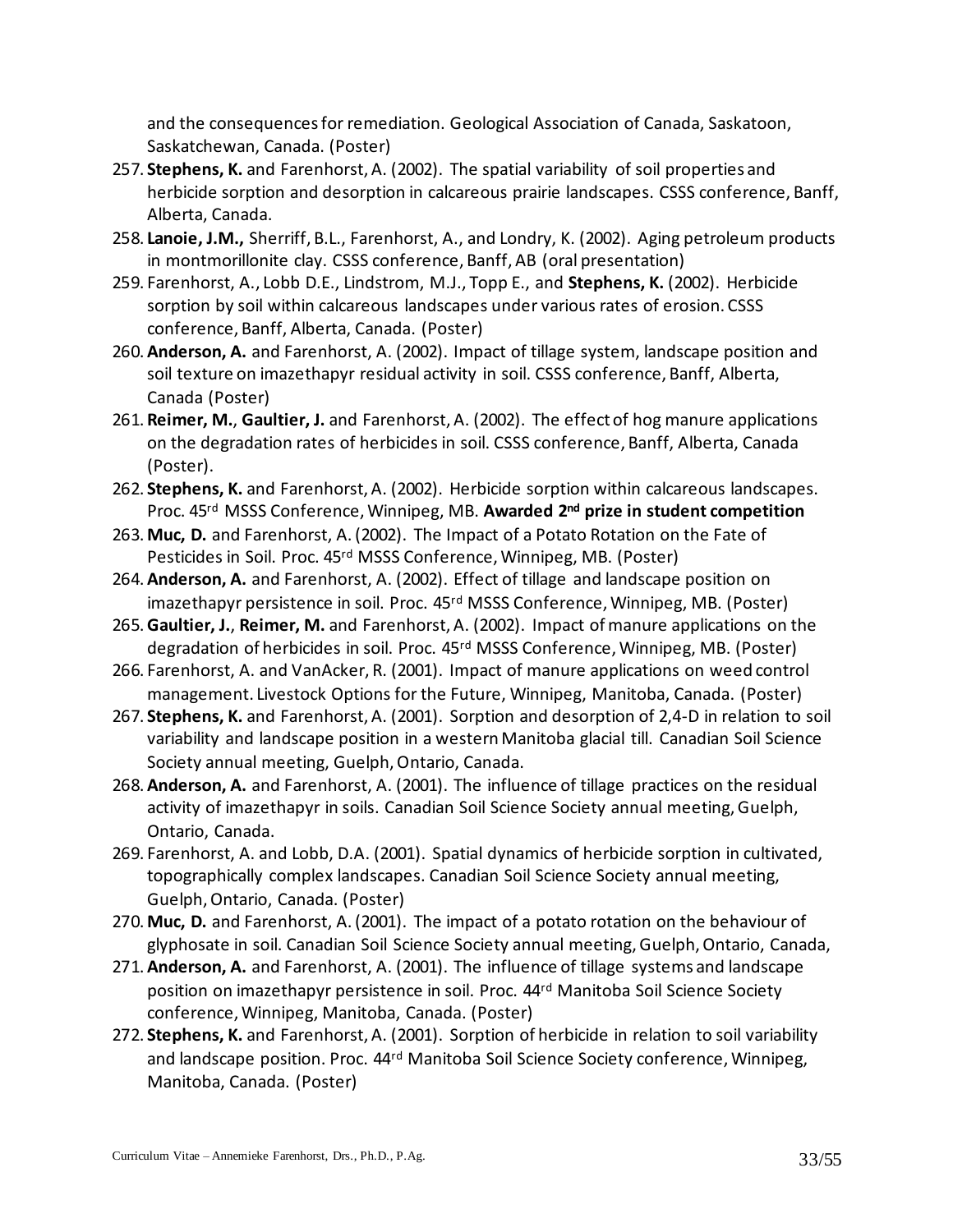and the consequences for remediation. Geological Association of Canada, Saskatoon, Saskatchewan, Canada. (Poster)

257. **Stephens, K.** and Farenhorst, A. (2002). The spatial variability of soil properties and herbicide sorption and desorption in calcareous prairie landscapes. CSSS conference, Banff, Alberta, Canada.
258. **Lanoie, J.M.,** Sherriff, B.L., Farenhorst, A., and Londry, K. (2002). Aging petroleum products in montmorillonite clay. CSSS conference, Banff, AB (oral presentation)
259. Farenhorst, A., Lobb D.E., Lindstrom, M.J., Topp E., and **Stephens, K.** (2002). Herbicide sorption by soil within calcareous landscapes under various rates of erosion. CSSS conference, Banff, Alberta, Canada. (Poster)
260. **Anderson, A.** and Farenhorst, A. (2002). Impact of tillage system, landscape position and soil texture on imazethapyr residual activity in soil. CSSS conference, Banff, Alberta, Canada (Poster)
261. **Reimer, M.**, **Gaultier, J.** and Farenhorst, A. (2002). The effect of hog manure applications on the degradation rates of herbicides in soil. CSSS conference, Banff, Alberta, Canada (Poster).
262. **Stephens, K.** and Farenhorst, A. (2002). Herbicide sorption within calcareous landscapes. Proc. 45rd MSSS Conference, Winnipeg, MB. **Awarded 2nd prize in student competition**
263. **Muc, D.** and Farenhorst, A. (2002). The Impact of a Potato Rotation on the Fate of Pesticides in Soil. Proc. 45rd MSSS Conference, Winnipeg, MB. (Poster)
264. **Anderson, A.** and Farenhorst, A. (2002). Effect of tillage and landscape position on imazethapyr persistence in soil. Proc. 45rd MSSS Conference, Winnipeg, MB. (Poster)
265. **Gaultier, J.**, **Reimer, M.** and Farenhorst, A. (2002). Impact of manure applications on the degradation of herbicides in soil. Proc. 45rd MSSS Conference, Winnipeg, MB. (Poster)
266. Farenhorst, A. and VanAcker, R. (2001). Impact of manure applications on weed control management. Livestock Options for the Future, Winnipeg, Manitoba, Canada. (Poster)
267. **Stephens, K.** and Farenhorst, A. (2001). Sorption and desorption of 2,4-D in relation to soil variability and landscape position in a western Manitoba glacial till. Canadian Soil Science Society annual meeting, Guelph, Ontario, Canada.
268. **Anderson, A.** and Farenhorst, A. (2001). The influence of tillage practices on the residual activity of imazethapyr in soils. Canadian Soil Science Society annual meeting, Guelph, Ontario, Canada.
269. Farenhorst, A. and Lobb, D.A. (2001). Spatial dynamics of herbicide sorption in cultivated, topographically complex landscapes. Canadian Soil Science Society annual meeting, Guelph, Ontario, Canada. (Poster)
270. **Muc, D.** and Farenhorst, A. (2001). The impact of a potato rotation on the behaviour of glyphosate in soil. Canadian Soil Science Society annual meeting, Guelph, Ontario, Canada,
271. **Anderson, A.** and Farenhorst, A. (2001). The influence of tillage systems and landscape position on imazethapyr persistence in soil. Proc. 44rd Manitoba Soil Science Society conference, Winnipeg, Manitoba, Canada. (Poster)
272. **Stephens, K.** and Farenhorst, A. (2001). Sorption of herbicide in relation to soil variability and landscape position. Proc. 44rd Manitoba Soil Science Society conference, Winnipeg, Manitoba, Canada. (Poster)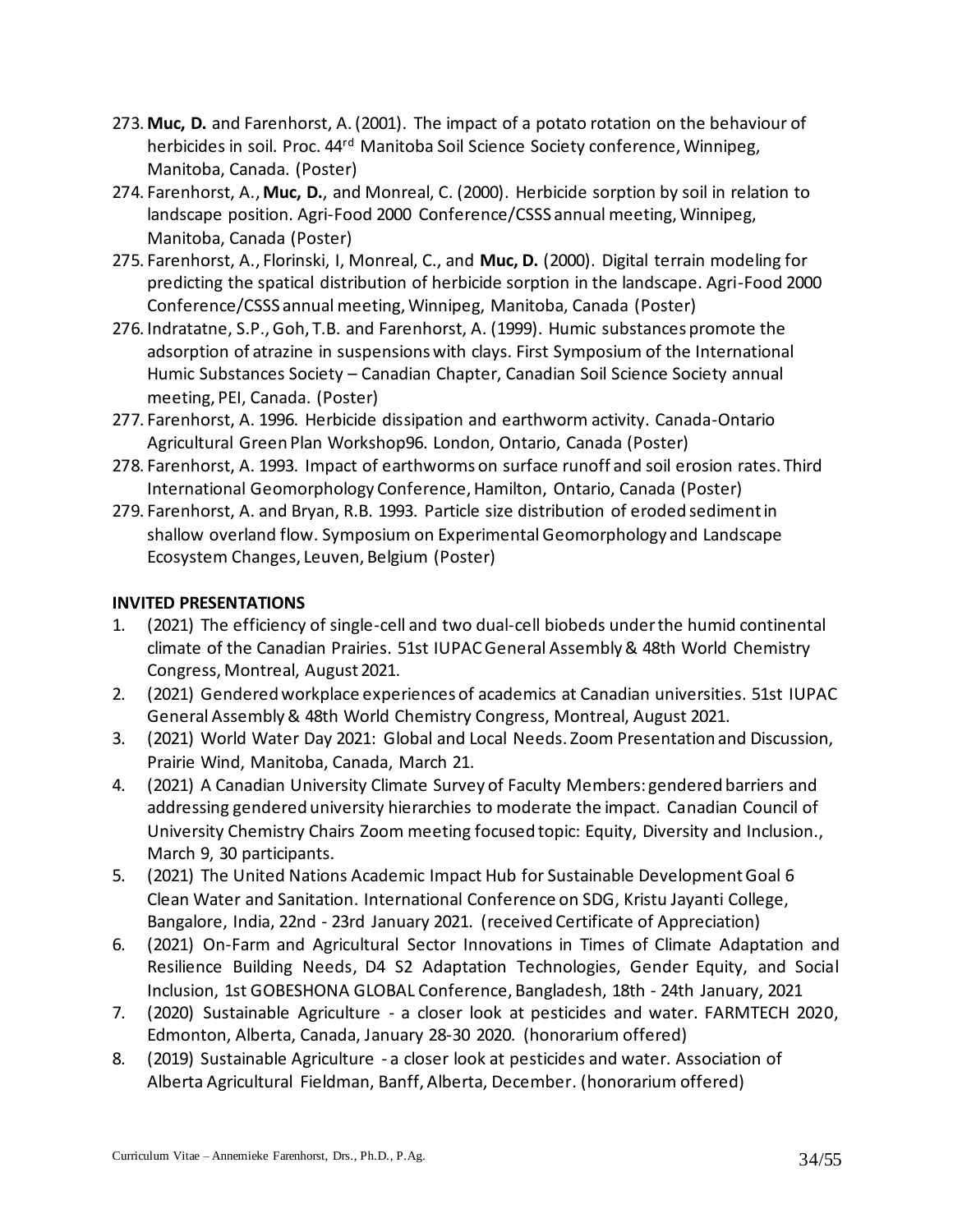273. **Muc, D.** and Farenhorst, A. (2001). The impact of a potato rotation on the behaviour of herbicides in soil. Proc. 44[rd] Manitoba Soil Science Society conference, Winnipeg, Manitoba, Canada. (Poster)
274. Farenhorst, A., **Muc, D.**, and Monreal, C. (2000). Herbicide sorption by soil in relation to landscape position. Agri-Food 2000 Conference/CSSS annual meeting, Winnipeg, Manitoba, Canada (Poster)
275. Farenhorst, A., Florinski, I, Monreal, C., and **Muc, D.** (2000). Digital terrain modeling for predicting the spatial distribution of herbicide sorption in the landscape. Agri-Food 2000 Conference/CSSS annual meeting, Winnipeg, Manitoba, Canada (Poster)
276. Indratatne, S.P., Goh, T.B. and Farenhorst, A. (1999). Humic substances promote the adsorption of atrazine in suspensions with clays. First Symposium of the International Humic Substances Society – Canadian Chapter, Canadian Soil Science Society annual meeting, PEI, Canada. (Poster)
277. Farenhorst, A. 1996. Herbicide dissipation and earthworm activity. Canada-Ontario Agricultural Green Plan Workshop96. London, Ontario, Canada (Poster)
278. Farenhorst, A. 1993. Impact of earthworms on surface runoff and soil erosion rates. Third International Geomorphology Conference, Hamilton, Ontario, Canada (Poster)
279. Farenhorst, A. and Bryan, R.B. 1993. Particle size distribution of eroded sediment in shallow overland flow. Symposium on Experimental Geomorphology and Landscape Ecosystem Changes, Leuven, Belgium (Poster)

**INVITED PRESENTATIONS**

1. (2021) The efficiency of single-cell and two dual-cell biobeds under the humid continental climate of the Canadian Prairies. 51st IUPAC General Assembly & 48th World Chemistry Congress, Montreal, August 2021.
2. (2021) Gendered workplace experiences of academics at Canadian universities. 51st IUPAC General Assembly & 48th World Chemistry Congress, Montreal, August 2021.
3. (2021) World Water Day 2021: Global and Local Needs. Zoom Presentation and Discussion, Prairie Wind, Manitoba, Canada, March 21.
4. (2021) A Canadian University Climate Survey of Faculty Members: gendered barriers and addressing gendered university hierarchies to moderate the impact. Canadian Council of University Chemistry Chairs Zoom meeting focused topic: Equity, Diversity and Inclusion., March 9, 30 participants.
5. (2021) The United Nations Academic Impact Hub for Sustainable Development Goal 6 Clean Water and Sanitation. International Conference on SDG, Kristu Jayanti College, Bangalore, India, 22nd - 23rd January 2021. (received Certificate of Appreciation)
6. (2021) On-Farm and Agricultural Sector Innovations in Times of Climate Adaptation and Resilience Building Needs, D4 S2 Adaptation Technologies, Gender Equity, and Social Inclusion, 1st GOBESHONA GLOBAL Conference, Bangladesh, 18th - 24th January, 2021
7. (2020) Sustainable Agriculture - a closer look at pesticides and water. FARMTECH 2020, Edmonton, Alberta, Canada, January 28-30 2020. (honorarium offered)
8. (2019) Sustainable Agriculture - a closer look at pesticides and water. Association of Alberta Agricultural Fieldman, Banff, Alberta, December. (honorarium offered)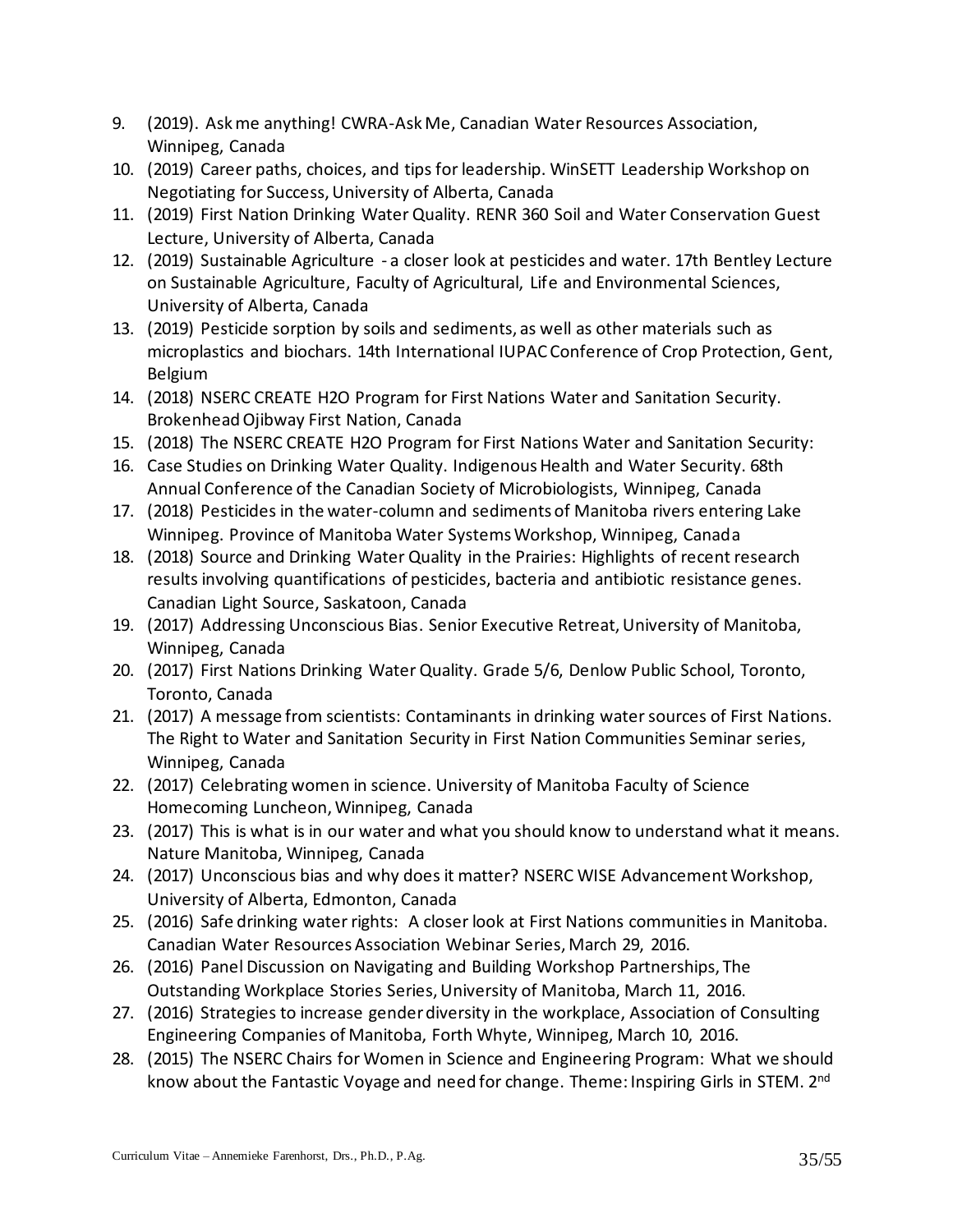9. (2019). Ask me anything! CWRA-Ask Me, Canadian Water Resources Association, Winnipeg, Canada
10. (2019) Career paths, choices, and tips for leadership. WinSETT Leadership Workshop on Negotiating for Success, University of Alberta, Canada
11. (2019) First Nation Drinking Water Quality. RENR 360 Soil and Water Conservation Guest Lecture, University of Alberta, Canada
12. (2019) Sustainable Agriculture - a closer look at pesticides and water. 17th Bentley Lecture on Sustainable Agriculture, Faculty of Agricultural, Life and Environmental Sciences, University of Alberta, Canada
13. (2019) Pesticide sorption by soils and sediments, as well as other materials such as microplastics and biochars. 14th International IUPAC Conference of Crop Protection, Gent, Belgium
14. (2018) NSERC CREATE H2O Program for First Nations Water and Sanitation Security. Brokenhead Ojibway First Nation, Canada
15. (2018) The NSERC CREATE H2O Program for First Nations Water and Sanitation Security:
16. Case Studies on Drinking Water Quality. Indigenous Health and Water Security. 68th Annual Conference of the Canadian Society of Microbiologists, Winnipeg, Canada
17. (2018) Pesticides in the water-column and sediments of Manitoba rivers entering Lake Winnipeg. Province of Manitoba Water Systems Workshop, Winnipeg, Canada
18. (2018) Source and Drinking Water Quality in the Prairies: Highlights of recent research results involving quantifications of pesticides, bacteria and antibiotic resistance genes. Canadian Light Source, Saskatoon, Canada
19. (2017) Addressing Unconscious Bias. Senior Executive Retreat, University of Manitoba, Winnipeg, Canada
20. (2017) First Nations Drinking Water Quality. Grade 5/6, Denlow Public School, Toronto, Toronto, Canada
21. (2017) A message from scientists: Contaminants in drinking water sources of First Nations. The Right to Water and Sanitation Security in First Nation Communities Seminar series, Winnipeg, Canada
22. (2017) Celebrating women in science. University of Manitoba Faculty of Science Homecoming Luncheon, Winnipeg, Canada
23. (2017) This is what is in our water and what you should know to understand what it means. Nature Manitoba, Winnipeg, Canada
24. (2017) Unconscious bias and why does it matter? NSERC WISE Advancement Workshop, University of Alberta, Edmonton, Canada
25. (2016) Safe drinking water rights: A closer look at First Nations communities in Manitoba. Canadian Water Resources Association Webinar Series, March 29, 2016.
26. (2016) Panel Discussion on Navigating and Building Workshop Partnerships, The Outstanding Workplace Stories Series, University of Manitoba, March 11, 2016.
27. (2016) Strategies to increase gender diversity in the workplace, Association of Consulting Engineering Companies of Manitoba, Forth Whyte, Winnipeg, March 10, 2016.
28. (2015) The NSERC Chairs for Women in Science and Engineering Program: What we should know about the Fantastic Voyage and need for change. Theme: Inspiring Girls in STEM. 2nd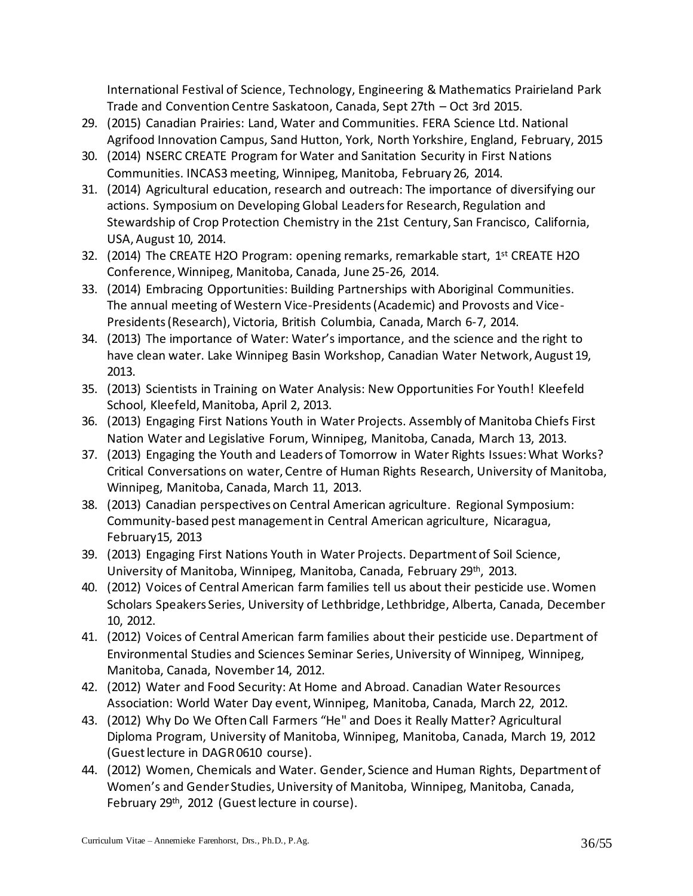International Festival of Science, Technology, Engineering & Mathematics Prairieland Park Trade and Convention Centre Saskatoon, Canada, Sept 27th – Oct 3rd 2015.

29. (2015) Canadian Prairies: Land, Water and Communities. FERA Science Ltd. National Agrifood Innovation Campus, Sand Hutton, York, North Yorkshire, England, February, 2015
30. (2014) NSERC CREATE Program for Water and Sanitation Security in First Nations Communities. INCAS3 meeting, Winnipeg, Manitoba, February 26, 2014.
31. (2014) Agricultural education, research and outreach: The importance of diversifying our actions. Symposium on Developing Global Leaders for Research, Regulation and Stewardship of Crop Protection Chemistry in the 21st Century, San Francisco, California, USA, August 10, 2014.
32. (2014) The CREATE H2O Program: opening remarks, remarkable start, 1st CREATE H2O Conference, Winnipeg, Manitoba, Canada, June 25-26, 2014.
33. (2014) Embracing Opportunities: Building Partnerships with Aboriginal Communities. The annual meeting of Western Vice-Presidents (Academic) and Provosts and Vice-Presidents (Research), Victoria, British Columbia, Canada, March 6-7, 2014.
34. (2013) The importance of Water: Water's importance, and the science and the right to have clean water. Lake Winnipeg Basin Workshop, Canadian Water Network, August 19, 2013.
35. (2013) Scientists in Training on Water Analysis: New Opportunities For Youth! Kleefeld School, Kleefeld, Manitoba, April 2, 2013.
36. (2013) Engaging First Nations Youth in Water Projects. Assembly of Manitoba Chiefs First Nation Water and Legislative Forum, Winnipeg, Manitoba, Canada, March 13, 2013.
37. (2013) Engaging the Youth and Leaders of Tomorrow in Water Rights Issues: What Works? Critical Conversations on water, Centre of Human Rights Research, University of Manitoba, Winnipeg, Manitoba, Canada, March 11, 2013.
38. (2013) Canadian perspectives on Central American agriculture. Regional Symposium: Community-based pest management in Central American agriculture, Nicaragua, February15, 2013
39. (2013) Engaging First Nations Youth in Water Projects. Department of Soil Science, University of Manitoba, Winnipeg, Manitoba, Canada, February 29th, 2013.
40. (2012) Voices of Central American farm families tell us about their pesticide use. Women Scholars Speakers Series, University of Lethbridge, Lethbridge, Alberta, Canada, December 10, 2012.
41. (2012) Voices of Central American farm families about their pesticide use. Department of Environmental Studies and Sciences Seminar Series, University of Winnipeg, Winnipeg, Manitoba, Canada, November 14, 2012.
42. (2012) Water and Food Security: At Home and Abroad. Canadian Water Resources Association: World Water Day event, Winnipeg, Manitoba, Canada, March 22, 2012.
43. (2012) Why Do We Often Call Farmers "He" and Does it Really Matter? Agricultural Diploma Program, University of Manitoba, Winnipeg, Manitoba, Canada, March 19, 2012 (Guest lecture in DAGR 0610 course).
44. (2012) Women, Chemicals and Water. Gender, Science and Human Rights, Department of Women's and Gender Studies, University of Manitoba, Winnipeg, Manitoba, Canada, February 29th, 2012 (Guest lecture in course).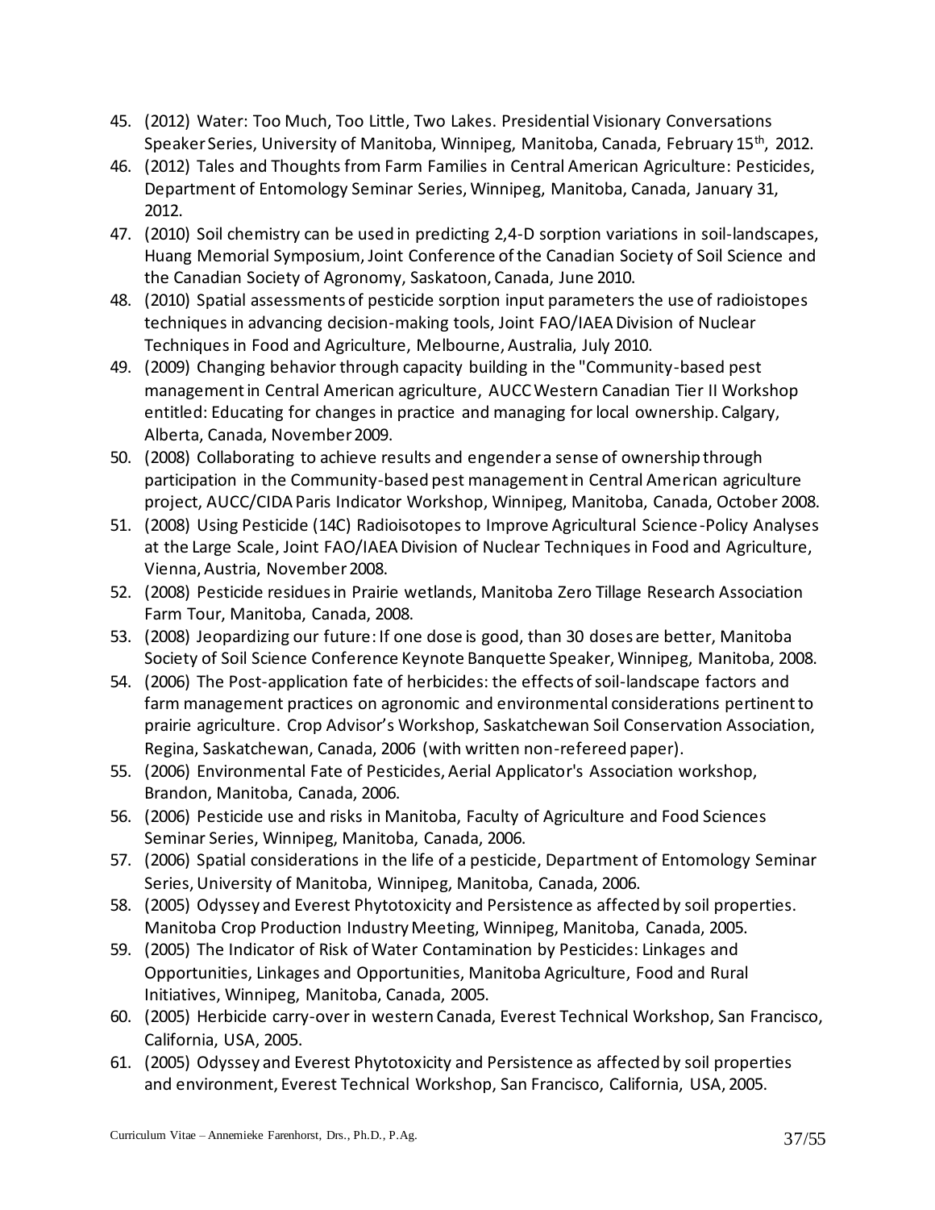45. (2012) Water: Too Much, Too Little, Two Lakes. Presidential Visionary Conversations Speaker Series, University of Manitoba, Winnipeg, Manitoba, Canada, February 15th, 2012.
46. (2012) Tales and Thoughts from Farm Families in Central American Agriculture: Pesticides, Department of Entomology Seminar Series, Winnipeg, Manitoba, Canada, January 31, 2012.
47. (2010) Soil chemistry can be used in predicting 2,4-D sorption variations in soil-landscapes, Huang Memorial Symposium, Joint Conference of the Canadian Society of Soil Science and the Canadian Society of Agronomy, Saskatoon, Canada, June 2010.
48. (2010) Spatial assessments of pesticide sorption input parameters the use of radioistopes techniques in advancing decision-making tools, Joint FAO/IAEA Division of Nuclear Techniques in Food and Agriculture, Melbourne, Australia, July 2010.
49. (2009) Changing behavior through capacity building in the "Community-based pest management in Central American agriculture, AUCC Western Canadian Tier II Workshop entitled: Educating for changes in practice and managing for local ownership. Calgary, Alberta, Canada, November 2009.
50. (2008) Collaborating to achieve results and engender a sense of ownership through participation in the Community-based pest management in Central American agriculture project, AUCC/CIDA Paris Indicator Workshop, Winnipeg, Manitoba, Canada, October 2008.
51. (2008) Using Pesticide (14C) Radioisotopes to Improve Agricultural Science-Policy Analyses at the Large Scale, Joint FAO/IAEA Division of Nuclear Techniques in Food and Agriculture, Vienna, Austria, November 2008.
52. (2008) Pesticide residues in Prairie wetlands, Manitoba Zero Tillage Research Association Farm Tour, Manitoba, Canada, 2008.
53. (2008) Jeopardizing our future: If one dose is good, than 30 doses are better, Manitoba Society of Soil Science Conference Keynote Banquette Speaker, Winnipeg, Manitoba, 2008.
54. (2006) The Post-application fate of herbicides: the effects of soil-landscape factors and farm management practices on agronomic and environmental considerations pertinent to prairie agriculture. Crop Advisor's Workshop, Saskatchewan Soil Conservation Association, Regina, Saskatchewan, Canada, 2006 (with written non-refereed paper).
55. (2006) Environmental Fate of Pesticides, Aerial Applicator's Association workshop, Brandon, Manitoba, Canada, 2006.
56. (2006) Pesticide use and risks in Manitoba, Faculty of Agriculture and Food Sciences Seminar Series, Winnipeg, Manitoba, Canada, 2006.
57. (2006) Spatial considerations in the life of a pesticide, Department of Entomology Seminar Series, University of Manitoba, Winnipeg, Manitoba, Canada, 2006.
58. (2005) Odyssey and Everest Phytotoxicity and Persistence as affected by soil properties. Manitoba Crop Production Industry Meeting, Winnipeg, Manitoba, Canada, 2005.
59. (2005) The Indicator of Risk of Water Contamination by Pesticides: Linkages and Opportunities, Linkages and Opportunities, Manitoba Agriculture, Food and Rural Initiatives, Winnipeg, Manitoba, Canada, 2005.
60. (2005) Herbicide carry-over in western Canada, Everest Technical Workshop, San Francisco, California, USA, 2005.
61. (2005) Odyssey and Everest Phytotoxicity and Persistence as affected by soil properties and environment, Everest Technical Workshop, San Francisco, California, USA, 2005.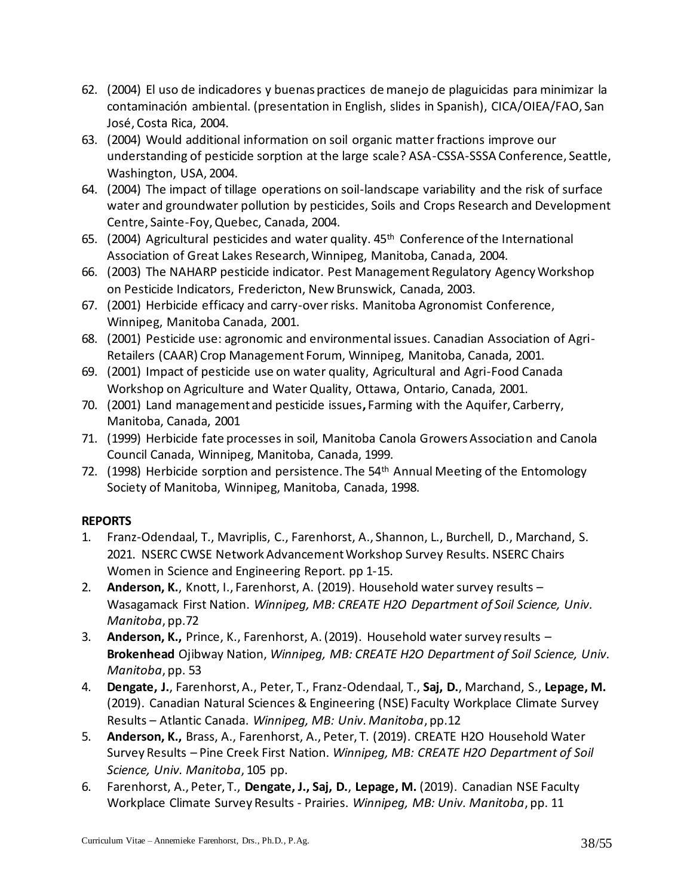62. (2004) El uso de indicadores y buenas practices de manejo de plaguicidas para minimizar la contaminación ambiental. (presentation in English, slides in Spanish), CICA/OIEA/FAO, San José, Costa Rica, 2004.
63. (2004) Would additional information on soil organic matter fractions improve our understanding of pesticide sorption at the large scale? ASA-CSSA-SSSA Conference, Seattle, Washington, USA, 2004.
64. (2004) The impact of tillage operations on soil-landscape variability and the risk of surface water and groundwater pollution by pesticides, Soils and Crops Research and Development Centre, Sainte-Foy, Quebec, Canada, 2004.
65. (2004) Agricultural pesticides and water quality. 45th Conference of the International Association of Great Lakes Research, Winnipeg, Manitoba, Canada, 2004.
66. (2003) The NAHARP pesticide indicator. Pest Management Regulatory Agency Workshop on Pesticide Indicators, Fredericton, New Brunswick, Canada, 2003.
67. (2001) Herbicide efficacy and carry-over risks. Manitoba Agronomist Conference, Winnipeg, Manitoba Canada, 2001.
68. (2001) Pesticide use: agronomic and environmental issues. Canadian Association of Agri-Retailers (CAAR) Crop Management Forum, Winnipeg, Manitoba, Canada, 2001.
69. (2001) Impact of pesticide use on water quality, Agricultural and Agri-Food Canada Workshop on Agriculture and Water Quality, Ottawa, Ontario, Canada, 2001.
70. (2001) Land management and pesticide issues**,** Farming with the Aquifer, Carberry, Manitoba, Canada, 2001
71. (1999) Herbicide fate processes in soil, Manitoba Canola Growers Association and Canola Council Canada, Winnipeg, Manitoba, Canada, 1999.
72. (1998) Herbicide sorption and persistence. The 54th Annual Meeting of the Entomology Society of Manitoba, Winnipeg, Manitoba, Canada, 1998.

**REPORTS**

1. Franz-Odendaal, T., Mavriplis, C., Farenhorst, A., Shannon, L., Burchell, D., Marchand, S. 2021. NSERC CWSE Network Advancement Workshop Survey Results. NSERC Chairs Women in Science and Engineering Report. pp 1-15.
2. **Anderson, K.**, Knott, I., Farenhorst, A. (2019). Household water survey results – Wasagamack First Nation. *Winnipeg, MB: CREATE H2O Department of Soil Science, Univ. Manitoba*, pp.72
3. **Anderson, K.,** Prince, K., Farenhorst, A. (2019). Household water survey results – **Brokenhead** Ojibway Nation, *Winnipeg, MB: CREATE H2O Department of Soil Science, Univ. Manitoba*, pp. 53
4. **Dengate, J.**, Farenhorst, A., Peter, T., Franz-Odendaal, T., **Saj, D.**, Marchand, S., **Lepage, M.** (2019). Canadian Natural Sciences & Engineering (NSE) Faculty Workplace Climate Survey Results – Atlantic Canada. *Winnipeg, MB: Univ. Manitoba*, pp.12
5. **Anderson, K.,** Brass, A., Farenhorst, A., Peter, T. (2019). CREATE H2O Household Water Survey Results – Pine Creek First Nation. *Winnipeg, MB: CREATE H2O Department of Soil Science, Univ. Manitoba*, 105 pp.
6. Farenhorst, A., Peter, T., **Dengate, J., Saj, D.**, **Lepage, M.** (2019). Canadian NSE Faculty Workplace Climate Survey Results - Prairies. *Winnipeg, MB: Univ. Manitoba*, pp. 11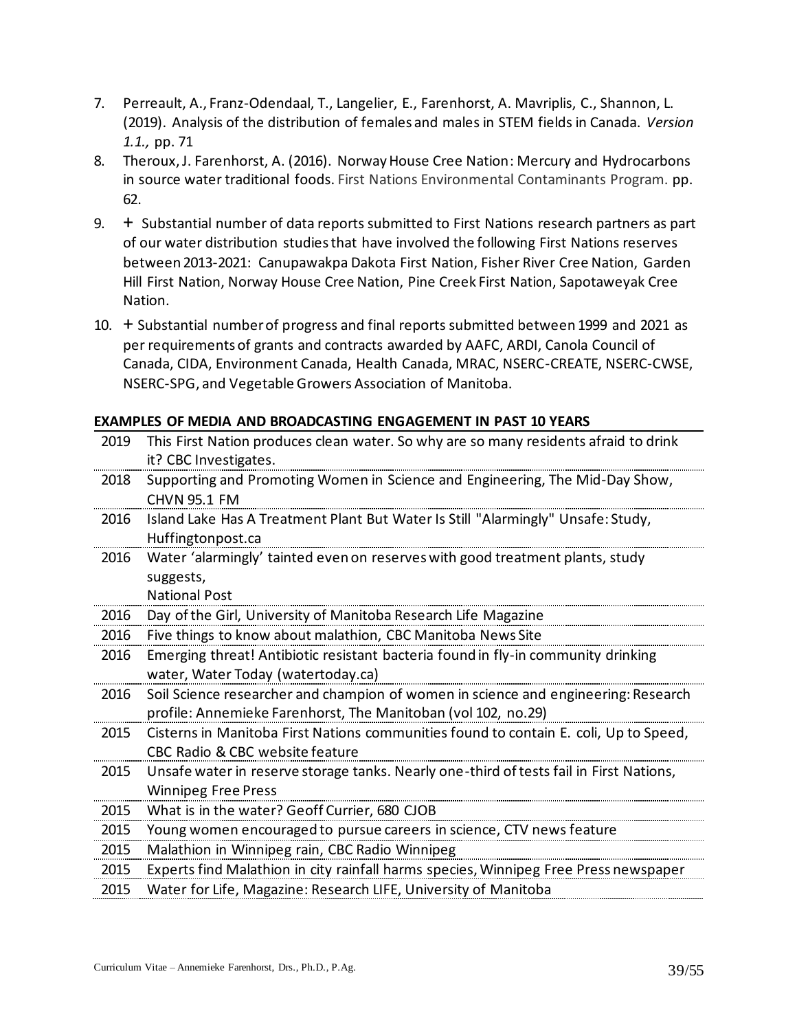7. Perreault, A., Franz-Odendaal, T., Langelier, E., Farenhorst, A. Mavriplis, C., Shannon, L. (2019). Analysis of the distribution of females and males in STEM fields in Canada. *Version 1.1.,* pp. 71
8. Theroux, J. Farenhorst, A. (2016). Norway House Cree Nation: Mercury and Hydrocarbons in source water traditional foods. First Nations Environmental Contaminants Program. pp. 62.
9. + Substantial number of data reports submitted to First Nations research partners as part of our water distribution studies that have involved the following First Nations reserves between 2013-2021: Canupawakpa Dakota First Nation, Fisher River Cree Nation, Garden Hill First Nation, Norway House Cree Nation, Pine Creek First Nation, Sapotaweyak Cree Nation.
10. + Substantial number of progress and final reports submitted between 1999 and 2021 as per requirements of grants and contracts awarded by AAFC, ARDI, Canola Council of Canada, CIDA, Environment Canada, Health Canada, MRAC, NSERC-CREATE, NSERC-CWSE, NSERC-SPG, and Vegetable Growers Association of Manitoba.

## EXAMPLES OF MEDIA AND BROADCASTING ENGAGEMENT IN PAST 10 YEARS

| | |
|---|---|
| 2019 | This First Nation produces clean water. So why are so many residents afraid to drink it? CBC Investigates. |
| 2018 | Supporting and Promoting Women in Science and Engineering, The Mid-Day Show, CHVN 95.1 FM |
| 2016 | Island Lake Has A Treatment Plant But Water Is Still "Alarmingly" Unsafe: Study, Huffingtonpost.ca |
| 2016 | Water 'alarmingly' tainted even on reserves with good treatment plants, study suggests, National Post |
| 2016 | Day of the Girl, University of Manitoba Research Life Magazine |
| 2016 | Five things to know about malathion, CBC Manitoba News Site |
| 2016 | Emerging threat! Antibiotic resistant bacteria found in fly-in community drinking water, Water Today (watertoday.ca) |
| 2016 | Soil Science researcher and champion of women in science and engineering: Research profile: Annemieke Farenhorst, The Manitoban (vol 102, no.29) |
| 2015 | Cisterns in Manitoba First Nations communities found to contain E. coli, Up to Speed, CBC Radio & CBC website feature |
| 2015 | Unsafe water in reserve storage tanks. Nearly one-third of tests fail in First Nations, Winnipeg Free Press |
| 2015 | What is in the water? Geoff Currier, 680 CJOB |
| 2015 | Young women encouraged to pursue careers in science, CTV news feature |
| 2015 | Malathion in Winnipeg rain, CBC Radio Winnipeg |
| 2015 | Experts find Malathion in city rainfall harms species, Winnipeg Free Press newspaper |
| 2015 | Water for Life, Magazine: Research LIFE, University of Manitoba |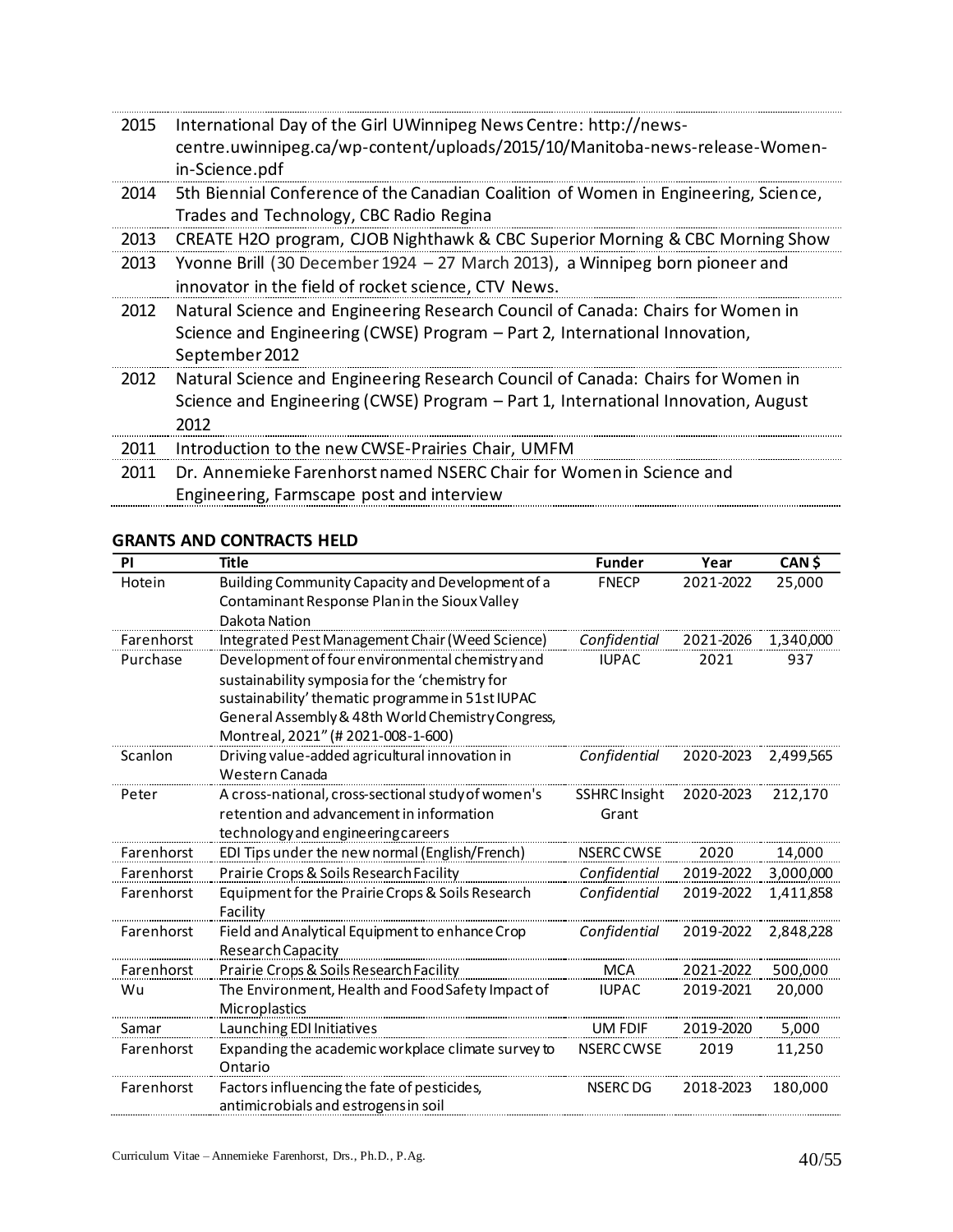| | |
|---|---|
| 2015 | International Day of the Girl UWinnipeg News Centre: http://news-centre.uwinnipeg.ca/wp-content/uploads/2015/10/Manitoba-news-release-Women-in-Science.pdf |
| 2014 | 5th Biennial Conference of the Canadian Coalition of Women in Engineering, Science, Trades and Technology, CBC Radio Regina |
| 2013 | CREATE H2O program, CJOB Nighthawk & CBC Superior Morning & CBC Morning Show |
| 2013 | Yvonne Brill (30 December 1924 – 27 March 2013), a Winnipeg born pioneer and innovator in the field of rocket science, CTV News. |
| 2012 | Natural Science and Engineering Research Council of Canada: Chairs for Women in Science and Engineering (CWSE) Program – Part 2, International Innovation, September 2012 |
| 2012 | Natural Science and Engineering Research Council of Canada: Chairs for Women in Science and Engineering (CWSE) Program – Part 1, International Innovation, August 2012 |
| 2011 | Introduction to the new CWSE-Prairies Chair, UMFM |
| 2011 | Dr. Annemieke Farenhorst named NSERC Chair for Women in Science and Engineering, Farmscape post and interview |

## GRANTS AND CONTRACTS HELD

| PI | Title | Funder | Year | CAN $ |
|---|---|---|---|---|
| Hotein | Building Community Capacity and Development of a Contaminant Response Plan in the Sioux Valley Dakota Nation | FNECP | 2021-2022 | 25,000 |
| Farenhorst | Integrated Pest Management Chair (Weed Science) | *Confidential* | 2021-2026 | 1,340,000 |
| Purchase | Development of four environmental chemistry and sustainability symposia for the 'chemistry for sustainability' thematic programme in 51st IUPAC General Assembly & 48th World Chemistry Congress, Montreal, 2021" (# 2021-008-1-600) | IUPAC | 2021 | 937 |
| Scanlon | Driving value-added agricultural innovation in Western Canada | *Confidential* | 2020-2023 | 2,499,565 |
| Peter | A cross-national, cross-sectional study of women's retention and advancement in information technology and engineering careers | SSHRC Insight Grant | 2020-2023 | 212,170 |
| Farenhorst | EDI Tips under the new normal (English/French) | NSERC CWSE | 2020 | 14,000 |
| Farenhorst | Prairie Crops & Soils Research Facility | *Confidential* | 2019-2022 | 3,000,000 |
| Farenhorst | Equipment for the Prairie Crops & Soils Research Facility | *Confidential* | 2019-2022 | 1,411,858 |
| Farenhorst | Field and Analytical Equipment to enhance Crop Research Capacity | *Confidential* | 2019-2022 | 2,848,228 |
| Farenhorst | Prairie Crops & Soils Research Facility | MCA | 2021-2022 | 500,000 |
| Wu | The Environment, Health and Food Safety Impact of Microplastics | IUPAC | 2019-2021 | 20,000 |
| Samar | Launching EDI Initiatives | UM FDIF | 2019-2020 | 5,000 |
| Farenhorst | Expanding the academic workplace climate survey to Ontario | NSERC CWSE | 2019 | 11,250 |
| Farenhorst | Factors influencing the fate of pesticides, antimicrobials and estrogens in soil | NSERC DG | 2018-2023 | 180,000 |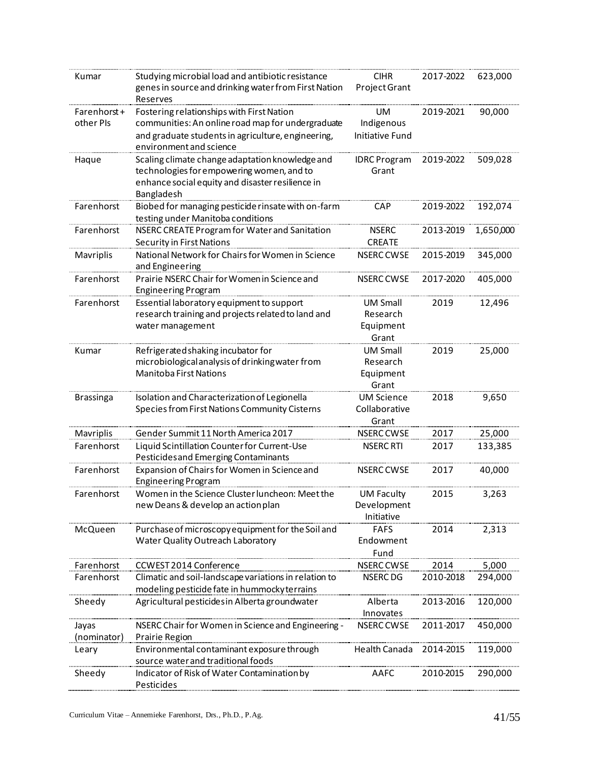| | | | | |
|---|---|---|---|---|
| Kumar | Studying microbial load and antibiotic resistance genes in source and drinking water from First Nation Reserves | CIHR Project Grant | 2017-2022 | 623,000 |
| Farenhorst + other PIs | Fostering relationships with First Nation communities: An online road map for undergraduate and graduate students in agriculture, engineering, environment and science | UM Indigenous Initiative Fund | 2019-2021 | 90,000 |
| Haque | Scaling climate change adaptation knowledge and technologies for empowering women, and to enhance social equity and disaster resilience in Bangladesh | IDRC Program Grant | 2019-2022 | 509,028 |
| Farenhorst | Biobed for managing pesticide rinsate with on-farm testing under Manitoba conditions | CAP | 2019-2022 | 192,074 |
| Farenhorst | NSERC CREATE Program for Water and Sanitation Security in First Nations | NSERC CREATE | 2013-2019 | 1,650,000 |
| Mavriplis | National Network for Chairs for Women in Science and Engineering | NSERC CWSE | 2015-2019 | 345,000 |
| Farenhorst | Prairie NSERC Chair for Women in Science and Engineering Program | NSERC CWSE | 2017-2020 | 405,000 |
| Farenhorst | Essential laboratory equipment to support research training and projects related to land and water management | UM Small Research Equipment Grant | 2019 | 12,496 |
| Kumar | Refrigerated shaking incubator for microbiological analysis of drinking water from Manitoba First Nations | UM Small Research Equipment Grant | 2019 | 25,000 |
| Brassinga | Isolation and Characterization of Legionella Species from First Nations Community Cisterns | UM Science Collaborative Grant | 2018 | 9,650 |
| Mavriplis | Gender Summit 11 North America 2017 | NSERC CWSE | 2017 | 25,000 |
| Farenhorst | Liquid Scintillation Counter for Current-Use Pesticides and Emerging Contaminants | NSERC RTI | 2017 | 133,385 |
| Farenhorst | Expansion of Chairs for Women in Science and Engineering Program | NSERC CWSE | 2017 | 40,000 |
| Farenhorst | Women in the Science Cluster luncheon: Meet the new Deans & develop an action plan | UM Faculty Development Initiative | 2015 | 3,263 |
| McQueen | Purchase of microscopy equipment for the Soil and Water Quality Outreach Laboratory | FAFS Endowment Fund | 2014 | 2,313 |
| Farenhorst | CCWEST 2014 Conference | NSERC CWSE | 2014 | 5,000 |
| Farenhorst | Climatic and soil-landscape variations in relation to modeling pesticide fate in hummocky terrains | NSERC DG | 2010-2018 | 294,000 |
| Sheedy | Agricultural pesticides in Alberta groundwater | Alberta Innovates | 2013-2016 | 120,000 |
| Jayas (nominator) | NSERC Chair for Women in Science and Engineering - Prairie Region | NSERC CWSE | 2011-2017 | 450,000 |
| Leary | Environmental contaminant exposure through source water and traditional foods | Health Canada | 2014-2015 | 119,000 |
| Sheedy | Indicator of Risk of Water Contamination by Pesticides | AAFC | 2010-2015 | 290,000 |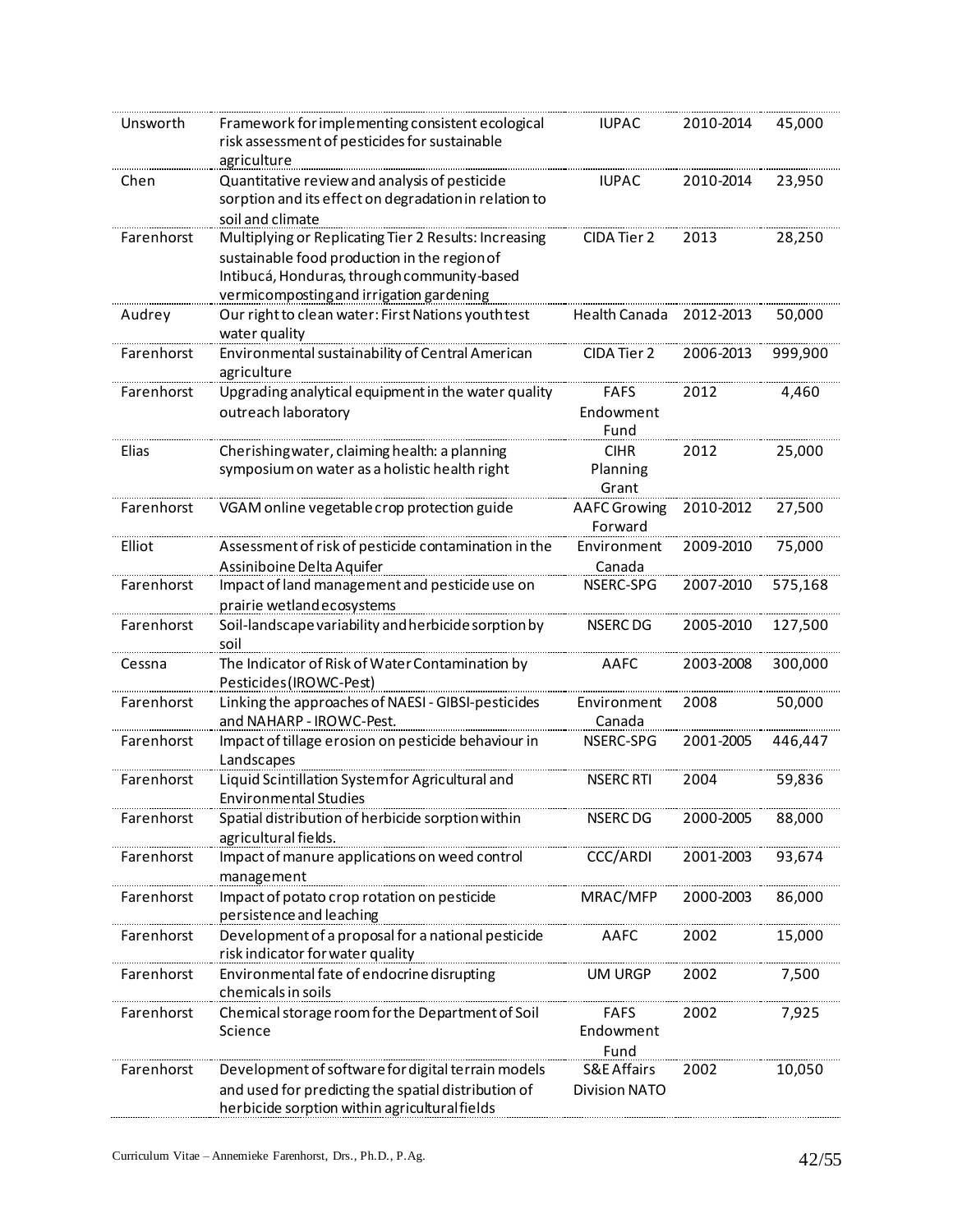| Unsworth | Framework for implementing consistent ecological risk assessment of pesticides for sustainable agriculture | IUPAC | 2010-2014 | 45,000 |
|---|---|---|---|---|
| Chen | Quantitative review and analysis of pesticide sorption and its effect on degradation in relation to soil and climate | IUPAC | 2010-2014 | 23,950 |
| Farenhorst | Multiplying or Replicating Tier 2 Results: Increasing sustainable food production in the region of Intibucá, Honduras, through community-based vermicomposting and irrigation gardening | CIDA Tier 2 | 2013 | 28,250 |
| Audrey | Our right to clean water: First Nations youth test water quality | Health Canada | 2012-2013 | 50,000 |
| Farenhorst | Environmental sustainability of Central American agriculture | CIDA Tier 2 | 2006-2013 | 999,900 |
| Farenhorst | Upgrading analytical equipment in the water quality outreach laboratory | FAFS Endowment Fund | 2012 | 4,460 |
| Elias | Cherishing water, claiming health: a planning symposium on water as a holistic health right | CIHR Planning Grant | 2012 | 25,000 |
| Farenhorst | VGAM online vegetable crop protection guide | AAFC Growing Forward | 2010-2012 | 27,500 |
| Elliot | Assessment of risk of pesticide contamination in the Assiniboine Delta Aquifer | Environment Canada | 2009-2010 | 75,000 |
| Farenhorst | Impact of land management and pesticide use on prairie wetland ecosystems | NSERC-SPG | 2007-2010 | 575,168 |
| Farenhorst | Soil-landscape variability and herbicide sorption by soil | NSERC DG | 2005-2010 | 127,500 |
| Cessna | The Indicator of Risk of Water Contamination by Pesticides (IROWC-Pest) | AAFC | 2003-2008 | 300,000 |
| Farenhorst | Linking the approaches of NAESI - GIBSI-pesticides and NAHARP - IROWC-Pest. | Environment Canada | 2008 | 50,000 |
| Farenhorst | Impact of tillage erosion on pesticide behaviour in Landscapes | NSERC-SPG | 2001-2005 | 446,447 |
| Farenhorst | Liquid Scintillation System for Agricultural and Environmental Studies | NSERC RTI | 2004 | 59,836 |
| Farenhorst | Spatial distribution of herbicide sorption within agricultural fields. | NSERC DG | 2000-2005 | 88,000 |
| Farenhorst | Impact of manure applications on weed control management | CCC/ARDI | 2001-2003 | 93,674 |
| Farenhorst | Impact of potato crop rotation on pesticide persistence and leaching | MRAC/MFP | 2000-2003 | 86,000 |
| Farenhorst | Development of a proposal for a national pesticide risk indicator for water quality | AAFC | 2002 | 15,000 |
| Farenhorst | Environmental fate of endocrine disrupting chemicals in soils | UM URGP | 2002 | 7,500 |
| Farenhorst | Chemical storage room for the Department of Soil Science | FAFS Endowment Fund | 2002 | 7,925 |
| Farenhorst | Development of software for digital terrain models and used for predicting the spatial distribution of herbicide sorption within agricultural fields | S&E Affairs Division NATO | 2002 | 10,050 |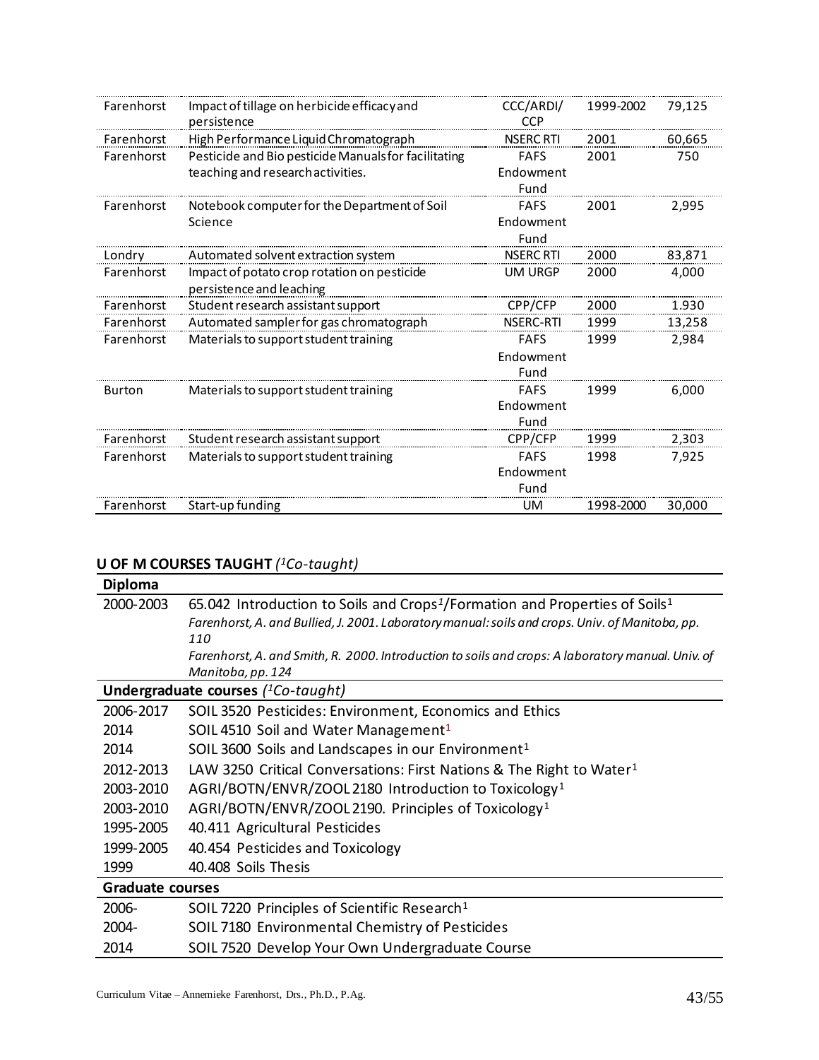| | | | | |
|---|---|---|---|---|
| Farenhorst | Impact of tillage on herbicide efficacy and persistence | CCC/ARDI/ CCP | 1999-2002 | 79,125 |
| Farenhorst | High Performance Liquid Chromatograph | NSERC RTI | 2001 | 60,665 |
| Farenhorst | Pesticide and Bio pesticide Manuals for facilitating teaching and research activities. | FAFS Endowment Fund | 2001 | 750 |
| Farenhorst | Notebook computer for the Department of Soil Science | FAFS Endowment Fund | 2001 | 2,995 |
| Londry | Automated solvent extraction system | NSERC RTI | 2000 | 83,871 |
| Farenhorst | Impact of potato crop rotation on pesticide persistence and leaching | UM URGP | 2000 | 4,000 |
| Farenhorst | Student research assistant support | CPP/CFP | 2000 | 1.930 |
| Farenhorst | Automated sampler for gas chromatograph | NSERC-RTI | 1999 | 13,258 |
| Farenhorst | Materials to support student training | FAFS Endowment Fund | 1999 | 2,984 |
| Burton | Materials to support student training | FAFS Endowment Fund | 1999 | 6,000 |
| Farenhorst | Student research assistant support | CPP/CFP | 1999 | 2,303 |
| Farenhorst | Materials to support student training | FAFS Endowment Fund | 1998 | 7,925 |
| Farenhorst | Start-up funding | UM | 1998-2000 | 30,000 |

## U OF M COURSES TAUGHT *([1]Co-taught)*

| Diploma | |
|---|---|
| 2000-2003 | 65.042 Introduction to Soils and Crops[1]/Formation and Properties of Soils[1]<br>*Farenhorst, A. and Bullied, J. 2001. Laboratory manual: soils and crops. Univ. of Manitoba, pp. 110*<br>*Farenhorst, A. and Smith, R. 2000. Introduction to soils and crops: A laboratory manual. Univ. of Manitoba, pp. 124* |
| **Undergraduate courses** *([1]Co-taught)* | |
| 2006-2017 | SOIL 3520 Pesticides: Environment, Economics and Ethics |
| 2014 | SOIL 4510 Soil and Water Management[1] |
| 2014 | SOIL 3600 Soils and Landscapes in our Environment[1] |
| 2012-2013 | LAW 3250 Critical Conversations: First Nations & The Right to Water[1] |
| 2003-2010 | AGRI/BOTN/ENVR/ZOOL 2180 Introduction to Toxicology[1] |
| 2003-2010 | AGRI/BOTN/ENVR/ZOOL 2190. Principles of Toxicology[1] |
| 1995-2005 | 40.411 Agricultural Pesticides |
| 1999-2005 | 40.454 Pesticides and Toxicology |
| 1999 | 40.408 Soils Thesis |
| **Graduate courses** | |
| 2006- | SOIL 7220 Principles of Scientific Research[1] |
| 2004- | SOIL 7180 Environmental Chemistry of Pesticides |
| 2014 | SOIL 7520 Develop Your Own Undergraduate Course |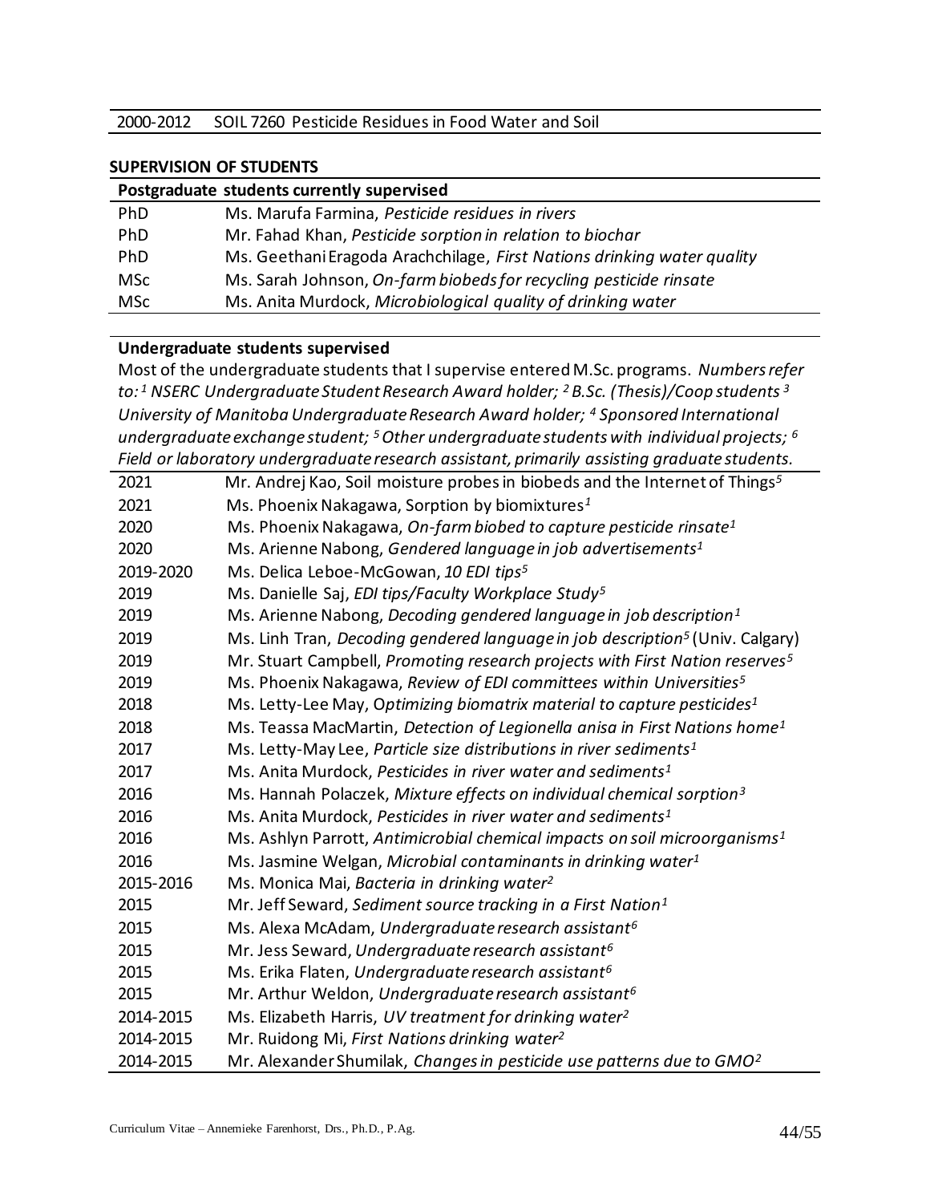| | |
|---|---|
| 2000-2012 | SOIL 7260 Pesticide Residues in Food Water and Soil |

## SUPERVISION OF STUDENTS

| Postgraduate students currently supervised | |
|---|---|
| PhD | Ms. Marufa Farmina, *Pesticide residues in rivers* |
| PhD | Mr. Fahad Khan, *Pesticide sorption in relation to biochar* |
| PhD | Ms. Geethani Eragoda Arachchilage, *First Nations drinking water quality* |
| MSc | Ms. Sarah Johnson, *On-farm biobeds for recycling pesticide rinsate* |
| MSc | Ms. Anita Murdock, *Microbiological quality of drinking water* |

**Undergraduate students supervised**

Most of the undergraduate students that I supervise entered M.Sc. programs. *Numbers refer to: [1] NSERC Undergraduate Student Research Award holder; [2] B.Sc. (Thesis)/Coop students [3] University of Manitoba Undergraduate Research Award holder; [4] Sponsored International undergraduate exchange student; [5] Other undergraduate students with individual projects; [6] Field or laboratory undergraduate research assistant, primarily assisting graduate students.*

| | |
|---|---|
| 2021 | Mr. Andrej Kao, Soil moisture probes in biobeds and the Internet of Things[5] |
| 2021 | Ms. Phoenix Nakagawa, Sorption by biomixtures[1] |
| 2020 | Ms. Phoenix Nakagawa, *On-farm biobed to capture pesticide rinsate*[1] |
| 2020 | Ms. Arienne Nabong, *Gendered language in job advertisements*[1] |
| 2019-2020 | Ms. Delica Leboe-McGowan, *10 EDI tips*[5] |
| 2019 | Ms. Danielle Saj, *EDI tips/Faculty Workplace Study*[5] |
| 2019 | Ms. Arienne Nabong, *Decoding gendered language in job description*[1] |
| 2019 | Ms. Linh Tran, *Decoding gendered language in job description*[5] (Univ. Calgary) |
| 2019 | Mr. Stuart Campbell, *Promoting research projects with First Nation reserves*[5] |
| 2019 | Ms. Phoenix Nakagawa, *Review of EDI committees within Universities*[5] |
| 2018 | Ms. Letty-Lee May, O*ptimizing biomatrix material to capture pesticides*[1] |
| 2018 | Ms. Teassa MacMartin, *Detection of Legionella anisa in First Nations home*[1] |
| 2017 | Ms. Letty-May Lee, *Particle size distributions in river sediments*[1] |
| 2017 | Ms. Anita Murdock, *Pesticides in river water and sediments*[1] |
| 2016 | Ms. Hannah Polaczek, *Mixture effects on individual chemical sorption*[3] |
| 2016 | Ms. Anita Murdock, *Pesticides in river water and sediments*[1] |
| 2016 | Ms. Ashlyn Parrott, *Antimicrobial chemical impacts on soil microorganisms*[1] |
| 2016 | Ms. Jasmine Welgan, *Microbial contaminants in drinking water*[1] |
| 2015-2016 | Ms. Monica Mai, *Bacteria in drinking water*[2] |
| 2015 | Mr. Jeff Seward, *Sediment source tracking in a First Nation*[1] |
| 2015 | Ms. Alexa McAdam, *Undergraduate research assistant*[6] |
| 2015 | Mr. Jess Seward, *Undergraduate research assistant*[6] |
| 2015 | Ms. Erika Flaten, *Undergraduate research assistant*[6] |
| 2015 | Mr. Arthur Weldon, *Undergraduate research assistant*[6] |
| 2014-2015 | Ms. Elizabeth Harris, *UV treatment for drinking water*[2] |
| 2014-2015 | Mr. Ruidong Mi, *First Nations drinking water*[2] |
| 2014-2015 | Mr. Alexander Shumilak, *Changes in pesticide use patterns due to GMO*[2] |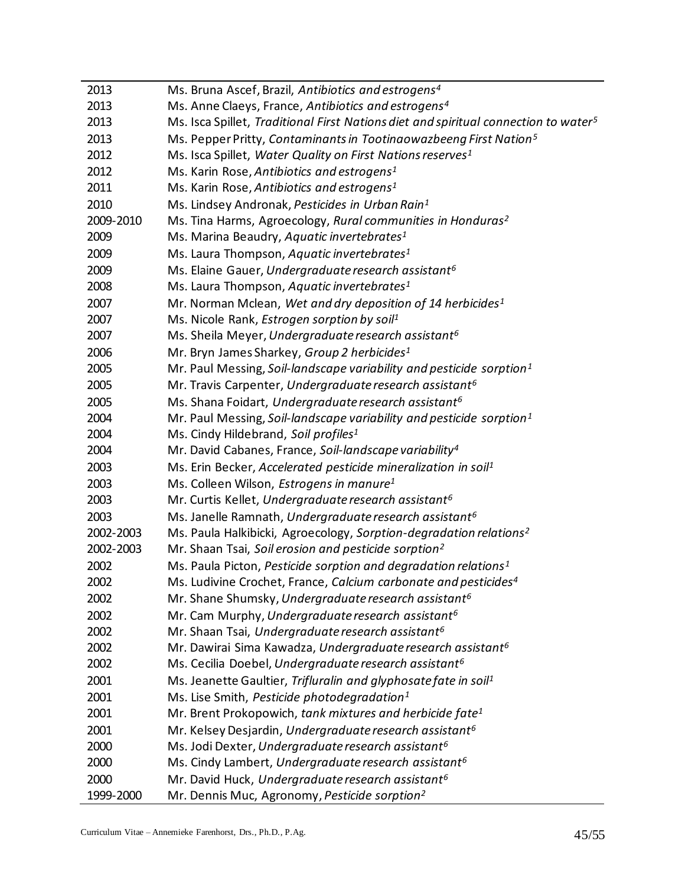| | |
|---|---|
| 2013 | Ms. Bruna Ascef, Brazil, *Antibiotics and estrogens*[4] |
| 2013 | Ms. Anne Claeys, France, *Antibiotics and estrogens*[4] |
| 2013 | Ms. Isca Spillet, *Traditional First Nations diet and spiritual connection to water*[5] |
| 2013 | Ms. Pepper Pritty, *Contaminants in Tootinaowazbeeng First Nation*[5] |
| 2012 | Ms. Isca Spillet, *Water Quality on First Nations reserves*[1] |
| 2012 | Ms. Karin Rose, *Antibiotics and estrogens*[1] |
| 2011 | Ms. Karin Rose, *Antibiotics and estrogens*[1] |
| 2010 | Ms. Lindsey Andronak, *Pesticides in Urban Rain*[1] |
| 2009-2010 | Ms. Tina Harms, Agroecology, *Rural communities in Honduras*[2] |
| 2009 | Ms. Marina Beaudry, *Aquatic invertebrates*[1] |
| 2009 | Ms. Laura Thompson, *Aquatic invertebrates*[1] |
| 2009 | Ms. Elaine Gauer, *Undergraduate research assistant*[6] |
| 2008 | Ms. Laura Thompson, *Aquatic invertebrates*[1] |
| 2007 | Mr. Norman Mclean, *Wet and dry deposition of 14 herbicides*[1] |
| 2007 | Ms. Nicole Rank, *Estrogen sorption by soil*[1] |
| 2007 | Ms. Sheila Meyer, *Undergraduate research assistant*[6] |
| 2006 | Mr. Bryn James Sharkey, *Group 2 herbicides*[1] |
| 2005 | Mr. Paul Messing, *Soil-landscape variability and pesticide sorption*[1] |
| 2005 | Mr. Travis Carpenter, *Undergraduate research assistant*[6] |
| 2005 | Ms. Shana Foidart, *Undergraduate research assistant*[6] |
| 2004 | Mr. Paul Messing, *Soil-landscape variability and pesticide sorption*[1] |
| 2004 | Ms. Cindy Hildebrand, *Soil profiles*[1] |
| 2004 | Mr. David Cabanes, France, *Soil-landscape variability*[4] |
| 2003 | Ms. Erin Becker, *Accelerated pesticide mineralization in soil*[1] |
| 2003 | Ms. Colleen Wilson, *Estrogens in manure*[1] |
| 2003 | Mr. Curtis Kellet, *Undergraduate research assistant*[6] |
| 2003 | Ms. Janelle Ramnath, *Undergraduate research assistant*[6] |
| 2002-2003 | Ms. Paula Halkibicki, Agroecology, *Sorption-degradation relations*[2] |
| 2002-2003 | Mr. Shaan Tsai, *Soil erosion and pesticide sorption*[2] |
| 2002 | Ms. Paula Picton, *Pesticide sorption and degradation relations*[1] |
| 2002 | Ms. Ludivine Crochet, France, *Calcium carbonate and pesticides*[4] |
| 2002 | Mr. Shane Shumsky, *Undergraduate research assistant*[6] |
| 2002 | Mr. Cam Murphy, *Undergraduate research assistant*[6] |
| 2002 | Mr. Shaan Tsai, *Undergraduate research assistant*[6] |
| 2002 | Mr. Dawirai Sima Kawadza, *Undergraduate research assistant*[6] |
| 2002 | Ms. Cecilia Doebel, *Undergraduate research assistant*[6] |
| 2001 | Ms. Jeanette Gaultier, *Trifluralin and glyphosate fate in soil*[1] |
| 2001 | Ms. Lise Smith, *Pesticide photodegradation*[1] |
| 2001 | Mr. Brent Prokopowich, *tank mixtures and herbicide fate*[1] |
| 2001 | Mr. Kelsey Desjardin, *Undergraduate research assistant*[6] |
| 2000 | Ms. Jodi Dexter, *Undergraduate research assistant*[6] |
| 2000 | Ms. Cindy Lambert, *Undergraduate research assistant*[6] |
| 2000 | Mr. David Huck, *Undergraduate research assistant*[6] |
| 1999-2000 | Mr. Dennis Muc, Agronomy, *Pesticide sorption*[2] |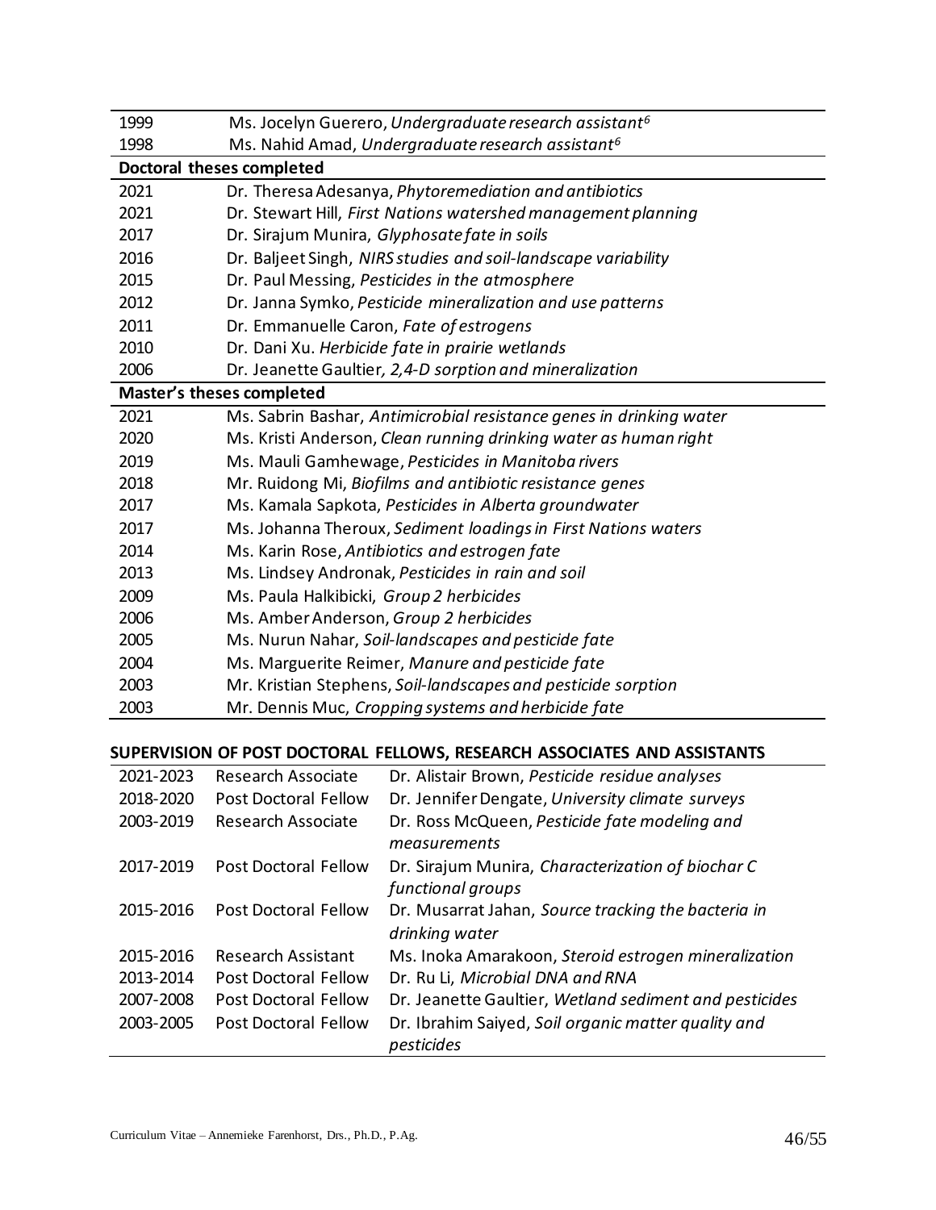| | |
|---|---|
| 1999 | Ms. Jocelyn Guerero, *Undergraduate research assistant*[6] |
| 1998 | Ms. Nahid Amad, *Undergraduate research assistant*[6] |
| **Doctoral theses completed** | |
| 2021 | Dr. Theresa Adesanya, *Phytoremediation and antibiotics* |
| 2021 | Dr. Stewart Hill, *First Nations watershed management planning* |
| 2017 | Dr. Sirajum Munira, *Glyphosate fate in soils* |
| 2016 | Dr. Baljeet Singh, *NIRS studies and soil-landscape variability* |
| 2015 | Dr. Paul Messing, *Pesticides in the atmosphere* |
| 2012 | Dr. Janna Symko, *Pesticide mineralization and use patterns* |
| 2011 | Dr. Emmanuelle Caron, *Fate of estrogens* |
| 2010 | Dr. Dani Xu. *Herbicide fate in prairie wetlands* |
| 2006 | Dr. Jeanette Gaultier, *2,4-D sorption and mineralization* |
| **Master's theses completed** | |
| 2021 | Ms. Sabrin Bashar, *Antimicrobial resistance genes in drinking water* |
| 2020 | Ms. Kristi Anderson, *Clean running drinking water as human right* |
| 2019 | Ms. Mauli Gamhewage, *Pesticides in Manitoba rivers* |
| 2018 | Mr. Ruidong Mi, *Biofilms and antibiotic resistance genes* |
| 2017 | Ms. Kamala Sapkota, *Pesticides in Alberta groundwater* |
| 2017 | Ms. Johanna Theroux, *Sediment loadings in First Nations waters* |
| 2014 | Ms. Karin Rose, *Antibiotics and estrogen fate* |
| 2013 | Ms. Lindsey Andronak, *Pesticides in rain and soil* |
| 2009 | Ms. Paula Halkibicki, *Group 2 herbicides* |
| 2006 | Ms. Amber Anderson, *Group 2 herbicides* |
| 2005 | Ms. Nurun Nahar, *Soil-landscapes and pesticide fate* |
| 2004 | Ms. Marguerite Reimer, *Manure and pesticide fate* |
| 2003 | Mr. Kristian Stephens, *Soil-landscapes and pesticide sorption* |
| 2003 | Mr. Dennis Muc, *Cropping systems and herbicide fate* |

## SUPERVISION OF POST DOCTORAL FELLOWS, RESEARCH ASSOCIATES AND ASSISTANTS

| | | |
|---|---|---|
| 2021-2023 | Research Associate | Dr. Alistair Brown, *Pesticide residue analyses* |
| 2018-2020 | Post Doctoral Fellow | Dr. Jennifer Dengate, *University climate surveys* |
| 2003-2019 | Research Associate | Dr. Ross McQueen, *Pesticide fate modeling and measurements* |
| 2017-2019 | Post Doctoral Fellow | Dr. Sirajum Munira, *Characterization of biochar C functional groups* |
| 2015-2016 | Post Doctoral Fellow | Dr. Musarrat Jahan, *Source tracking the bacteria in drinking water* |
| 2015-2016 | Research Assistant | Ms. Inoka Amarakoon, *Steroid estrogen mineralization* |
| 2013-2014 | Post Doctoral Fellow | Dr. Ru Li, *Microbial DNA and RNA* |
| 2007-2008 | Post Doctoral Fellow | Dr. Jeanette Gaultier, *Wetland sediment and pesticides* |
| 2003-2005 | Post Doctoral Fellow | Dr. Ibrahim Saiyed, *Soil organic matter quality and pesticides* |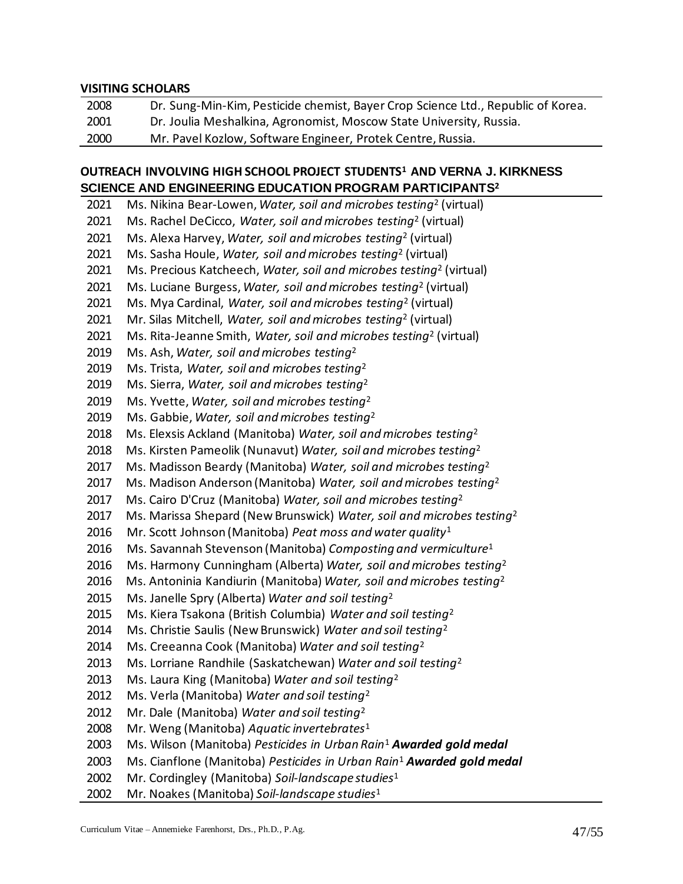### VISITING SCHOLARS

| | |
|---|---|
| 2008 | Dr. Sung-Min-Kim, Pesticide chemist, Bayer Crop Science Ltd., Republic of Korea. |
| 2001 | Dr. Joulia Meshalkina, Agronomist, Moscow State University, Russia. |
| 2000 | Mr. Pavel Kozlow, Software Engineer, Protek Centre, Russia. |

### OUTREACH INVOLVING HIGH SCHOOL PROJECT STUDENTS[1] AND VERNA J. KIRKNESS SCIENCE AND ENGINEERING EDUCATION PROGRAM PARTICIPANTS[2]

| | |
|---|---|
| 2021 | Ms. Nikina Bear-Lowen, *Water, soil and microbes testing*[2] (virtual) |
| 2021 | Ms. Rachel DeCicco, *Water, soil and microbes testing*[2] (virtual) |
| 2021 | Ms. Alexa Harvey, *Water, soil and microbes testing*[2] (virtual) |
| 2021 | Ms. Sasha Houle, *Water, soil and microbes testing*[2] (virtual) |
| 2021 | Ms. Precious Katcheech, *Water, soil and microbes testing*[2] (virtual) |
| 2021 | Ms. Luciane Burgess, *Water, soil and microbes testing*[2] (virtual) |
| 2021 | Ms. Mya Cardinal, *Water, soil and microbes testing*[2] (virtual) |
| 2021 | Mr. Silas Mitchell, *Water, soil and microbes testing*[2] (virtual) |
| 2021 | Ms. Rita-Jeanne Smith, *Water, soil and microbes testing*[2] (virtual) |
| 2019 | Ms. Ash, *Water, soil and microbes testing*[2] |
| 2019 | Ms. Trista, *Water, soil and microbes testing*[2] |
| 2019 | Ms. Sierra, *Water, soil and microbes testing*[2] |
| 2019 | Ms. Yvette, *Water, soil and microbes testing*[2] |
| 2019 | Ms. Gabbie, *Water, soil and microbes testing*[2] |
| 2018 | Ms. Elexsis Ackland (Manitoba) *Water, soil and microbes testing*[2] |
| 2018 | Ms. Kirsten Pameolik (Nunavut) *Water, soil and microbes testing*[2] |
| 2017 | Ms. Madisson Beardy (Manitoba) *Water, soil and microbes testing*[2] |
| 2017 | Ms. Madison Anderson (Manitoba) *Water, soil and microbes testing*[2] |
| 2017 | Ms. Cairo D'Cruz (Manitoba) *Water, soil and microbes testing*[2] |
| 2017 | Ms. Marissa Shepard (New Brunswick) *Water, soil and microbes testing*[2] |
| 2016 | Mr. Scott Johnson (Manitoba) *Peat moss and water quality*[1] |
| 2016 | Ms. Savannah Stevenson (Manitoba) *Composting and vermiculture*[1] |
| 2016 | Ms. Harmony Cunningham (Alberta) *Water, soil and microbes testing*[2] |
| 2016 | Ms. Antoninia Kandiurin (Manitoba) *Water, soil and microbes testing*[2] |
| 2015 | Ms. Janelle Spry (Alberta) *Water and soil testing*[2] |
| 2015 | Ms. Kiera Tsakona (British Columbia) *Water and soil testing*[2] |
| 2014 | Ms. Christie Saulis (New Brunswick) *Water and soil testing*[2] |
| 2014 | Ms. Creeanna Cook (Manitoba) *Water and soil testing*[2] |
| 2013 | Ms. Lorriane Randhile (Saskatchewan) *Water and soil testing*[2] |
| 2013 | Ms. Laura King (Manitoba) *Water and soil testing*[2] |
| 2012 | Ms. Verla (Manitoba) *Water and soil testing*[2] |
| 2012 | Mr. Dale (Manitoba) *Water and soil testing*[2] |
| 2008 | Mr. Weng (Manitoba) *Aquatic invertebrates*[1] |
| 2003 | Ms. Wilson (Manitoba) *Pesticides in Urban Rain*[1] ***Awarded gold medal*** |
| 2003 | Ms. Cianflone (Manitoba) *Pesticides in Urban Rain*[1] ***Awarded gold medal*** |
| 2002 | Mr. Cordingley (Manitoba) *Soil-landscape studies*[1] |
| 2002 | Mr. Noakes (Manitoba) *Soil-landscape studies*[1] |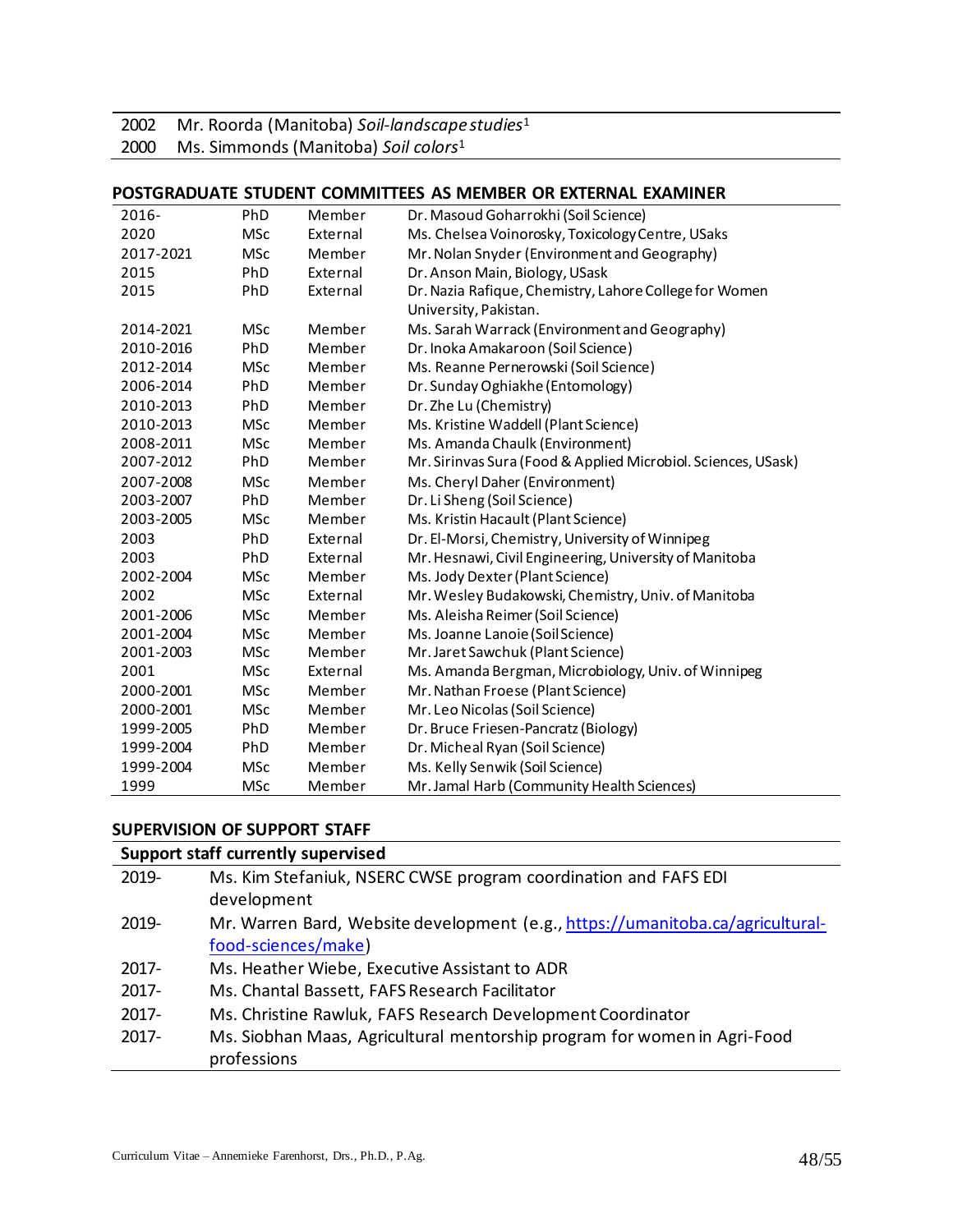| | |
|---|---|
| 2002 | Mr. Roorda (Manitoba) *Soil-landscape studies*[1] |
| 2000 | Ms. Simmonds (Manitoba) *Soil colors*[1] |

## POSTGRADUATE STUDENT COMMITTEES AS MEMBER OR EXTERNAL EXAMINER

| | | | |
|---|---|---|---|
| 2016- | PhD | Member | Dr. Masoud Goharrokhi (Soil Science) |
| 2020 | MSc | External | Ms. Chelsea Voinorosky, Toxicology Centre, USaks |
| 2017-2021 | MSc | Member | Mr. Nolan Snyder (Environment and Geography) |
| 2015 | PhD | External | Dr. Anson Main, Biology, USask |
| 2015 | PhD | External | Dr. Nazia Rafique, Chemistry, Lahore College for Women University, Pakistan. |
| 2014-2021 | MSc | Member | Ms. Sarah Warrack (Environment and Geography) |
| 2010-2016 | PhD | Member | Dr. Inoka Amakaroon (Soil Science) |
| 2012-2014 | MSc | Member | Ms. Reanne Pernerowski (Soil Science) |
| 2006-2014 | PhD | Member | Dr. Sunday Oghiakhe (Entomology) |
| 2010-2013 | PhD | Member | Dr. Zhe Lu (Chemistry) |
| 2010-2013 | MSc | Member | Ms. Kristine Waddell (Plant Science) |
| 2008-2011 | MSc | Member | Ms. Amanda Chaulk (Environment) |
| 2007-2012 | PhD | Member | Mr. Sirinvas Sura (Food & Applied Microbiol. Sciences, USask) |
| 2007-2008 | MSc | Member | Ms. Cheryl Daher (Environment) |
| 2003-2007 | PhD | Member | Dr. Li Sheng (Soil Science) |
| 2003-2005 | MSc | Member | Ms. Kristin Hacault (Plant Science) |
| 2003 | PhD | External | Dr. El-Morsi, Chemistry, University of Winnipeg |
| 2003 | PhD | External | Mr. Hesnawi, Civil Engineering, University of Manitoba |
| 2002-2004 | MSc | Member | Ms. Jody Dexter (Plant Science) |
| 2002 | MSc | External | Mr. Wesley Budakowski, Chemistry, Univ. of Manitoba |
| 2001-2006 | MSc | Member | Ms. Aleisha Reimer (Soil Science) |
| 2001-2004 | MSc | Member | Ms. Joanne Lanoie (Soil Science) |
| 2001-2003 | MSc | Member | Mr. Jaret Sawchuk (Plant Science) |
| 2001 | MSc | External | Ms. Amanda Bergman, Microbiology, Univ. of Winnipeg |
| 2000-2001 | MSc | Member | Mr. Nathan Froese (Plant Science) |
| 2000-2001 | MSc | Member | Mr. Leo Nicolas (Soil Science) |
| 1999-2005 | PhD | Member | Dr. Bruce Friesen-Pancratz (Biology) |
| 1999-2004 | PhD | Member | Dr. Micheal Ryan (Soil Science) |
| 1999-2004 | MSc | Member | Ms. Kelly Senwik (Soil Science) |
| 1999 | MSc | Member | Mr. Jamal Harb (Community Health Sciences) |

## SUPERVISION OF SUPPORT STAFF

| Support staff currently supervised | |
|---|---|
| 2019- | Ms. Kim Stefaniuk, NSERC CWSE program coordination and FAFS EDI development |
| 2019- | Mr. Warren Bard, Website development (e.g., https://umanitoba.ca/agricultural-food-sciences/make) |
| 2017- | Ms. Heather Wiebe, Executive Assistant to ADR |
| 2017- | Ms. Chantal Bassett, FAFS Research Facilitator |
| 2017- | Ms. Christine Rawluk, FAFS Research Development Coordinator |
| 2017- | Ms. Siobhan Maas, Agricultural mentorship program for women in Agri-Food professions |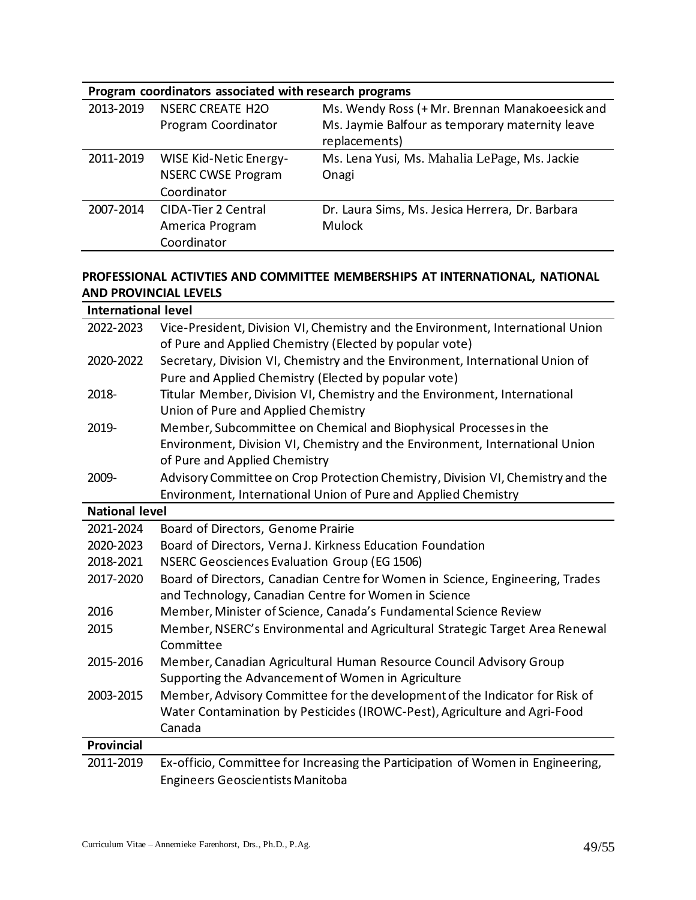| Program coordinators associated with research programs | | |
|---|---|---|
| 2013-2019 | NSERC CREATE H2O Program Coordinator | Ms. Wendy Ross (+ Mr. Brennan Manakoeesick and Ms. Jaymie Balfour as temporary maternity leave replacements) |
| 2011-2019 | WISE Kid-Netic Energy- NSERC CWSE Program Coordinator | Ms. Lena Yusi, Ms. Mahalia LePage, Ms. Jackie Onagi |
| 2007-2014 | CIDA-Tier 2 Central America Program Coordinator | Dr. Laura Sims, Ms. Jesica Herrera, Dr. Barbara Mulock |

## PROFESSIONAL ACTIVTIES AND COMMITTEE MEMBERSHIPS AT INTERNATIONAL, NATIONAL AND PROVINCIAL LEVELS

| International level | |
|---|---|
| 2022-2023 | Vice-President, Division VI, Chemistry and the Environment, International Union of Pure and Applied Chemistry (Elected by popular vote) |
| 2020-2022 | Secretary, Division VI, Chemistry and the Environment, International Union of Pure and Applied Chemistry (Elected by popular vote) |
| 2018- | Titular Member, Division VI, Chemistry and the Environment, International Union of Pure and Applied Chemistry |
| 2019- | Member, Subcommittee on Chemical and Biophysical Processes in the Environment, Division VI, Chemistry and the Environment, International Union of Pure and Applied Chemistry |
| 2009- | Advisory Committee on Crop Protection Chemistry, Division VI, Chemistry and the Environment, International Union of Pure and Applied Chemistry |
| **National level** | |
| 2021-2024 | Board of Directors, Genome Prairie |
| 2020-2023 | Board of Directors, Verna J. Kirkness Education Foundation |
| 2018-2021 | NSERC Geosciences Evaluation Group (EG 1506) |
| 2017-2020 | Board of Directors, Canadian Centre for Women in Science, Engineering, Trades and Technology, Canadian Centre for Women in Science |
| 2016 | Member, Minister of Science, Canada's Fundamental Science Review |
| 2015 | Member, NSERC's Environmental and Agricultural Strategic Target Area Renewal Committee |
| 2015-2016 | Member, Canadian Agricultural Human Resource Council Advisory Group Supporting the Advancement of Women in Agriculture |
| 2003-2015 | Member, Advisory Committee for the development of the Indicator for Risk of Water Contamination by Pesticides (IROWC-Pest), Agriculture and Agri-Food Canada |
| **Provincial** | |
| 2011-2019 | Ex-officio, Committee for Increasing the Participation of Women in Engineering, Engineers Geoscientists Manitoba |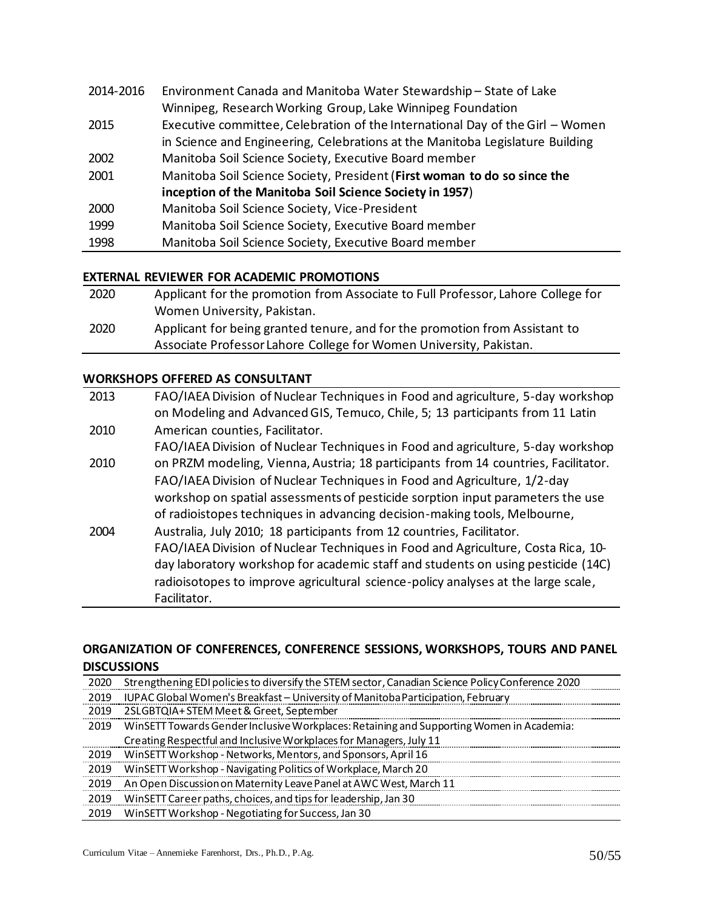| | |
|---|---|
| 2014-2016 | Environment Canada and Manitoba Water Stewardship – State of Lake Winnipeg, Research Working Group, Lake Winnipeg Foundation |
| 2015 | Executive committee, Celebration of the International Day of the Girl – Women in Science and Engineering, Celebrations at the Manitoba Legislature Building |
| 2002 | Manitoba Soil Science Society, Executive Board member |
| 2001 | Manitoba Soil Science Society, President (**First woman to do so since the inception of the Manitoba Soil Science Society in 1957**) |
| 2000 | Manitoba Soil Science Society, Vice-President |
| 1999 | Manitoba Soil Science Society, Executive Board member |
| 1998 | Manitoba Soil Science Society, Executive Board member |

## EXTERNAL REVIEWER FOR ACADEMIC PROMOTIONS

| | |
|---|---|
| 2020 | Applicant for the promotion from Associate to Full Professor, Lahore College for Women University, Pakistan. |
| 2020 | Applicant for being granted tenure, and for the promotion from Assistant to Associate Professor Lahore College for Women University, Pakistan. |

## WORKSHOPS OFFERED AS CONSULTANT

| | |
|---|---|
| 2013 | FAO/IAEA Division of Nuclear Techniques in Food and agriculture, 5-day workshop on Modeling and Advanced GIS, Temuco, Chile, 5; 13 participants from 11 Latin American counties, Facilitator. |
| 2010 | FAO/IAEA Division of Nuclear Techniques in Food and agriculture, 5-day workshop on PRZM modeling, Vienna, Austria; 18 participants from 14 countries, Facilitator. |
| 2010 | FAO/IAEA Division of Nuclear Techniques in Food and Agriculture, 1/2-day workshop on spatial assessments of pesticide sorption input parameters the use of radioistopes techniques in advancing decision-making tools, Melbourne, Australia, July 2010; 18 participants from 12 countries, Facilitator. |
| 2004 | FAO/IAEA Division of Nuclear Techniques in Food and Agriculture, Costa Rica, 10-day laboratory workshop for academic staff and students on using pesticide (14C) radioisotopes to improve agricultural science-policy analyses at the large scale, Facilitator. |

## ORGANIZATION OF CONFERENCES, CONFERENCE SESSIONS, WORKSHOPS, TOURS AND PANEL DISCUSSIONS

| | |
|---|---|
| 2020 | Strengthening EDI policies to diversify the STEM sector, Canadian Science Policy Conference 2020 |
| 2019 | IUPAC Global Women's Breakfast – University of Manitoba Participation, February |
| 2019 | 2SLGBTQIA+ STEM Meet & Greet, September |
| 2019 | WinSETT Towards Gender Inclusive Workplaces: Retaining and Supporting Women in Academia: Creating Respectful and Inclusive Workplaces for Managers, July 11 |
| 2019 | WinSETT Workshop - Networks, Mentors, and Sponsors, April 16 |
| 2019 | WinSETT Workshop - Navigating Politics of Workplace, March 20 |
| 2019 | An Open Discussion on Maternity Leave Panel at AWC West, March 11 |
| 2019 | WinSETT Career paths, choices, and tips for leadership, Jan 30 |
| 2019 | WinSETT Workshop - Negotiating for Success, Jan 30 |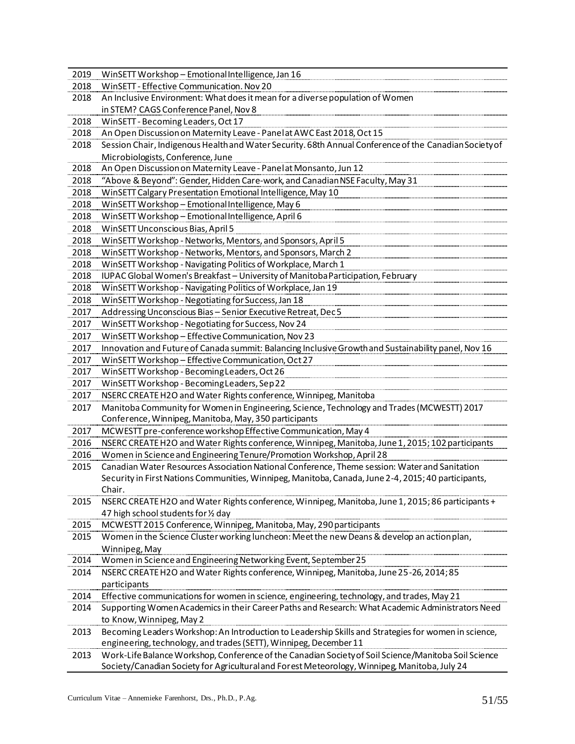| | |
|---|---|
| 2019 | WinSETT Workshop – Emotional Intelligence, Jan 16 |
| 2018 | WinSETT - Effective Communication. Nov 20 |
| 2018 | An Inclusive Environment: What does it mean for a diverse population of Women in STEM? CAGS Conference Panel, Nov 8 |
| 2018 | WinSETT - Becoming Leaders, Oct 17 |
| 2018 | An Open Discussion on Maternity Leave - Panel at AWC East 2018, Oct 15 |
| 2018 | Session Chair, Indigenous Health and Water Security. 68th Annual Conference of the Canadian Society of Microbiologists, Conference, June |
| 2018 | An Open Discussion on Maternity Leave - Panel at Monsanto, Jun 12 |
| 2018 | "Above & Beyond": Gender, Hidden Care-work, and Canadian NSE Faculty, May 31 |
| 2018 | WinSETT Calgary Presentation Emotional Intelligence, May 10 |
| 2018 | WinSETT Workshop – Emotional Intelligence, May 6 |
| 2018 | WinSETT Workshop – Emotional Intelligence, April 6 |
| 2018 | WinSETT Unconscious Bias, April 5 |
| 2018 | WinSETT Workshop - Networks, Mentors, and Sponsors, April 5 |
| 2018 | WinSETT Workshop - Networks, Mentors, and Sponsors, March 2 |
| 2018 | WinSETT Workshop - Navigating Politics of Workplace, March 1 |
| 2018 | IUPAC Global Women's Breakfast – University of Manitoba Participation, February |
| 2018 | WinSETT Workshop - Navigating Politics of Workplace, Jan 19 |
| 2018 | WinSETT Workshop - Negotiating for Success, Jan 18 |
| 2017 | Addressing Unconscious Bias – Senior Executive Retreat, Dec 5 |
| 2017 | WinSETT Workshop - Negotiating for Success, Nov 24 |
| 2017 | WinSETT Workshop – Effective Communication, Nov 23 |
| 2017 | Innovation and Future of Canada summit: Balancing Inclusive Growth and Sustainability panel, Nov 16 |
| 2017 | WinSETT Workshop – Effective Communication, Oct 27 |
| 2017 | WinSETT Workshop - Becoming Leaders, Oct 26 |
| 2017 | WinSETT Workshop - Becoming Leaders, Sep 22 |
| 2017 | NSERC CREATE H2O and Water Rights conference, Winnipeg, Manitoba |
| 2017 | Manitoba Community for Women in Engineering, Science, Technology and Trades (MCWESTT) 2017 Conference, Winnipeg, Manitoba, May, 350 participants |
| 2017 | MCWESTT pre-conference workshop Effective Communication, May 4 |
| 2016 | NSERC CREATE H2O and Water Rights conference, Winnipeg, Manitoba, June 1, 2015; 102 participants |
| 2016 | Women in Science and Engineering Tenure/Promotion Workshop, April 28 |
| 2015 | Canadian Water Resources Association National Conference, Theme session: Water and Sanitation Security in First Nations Communities, Winnipeg, Manitoba, Canada, June 2-4, 2015; 40 participants, Chair. |
| 2015 | NSERC CREATE H2O and Water Rights conference, Winnipeg, Manitoba, June 1, 2015; 86 participants + 47 high school students for ½ day |
| 2015 | MCWESTT 2015 Conference, Winnipeg, Manitoba, May, 290 participants |
| 2015 | Women in the Science Cluster working luncheon: Meet the new Deans & develop an action plan, Winnipeg, May |
| 2014 | Women in Science and Engineering Networking Event, September 25 |
| 2014 | NSERC CREATE H2O and Water Rights conference, Winnipeg, Manitoba, June 25-26, 2014; 85 participants |
| 2014 | Effective communications for women in science, engineering, technology, and trades, May 21 |
| 2014 | Supporting Women Academics in their Career Paths and Research: What Academic Administrators Need to Know, Winnipeg, May 2 |
| 2013 | Becoming Leaders Workshop: An Introduction to Leadership Skills and Strategies for women in science, engineering, technology, and trades (SETT), Winnipeg, December 11 |
| 2013 | Work-Life Balance Workshop, Conference of the Canadian Society of Soil Science/Manitoba Soil Science Society/Canadian Society for Agricultural and Forest Meteorology, Winnipeg, Manitoba, July 24 |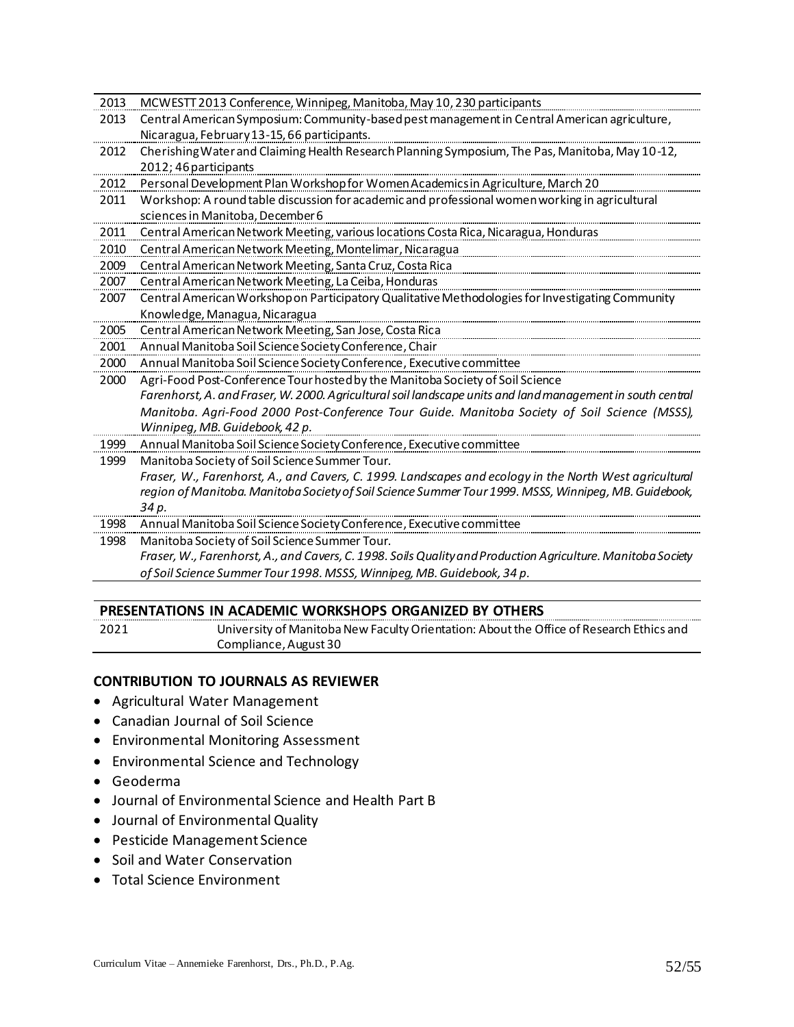| | |
|---|---|
| 2013 | MCWESTT 2013 Conference, Winnipeg, Manitoba, May 10, 230 participants |
| 2013 | Central American Symposium: Community-based pest management in Central American agriculture, Nicaragua, February 13-15, 66 participants. |
| 2012 | Cherishing Water and Claiming Health Research Planning Symposium, The Pas, Manitoba, May 10-12, 2012; 46 participants |
| 2012 | Personal Development Plan Workshop for Women Academics in Agriculture, March 20 |
| 2011 | Workshop: A round table discussion for academic and professional women working in agricultural sciences in Manitoba, December 6 |
| 2011 | Central American Network Meeting, various locations Costa Rica, Nicaragua, Honduras |
| 2010 | Central American Network Meeting, Montelimar, Nicaragua |
| 2009 | Central American Network Meeting, Santa Cruz, Costa Rica |
| 2007 | Central American Network Meeting, La Ceiba, Honduras |
| 2007 | Central American Workshop on Participatory Qualitative Methodologies for Investigating Community Knowledge, Managua, Nicaragua |
| 2005 | Central American Network Meeting, San Jose, Costa Rica |
| 2001 | Annual Manitoba Soil Science Society Conference, Chair |
| 2000 | Annual Manitoba Soil Science Society Conference, Executive committee |
| 2000 | Agri-Food Post-Conference Tour hosted by the Manitoba Society of Soil Science *Farenhorst, A. and Fraser, W. 2000. Agricultural soil landscape units and land management in south central Manitoba. Agri-Food 2000 Post-Conference Tour Guide. Manitoba Society of Soil Science (MSSS), Winnipeg, MB. Guidebook, 42 p.* |
| 1999 | Annual Manitoba Soil Science Society Conference, Executive committee |
| 1999 | Manitoba Society of Soil Science Summer Tour. *Fraser, W., Farenhorst, A., and Cavers, C. 1999. Landscapes and ecology in the North West agricultural region of Manitoba. Manitoba Society of Soil Science Summer Tour 1999. MSSS, Winnipeg, MB. Guidebook, 34 p.* |
| 1998 | Annual Manitoba Soil Science Society Conference, Executive committee |
| 1998 | Manitoba Society of Soil Science Summer Tour. *Fraser, W., Farenhorst, A., and Cavers, C. 1998. Soils Quality and Production Agriculture. Manitoba Society of Soil Science Summer Tour 1998. MSSS, Winnipeg, MB. Guidebook, 34 p.* |

## PRESENTATIONS IN ACADEMIC WORKSHOPS ORGANIZED BY OTHERS

| | |
|---|---|
| 2021 | University of Manitoba New Faculty Orientation: About the Office of Research Ethics and Compliance, August 30 |

## CONTRIBUTION TO JOURNALS AS REVIEWER

- Agricultural Water Management
- Canadian Journal of Soil Science
- Environmental Monitoring Assessment
- Environmental Science and Technology
- Geoderma
- Journal of Environmental Science and Health Part B
- Journal of Environmental Quality
- Pesticide Management Science
- Soil and Water Conservation
- Total Science Environment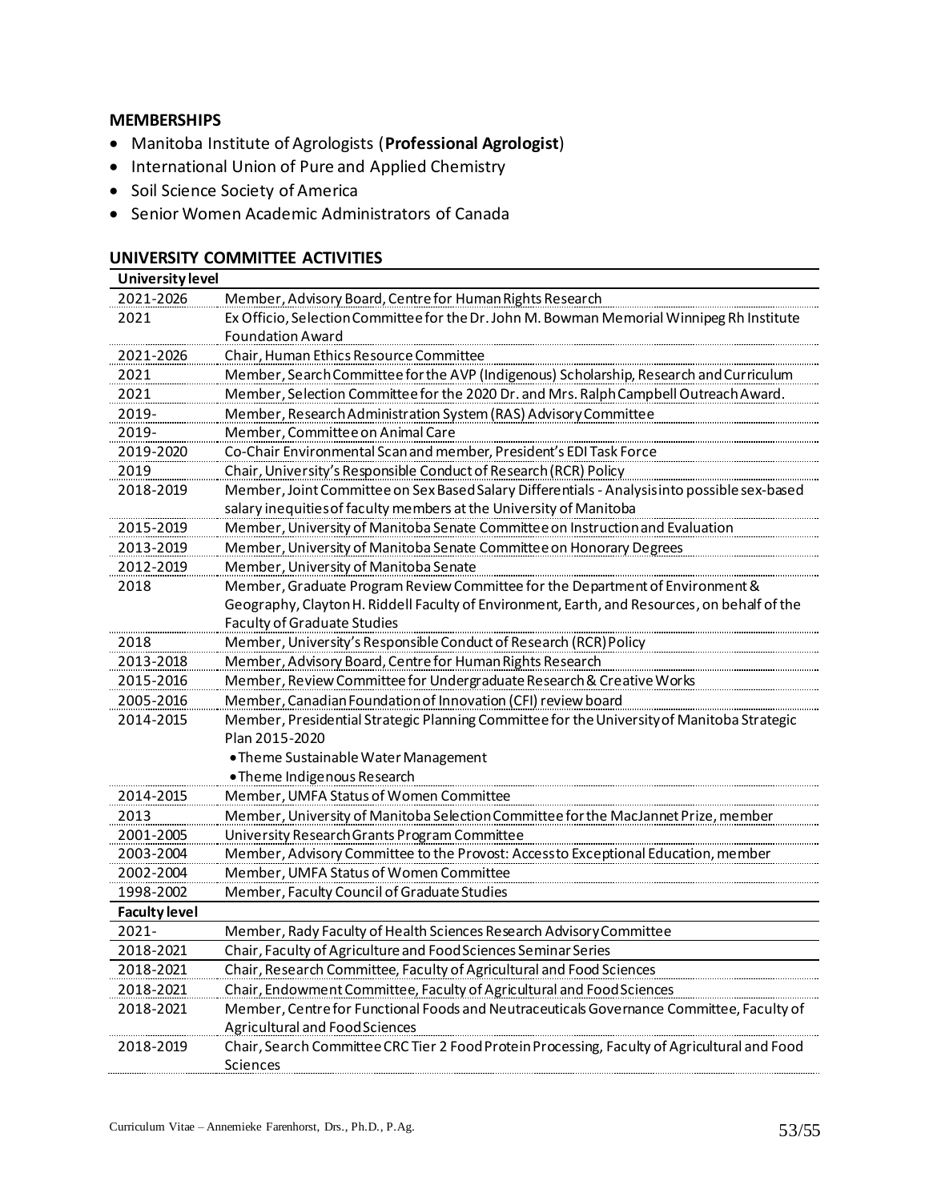### MEMBERSHIPS

- Manitoba Institute of Agrologists (**Professional Agrologist**)
- International Union of Pure and Applied Chemistry
- Soil Science Society of America
- Senior Women Academic Administrators of Canada

### UNIVERSITY COMMITTEE ACTIVITIES

| **University level** | |
|---|---|
| 2021-2026 | Member, Advisory Board, Centre for Human Rights Research |
| 2021 | Ex Officio, Selection Committee for the Dr. John M. Bowman Memorial Winnipeg Rh Institute Foundation Award |
| 2021-2026 | Chair, Human Ethics Resource Committee |
| 2021 | Member, Search Committee for the AVP (Indigenous) Scholarship, Research and Curriculum |
| 2021 | Member, Selection Committee for the 2020 Dr. and Mrs. Ralph Campbell Outreach Award. |
| 2019- | Member, Research Administration System (RAS) Advisory Committee |
| 2019- | Member, Committee on Animal Care |
| 2019-2020 | Co-Chair Environmental Scan and member, President's EDI Task Force |
| 2019 | Chair, University's Responsible Conduct of Research (RCR) Policy |
| 2018-2019 | Member, Joint Committee on Sex Based Salary Differentials - Analysis into possible sex-based salary inequities of faculty members at the University of Manitoba |
| 2015-2019 | Member, University of Manitoba Senate Committee on Instruction and Evaluation |
| 2013-2019 | Member, University of Manitoba Senate Committee on Honorary Degrees |
| 2012-2019 | Member, University of Manitoba Senate |
| 2018 | Member, Graduate Program Review Committee for the Department of Environment & Geography, Clayton H. Riddell Faculty of Environment, Earth, and Resources, on behalf of the Faculty of Graduate Studies |
| 2018 | Member, University's Responsible Conduct of Research (RCR) Policy |
| 2013-2018 | Member, Advisory Board, Centre for Human Rights Research |
| 2015-2016 | Member, Review Committee for Undergraduate Research & Creative Works |
| 2005-2016 | Member, Canadian Foundation of Innovation (CFI) review board |
| 2014-2015 | Member, Presidential Strategic Planning Committee for the University of Manitoba Strategic Plan 2015-2020<br>• Theme Sustainable Water Management<br>• Theme Indigenous Research |
| 2014-2015 | Member, UMFA Status of Women Committee |
| 2013 | Member, University of Manitoba Selection Committee for the MacJannet Prize, member |
| 2001-2005 | University Research Grants Program Committee |
| 2003-2004 | Member, Advisory Committee to the Provost: Access to Exceptional Education, member |
| 2002-2004 | Member, UMFA Status of Women Committee |
| 1998-2002 | Member, Faculty Council of Graduate Studies |
| **Faculty level** | |
| 2021- | Member, Rady Faculty of Health Sciences Research Advisory Committee |
| 2018-2021 | Chair, Faculty of Agriculture and Food Sciences Seminar Series |
| 2018-2021 | Chair, Research Committee, Faculty of Agricultural and Food Sciences |
| 2018-2021 | Chair, Endowment Committee, Faculty of Agricultural and Food Sciences |
| 2018-2021 | Member, Centre for Functional Foods and Neutraceuticals Governance Committee, Faculty of Agricultural and Food Sciences |
| 2018-2019 | Chair, Search Committee CRC Tier 2 Food Protein Processing, Faculty of Agricultural and Food Sciences |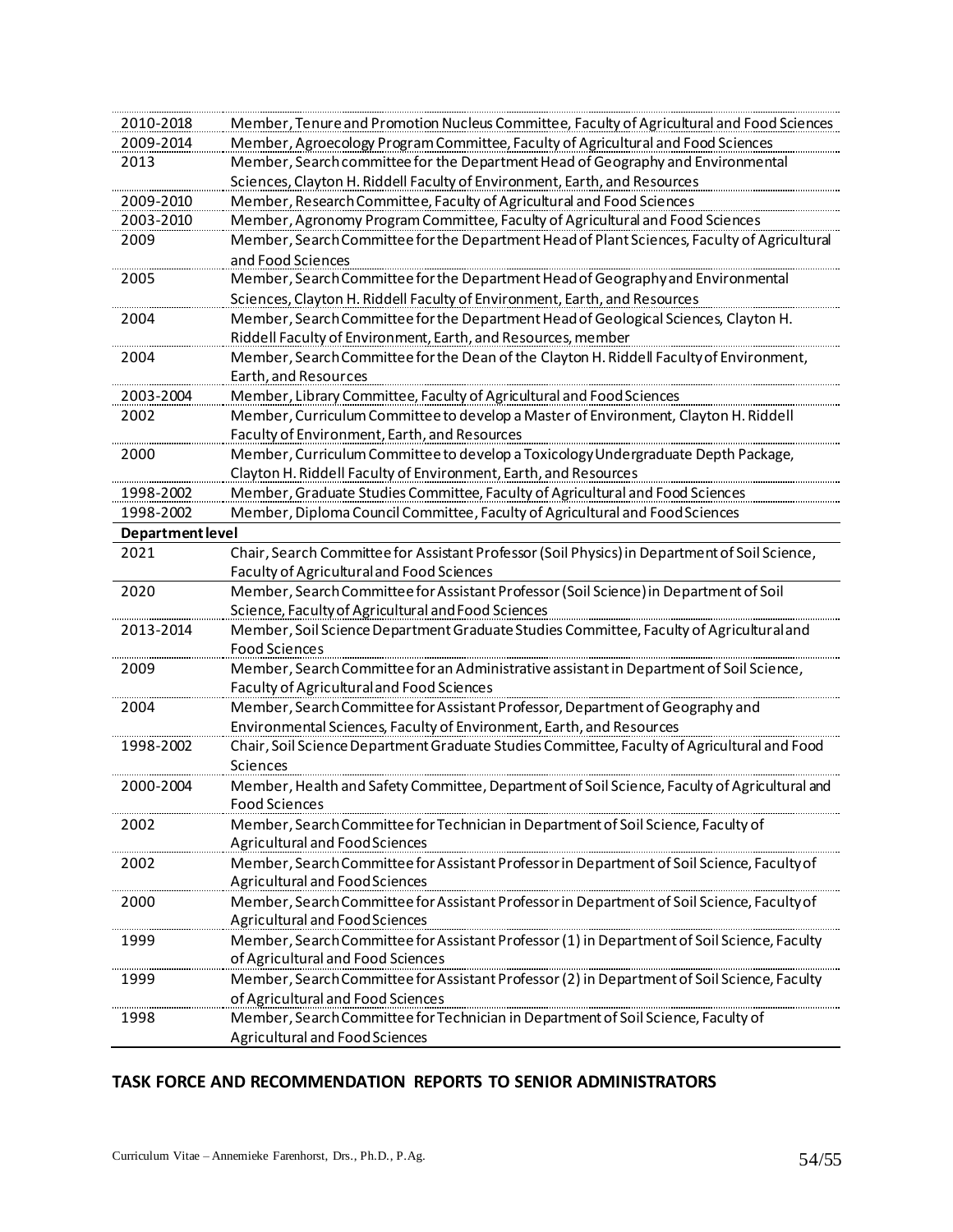| | |
|---|---|
| 2010-2018 | Member, Tenure and Promotion Nucleus Committee, Faculty of Agricultural and Food Sciences |
| 2009-2014 | Member, Agroecology Program Committee, Faculty of Agricultural and Food Sciences |
| 2013 | Member, Search committee for the Department Head of Geography and Environmental Sciences, Clayton H. Riddell Faculty of Environment, Earth, and Resources |
| 2009-2010 | Member, Research Committee, Faculty of Agricultural and Food Sciences |
| 2003-2010 | Member, Agronomy Program Committee, Faculty of Agricultural and Food Sciences |
| 2009 | Member, Search Committee for the Department Head of Plant Sciences, Faculty of Agricultural and Food Sciences |
| 2005 | Member, Search Committee for the Department Head of Geography and Environmental Sciences, Clayton H. Riddell Faculty of Environment, Earth, and Resources |
| 2004 | Member, Search Committee for the Department Head of Geological Sciences, Clayton H. Riddell Faculty of Environment, Earth, and Resources, member |
| 2004 | Member, Search Committee for the Dean of the Clayton H. Riddell Faculty of Environment, Earth, and Resources |
| 2003-2004 | Member, Library Committee, Faculty of Agricultural and Food Sciences |
| 2002 | Member, Curriculum Committee to develop a Master of Environment, Clayton H. Riddell Faculty of Environment, Earth, and Resources |
| 2000 | Member, Curriculum Committee to develop a Toxicology Undergraduate Depth Package, Clayton H. Riddell Faculty of Environment, Earth, and Resources |
| 1998-2002 | Member, Graduate Studies Committee, Faculty of Agricultural and Food Sciences |
| 1998-2002 | Member, Diploma Council Committee, Faculty of Agricultural and Food Sciences |
| **Department level** | |
| 2021 | Chair, Search Committee for Assistant Professor (Soil Physics) in Department of Soil Science, Faculty of Agricultural and Food Sciences |
| 2020 | Member, Search Committee for Assistant Professor (Soil Science) in Department of Soil Science, Faculty of Agricultural and Food Sciences |
| 2013-2014 | Member, Soil Science Department Graduate Studies Committee, Faculty of Agricultural and Food Sciences |
| 2009 | Member, Search Committee for an Administrative assistant in Department of Soil Science, Faculty of Agricultural and Food Sciences |
| 2004 | Member, Search Committee for Assistant Professor, Department of Geography and Environmental Sciences, Faculty of Environment, Earth, and Resources |
| 1998-2002 | Chair, Soil Science Department Graduate Studies Committee, Faculty of Agricultural and Food Sciences |
| 2000-2004 | Member, Health and Safety Committee, Department of Soil Science, Faculty of Agricultural and Food Sciences |
| 2002 | Member, Search Committee for Technician in Department of Soil Science, Faculty of Agricultural and Food Sciences |
| 2002 | Member, Search Committee for Assistant Professor in Department of Soil Science, Faculty of Agricultural and Food Sciences |
| 2000 | Member, Search Committee for Assistant Professor in Department of Soil Science, Faculty of Agricultural and Food Sciences |
| 1999 | Member, Search Committee for Assistant Professor (1) in Department of Soil Science, Faculty of Agricultural and Food Sciences |
| 1999 | Member, Search Committee for Assistant Professor (2) in Department of Soil Science, Faculty of Agricultural and Food Sciences |
| 1998 | Member, Search Committee for Technician in Department of Soil Science, Faculty of Agricultural and Food Sciences |

## TASK FORCE AND RECOMMENDATION REPORTS TO SENIOR ADMINISTRATORS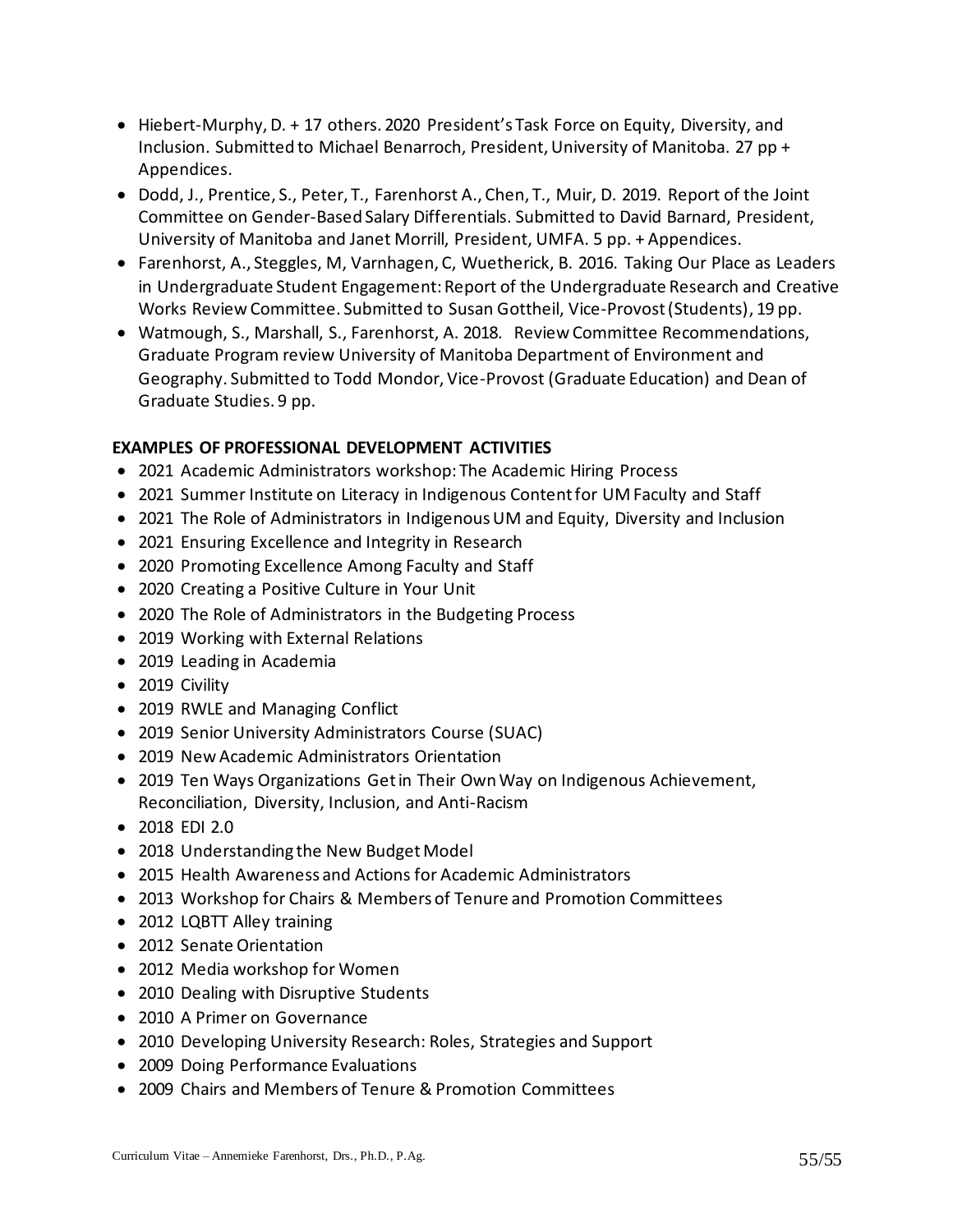- Hiebert-Murphy, D. + 17 others. 2020 President's Task Force on Equity, Diversity, and Inclusion. Submitted to Michael Benarroch, President, University of Manitoba. 27 pp + Appendices.
- Dodd, J., Prentice, S., Peter, T., Farenhorst A., Chen, T., Muir, D. 2019. Report of the Joint Committee on Gender-Based Salary Differentials. Submitted to David Barnard, President, University of Manitoba and Janet Morrill, President, UMFA. 5 pp. + Appendices.
- Farenhorst, A., Steggles, M, Varnhagen, C, Wuetherick, B. 2016. Taking Our Place as Leaders in Undergraduate Student Engagement: Report of the Undergraduate Research and Creative Works Review Committee. Submitted to Susan Gottheil, Vice-Provost (Students), 19 pp.
- Watmough, S., Marshall, S., Farenhorst, A. 2018. Review Committee Recommendations, Graduate Program review University of Manitoba Department of Environment and Geography. Submitted to Todd Mondor, Vice-Provost (Graduate Education) and Dean of Graduate Studies. 9 pp.

**EXAMPLES OF PROFESSIONAL DEVELOPMENT ACTIVITIES**

- 2021 Academic Administrators workshop: The Academic Hiring Process
- 2021 Summer Institute on Literacy in Indigenous Content for UM Faculty and Staff
- 2021 The Role of Administrators in Indigenous UM and Equity, Diversity and Inclusion
- 2021 Ensuring Excellence and Integrity in Research
- 2020 Promoting Excellence Among Faculty and Staff
- 2020 Creating a Positive Culture in Your Unit
- 2020 The Role of Administrators in the Budgeting Process
- 2019 Working with External Relations
- 2019 Leading in Academia
- 2019 Civility
- 2019 RWLE and Managing Conflict
- 2019 Senior University Administrators Course (SUAC)
- 2019 New Academic Administrators Orientation
- 2019 Ten Ways Organizations Get in Their Own Way on Indigenous Achievement, Reconciliation, Diversity, Inclusion, and Anti-Racism
- 2018 EDI 2.0
- 2018 Understanding the New Budget Model
- 2015 Health Awareness and Actions for Academic Administrators
- 2013 Workshop for Chairs & Members of Tenure and Promotion Committees
- 2012 LQBTT Alley training
- 2012 Senate Orientation
- 2012 Media workshop for Women
- 2010 Dealing with Disruptive Students
- 2010 A Primer on Governance
- 2010 Developing University Research: Roles, Strategies and Support
- 2009 Doing Performance Evaluations
- 2009 Chairs and Members of Tenure & Promotion Committees